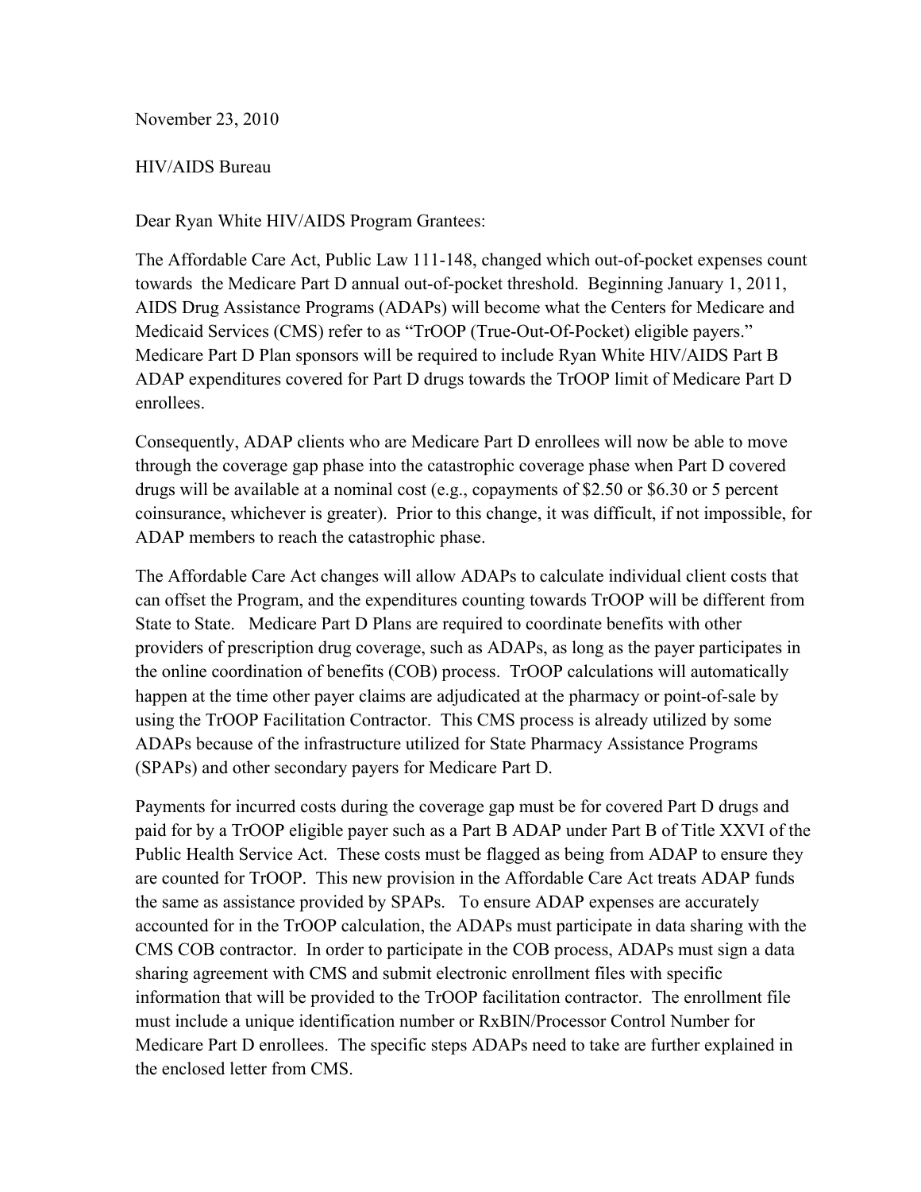November 23, 2010

HIV/AIDS Bureau

Dear Ryan White HIV/AIDS Program Grantees:

The Affordable Care Act, Public Law 111-148, changed which out-of-pocket expenses count towards the Medicare Part D annual out-of-pocket threshold. Beginning January 1, 2011, AIDS Drug Assistance Programs (ADAPs) will become what the Centers for Medicare and Medicaid Services (CMS) refer to as "TrOOP (True-Out-Of-Pocket) eligible payers." Medicare Part D Plan sponsors will be required to include Ryan White HIV/AIDS Part B ADAP expenditures covered for Part D drugs towards the TrOOP limit of Medicare Part D enrollees.

Consequently, ADAP clients who are Medicare Part D enrollees will now be able to move through the coverage gap phase into the catastrophic coverage phase when Part D covered drugs will be available at a nominal cost (e.g., copayments of $2.50 or $6.30 or 5 percent coinsurance, whichever is greater). Prior to this change, it was difficult, if not impossible, for ADAP members to reach the catastrophic phase.

The Affordable Care Act changes will allow ADAPs to calculate individual client costs that can offset the Program, and the expenditures counting towards TrOOP will be different from State to State. Medicare Part D Plans are required to coordinate benefits with other providers of prescription drug coverage, such as ADAPs, as long as the payer participates in the online coordination of benefits (COB) process. TrOOP calculations will automatically happen at the time other payer claims are adjudicated at the pharmacy or point-of-sale by using the TrOOP Facilitation Contractor. This CMS process is already utilized by some ADAPs because of the infrastructure utilized for State Pharmacy Assistance Programs (SPAPs) and other secondary payers for Medicare Part D.

Payments for incurred costs during the coverage gap must be for covered Part D drugs and paid for by a TrOOP eligible payer such as a Part B ADAP under Part B of Title XXVI of the Public Health Service Act. These costs must be flagged as being from ADAP to ensure they are counted for TrOOP. This new provision in the Affordable Care Act treats ADAP funds the same as assistance provided by SPAPs. To ensure ADAP expenses are accurately accounted for in the TrOOP calculation, the ADAPs must participate in data sharing with the CMS COB contractor. In order to participate in the COB process, ADAPs must sign a data sharing agreement with CMS and submit electronic enrollment files with specific information that will be provided to the TrOOP facilitation contractor. The enrollment file must include a unique identification number or RxBIN/Processor Control Number for Medicare Part D enrollees. The specific steps ADAPs need to take are further explained in the enclosed letter from CMS.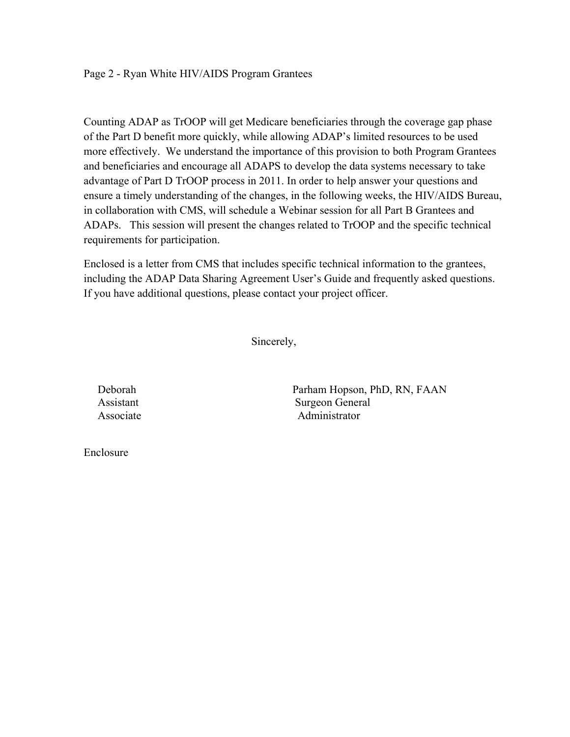Counting ADAP as TrOOP will get Medicare beneficiaries through the coverage gap phase of the Part D benefit more quickly, while allowing ADAP's limited resources to be used more effectively. We understand the importance of this provision to both Program Grantees and beneficiaries and encourage all ADAPS to develop the data systems necessary to take advantage of Part D TrOOP process in 2011. In order to help answer your questions and ensure a timely understanding of the changes, in the following weeks, the HIV/AIDS Bureau, in collaboration with CMS, will schedule a Webinar session for all Part B Grantees and ADAPs. This session will present the changes related to TrOOP and the specific technical requirements for participation.

Enclosed is a letter from CMS that includes specific technical information to the grantees, including the ADAP Data Sharing Agreement User's Guide and frequently asked questions. If you have additional questions, please contact your project officer.

Sincerely,

Deborah Parham Hopson, PhD, RN, FAAN
Assistant Surgeon General
Associate Administrator

Enclosure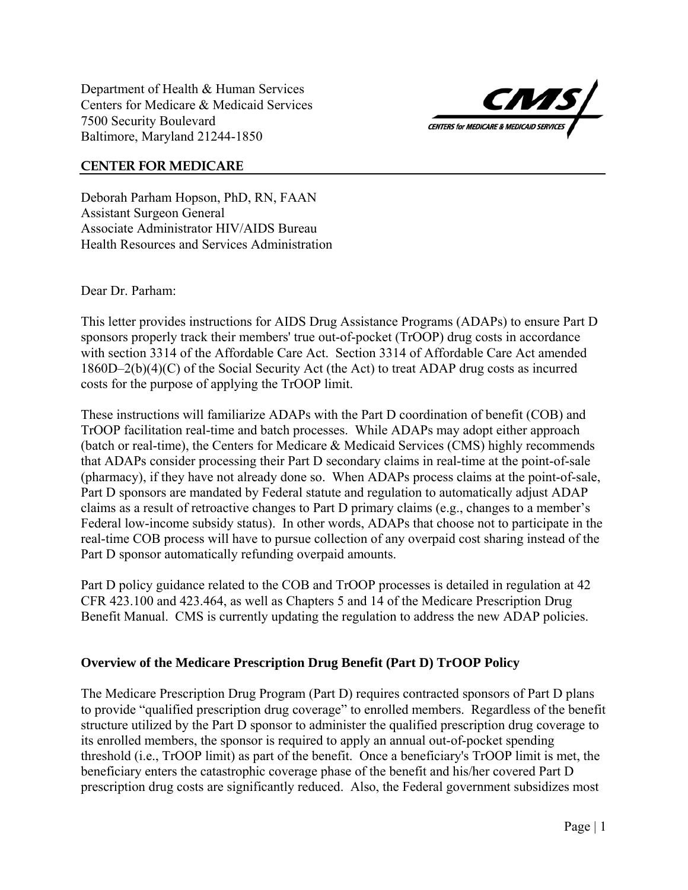Department of Health & Human Services
Centers for Medicare & Medicaid Services
7500 Security Boulevard
Baltimore, Maryland 21244-1850

**CENTER FOR MEDICARE**

Deborah Parham Hopson, PhD, RN, FAAN
Assistant Surgeon General
Associate Administrator HIV/AIDS Bureau
Health Resources and Services Administration

Dear Dr. Parham:

This letter provides instructions for AIDS Drug Assistance Programs (ADAPs) to ensure Part D sponsors properly track their members' true out-of-pocket (TrOOP) drug costs in accordance with section 3314 of the Affordable Care Act. Section 3314 of Affordable Care Act amended 1860D–2(b)(4)(C) of the Social Security Act (the Act) to treat ADAP drug costs as incurred costs for the purpose of applying the TrOOP limit.

These instructions will familiarize ADAPs with the Part D coordination of benefit (COB) and TrOOP facilitation real-time and batch processes. While ADAPs may adopt either approach (batch or real-time), the Centers for Medicare & Medicaid Services (CMS) highly recommends that ADAPs consider processing their Part D secondary claims in real-time at the point-of-sale (pharmacy), if they have not already done so. When ADAPs process claims at the point-of-sale, Part D sponsors are mandated by Federal statute and regulation to automatically adjust ADAP claims as a result of retroactive changes to Part D primary claims (e.g., changes to a member's Federal low-income subsidy status). In other words, ADAPs that choose not to participate in the real-time COB process will have to pursue collection of any overpaid cost sharing instead of the Part D sponsor automatically refunding overpaid amounts.

Part D policy guidance related to the COB and TrOOP processes is detailed in regulation at 42 CFR 423.100 and 423.464, as well as Chapters 5 and 14 of the Medicare Prescription Drug Benefit Manual. CMS is currently updating the regulation to address the new ADAP policies.

### Overview of the Medicare Prescription Drug Benefit (Part D) TrOOP Policy

The Medicare Prescription Drug Program (Part D) requires contracted sponsors of Part D plans to provide "qualified prescription drug coverage" to enrolled members. Regardless of the benefit structure utilized by the Part D sponsor to administer the qualified prescription drug coverage to its enrolled members, the sponsor is required to apply an annual out-of-pocket spending threshold (i.e., TrOOP limit) as part of the benefit. Once a beneficiary's TrOOP limit is met, the beneficiary enters the catastrophic coverage phase of the benefit and his/her covered Part D prescription drug costs are significantly reduced. Also, the Federal government subsidizes most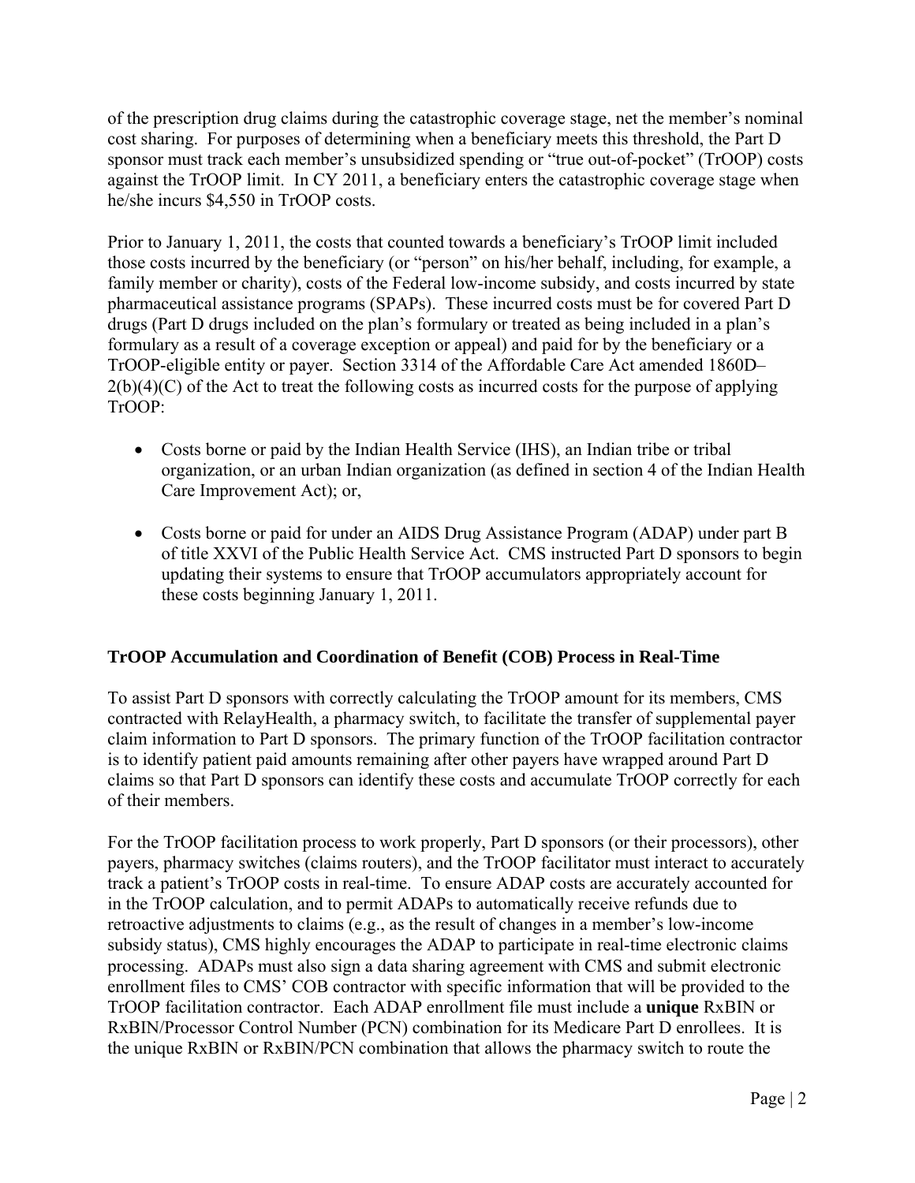of the prescription drug claims during the catastrophic coverage stage, net the member's nominal cost sharing. For purposes of determining when a beneficiary meets this threshold, the Part D sponsor must track each member's unsubsidized spending or "true out-of-pocket" (TrOOP) costs against the TrOOP limit. In CY 2011, a beneficiary enters the catastrophic coverage stage when he/she incurs $4,550 in TrOOP costs.

Prior to January 1, 2011, the costs that counted towards a beneficiary's TrOOP limit included those costs incurred by the beneficiary (or "person" on his/her behalf, including, for example, a family member or charity), costs of the Federal low-income subsidy, and costs incurred by state pharmaceutical assistance programs (SPAPs). These incurred costs must be for covered Part D drugs (Part D drugs included on the plan's formulary or treated as being included in a plan's formulary as a result of a coverage exception or appeal) and paid for by the beneficiary or a TrOOP-eligible entity or payer. Section 3314 of the Affordable Care Act amended 1860D–2(b)(4)(C) of the Act to treat the following costs as incurred costs for the purpose of applying TrOOP:

- Costs borne or paid by the Indian Health Service (IHS), an Indian tribe or tribal organization, or an urban Indian organization (as defined in section 4 of the Indian Health Care Improvement Act); or,

- Costs borne or paid for under an AIDS Drug Assistance Program (ADAP) under part B of title XXVI of the Public Health Service Act. CMS instructed Part D sponsors to begin updating their systems to ensure that TrOOP accumulators appropriately account for these costs beginning January 1, 2011.

## TrOOP Accumulation and Coordination of Benefit (COB) Process in Real-Time

To assist Part D sponsors with correctly calculating the TrOOP amount for its members, CMS contracted with RelayHealth, a pharmacy switch, to facilitate the transfer of supplemental payer claim information to Part D sponsors. The primary function of the TrOOP facilitation contractor is to identify patient paid amounts remaining after other payers have wrapped around Part D claims so that Part D sponsors can identify these costs and accumulate TrOOP correctly for each of their members.

For the TrOOP facilitation process to work properly, Part D sponsors (or their processors), other payers, pharmacy switches (claims routers), and the TrOOP facilitator must interact to accurately track a patient's TrOOP costs in real-time. To ensure ADAP costs are accurately accounted for in the TrOOP calculation, and to permit ADAPs to automatically receive refunds due to retroactive adjustments to claims (e.g., as the result of changes in a member's low-income subsidy status), CMS highly encourages the ADAP to participate in real-time electronic claims processing. ADAPs must also sign a data sharing agreement with CMS and submit electronic enrollment files to CMS' COB contractor with specific information that will be provided to the TrOOP facilitation contractor. Each ADAP enrollment file must include a **unique** RxBIN or RxBIN/Processor Control Number (PCN) combination for its Medicare Part D enrollees. It is the unique RxBIN or RxBIN/PCN combination that allows the pharmacy switch to route the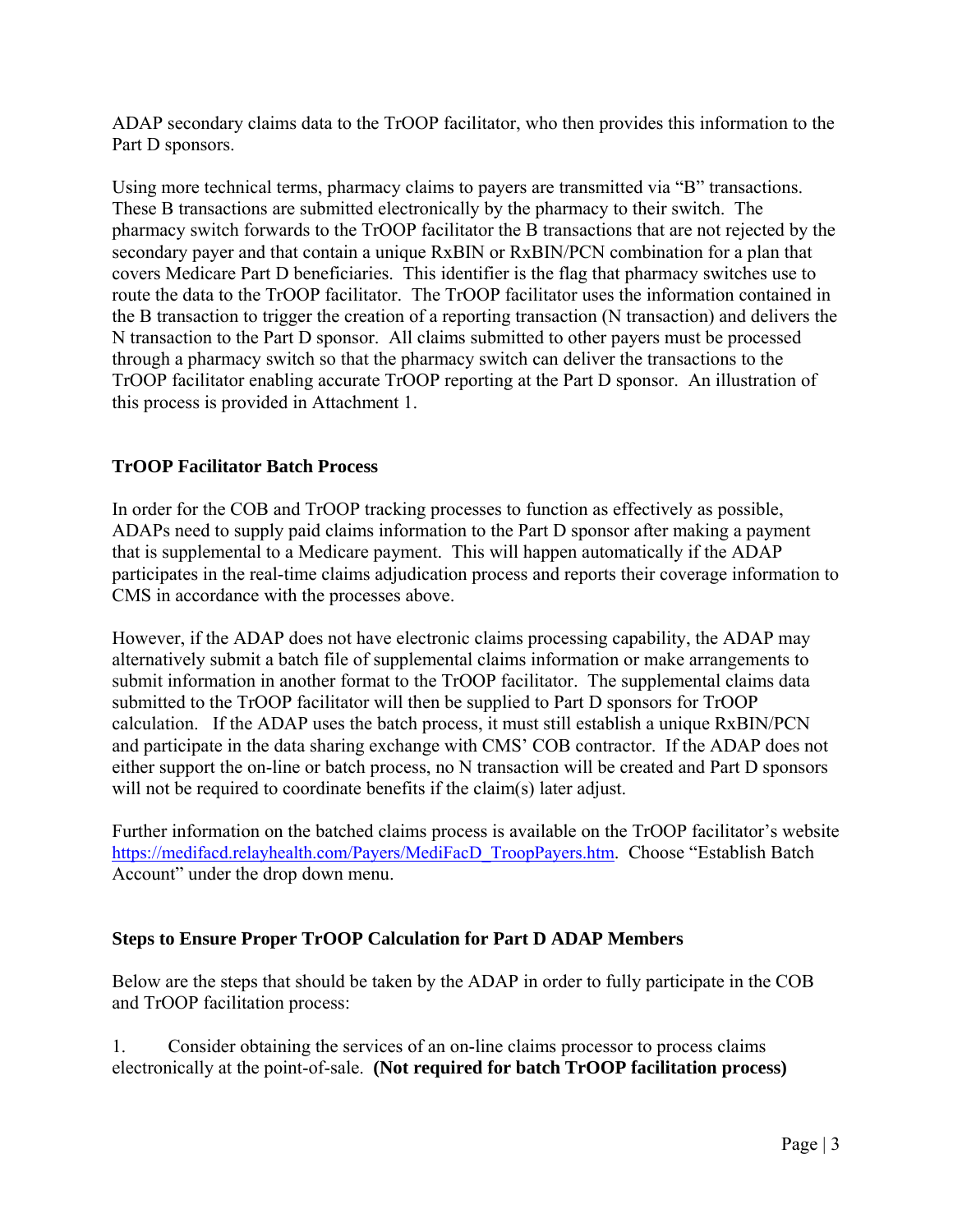ADAP secondary claims data to the TrOOP facilitator, who then provides this information to the Part D sponsors.

Using more technical terms, pharmacy claims to payers are transmitted via "B" transactions. These B transactions are submitted electronically by the pharmacy to their switch. The pharmacy switch forwards to the TrOOP facilitator the B transactions that are not rejected by the secondary payer and that contain a unique RxBIN or RxBIN/PCN combination for a plan that covers Medicare Part D beneficiaries. This identifier is the flag that pharmacy switches use to route the data to the TrOOP facilitator. The TrOOP facilitator uses the information contained in the B transaction to trigger the creation of a reporting transaction (N transaction) and delivers the N transaction to the Part D sponsor. All claims submitted to other payers must be processed through a pharmacy switch so that the pharmacy switch can deliver the transactions to the TrOOP facilitator enabling accurate TrOOP reporting at the Part D sponsor. An illustration of this process is provided in Attachment 1.

### TrOOP Facilitator Batch Process

In order for the COB and TrOOP tracking processes to function as effectively as possible, ADAPs need to supply paid claims information to the Part D sponsor after making a payment that is supplemental to a Medicare payment. This will happen automatically if the ADAP participates in the real-time claims adjudication process and reports their coverage information to CMS in accordance with the processes above.

However, if the ADAP does not have electronic claims processing capability, the ADAP may alternatively submit a batch file of supplemental claims information or make arrangements to submit information in another format to the TrOOP facilitator. The supplemental claims data submitted to the TrOOP facilitator will then be supplied to Part D sponsors for TrOOP calculation. If the ADAP uses the batch process, it must still establish a unique RxBIN/PCN and participate in the data sharing exchange with CMS' COB contractor. If the ADAP does not either support the on-line or batch process, no N transaction will be created and Part D sponsors will not be required to coordinate benefits if the claim(s) later adjust.

Further information on the batched claims process is available on the TrOOP facilitator's website https://medifacd.relayhealth.com/Payers/MediFacD_TroopPayers.htm. Choose "Establish Batch Account" under the drop down menu.

### Steps to Ensure Proper TrOOP Calculation for Part D ADAP Members

Below are the steps that should be taken by the ADAP in order to fully participate in the COB and TrOOP facilitation process:

1. Consider obtaining the services of an on-line claims processor to process claims electronically at the point-of-sale. **(Not required for batch TrOOP facilitation process)**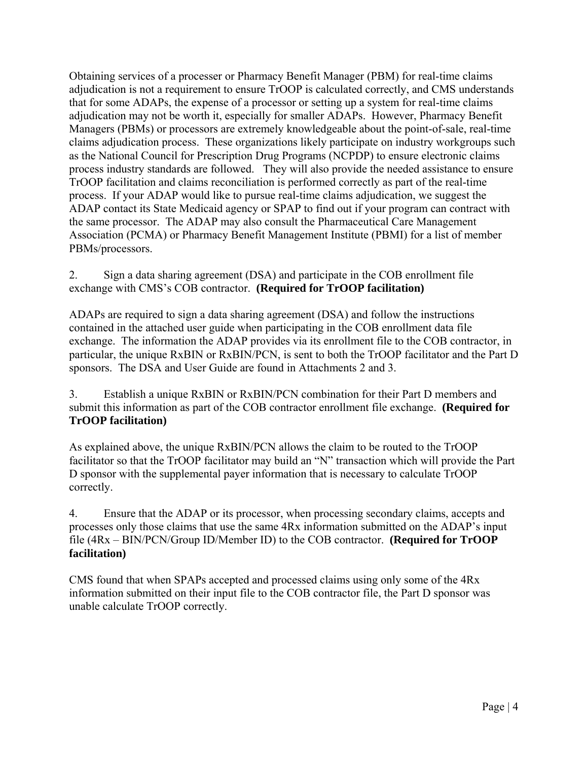Obtaining services of a processer or Pharmacy Benefit Manager (PBM) for real-time claims adjudication is not a requirement to ensure TrOOP is calculated correctly, and CMS understands that for some ADAPs, the expense of a processor or setting up a system for real-time claims adjudication may not be worth it, especially for smaller ADAPs. However, Pharmacy Benefit Managers (PBMs) or processors are extremely knowledgeable about the point-of-sale, real-time claims adjudication process. These organizations likely participate on industry workgroups such as the National Council for Prescription Drug Programs (NCPDP) to ensure electronic claims process industry standards are followed. They will also provide the needed assistance to ensure TrOOP facilitation and claims reconciliation is performed correctly as part of the real-time process. If your ADAP would like to pursue real-time claims adjudication, we suggest the ADAP contact its State Medicaid agency or SPAP to find out if your program can contract with the same processor. The ADAP may also consult the Pharmaceutical Care Management Association (PCMA) or Pharmacy Benefit Management Institute (PBMI) for a list of member PBMs/processors.

2. Sign a data sharing agreement (DSA) and participate in the COB enrollment file exchange with CMS's COB contractor. **(Required for TrOOP facilitation)**

ADAPs are required to sign a data sharing agreement (DSA) and follow the instructions contained in the attached user guide when participating in the COB enrollment data file exchange. The information the ADAP provides via its enrollment file to the COB contractor, in particular, the unique RxBIN or RxBIN/PCN, is sent to both the TrOOP facilitator and the Part D sponsors. The DSA and User Guide are found in Attachments 2 and 3.

3. Establish a unique RxBIN or RxBIN/PCN combination for their Part D members and submit this information as part of the COB contractor enrollment file exchange. **(Required for TrOOP facilitation)**

As explained above, the unique RxBIN/PCN allows the claim to be routed to the TrOOP facilitator so that the TrOOP facilitator may build an "N" transaction which will provide the Part D sponsor with the supplemental payer information that is necessary to calculate TrOOP correctly.

4. Ensure that the ADAP or its processor, when processing secondary claims, accepts and processes only those claims that use the same 4Rx information submitted on the ADAP's input file (4Rx – BIN/PCN/Group ID/Member ID) to the COB contractor. **(Required for TrOOP facilitation)**

CMS found that when SPAPs accepted and processed claims using only some of the 4Rx information submitted on their input file to the COB contractor file, the Part D sponsor was unable calculate TrOOP correctly.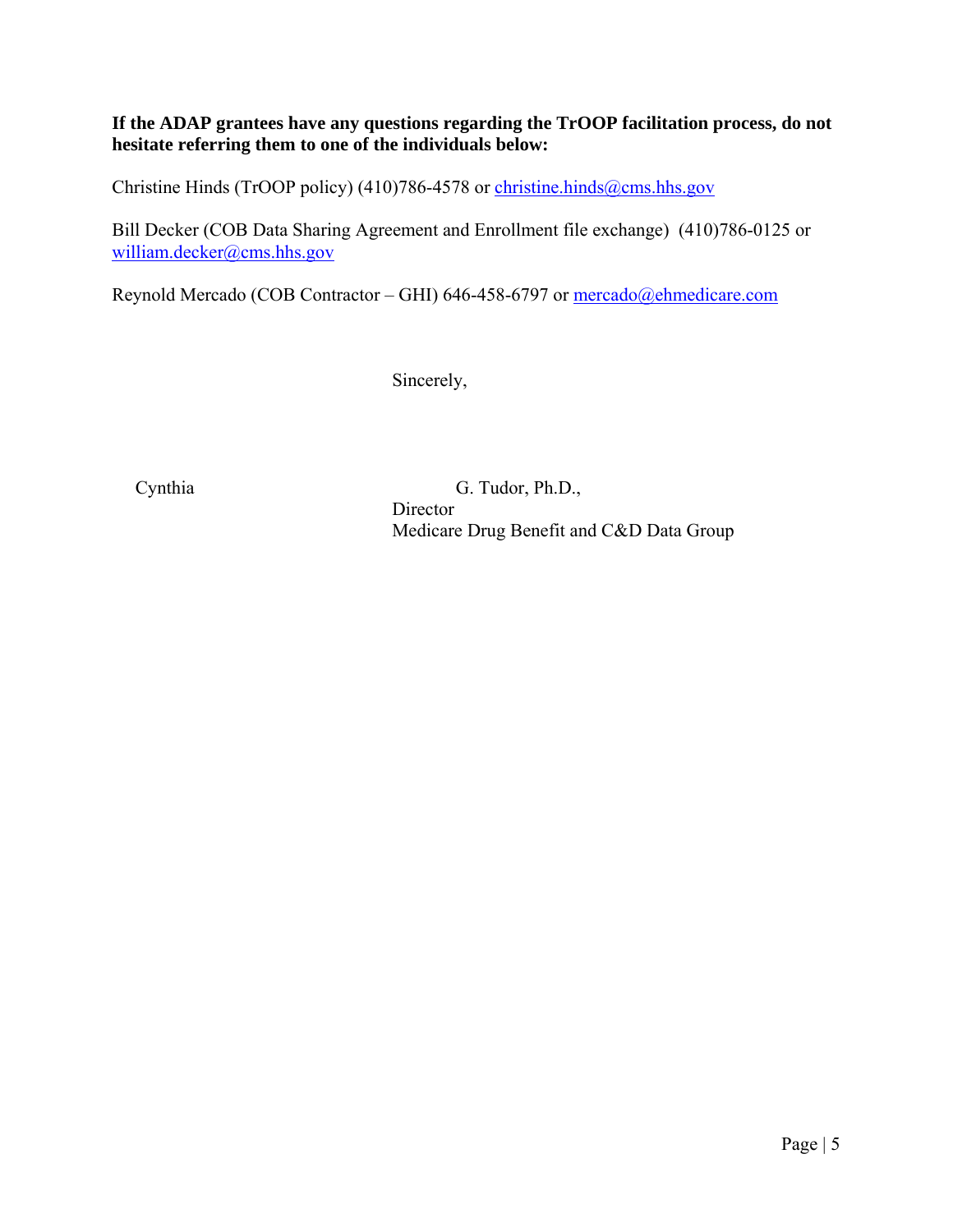**If the ADAP grantees have any questions regarding the TrOOP facilitation process, do not hesitate referring them to one of the individuals below:**

Christine Hinds (TrOOP policy) (410)786-4578 or christine.hinds@cms.hhs.gov

Bill Decker (COB Data Sharing Agreement and Enrollment file exchange) (410)786-0125 or william.decker@cms.hhs.gov

Reynold Mercado (COB Contractor – GHI) 646-458-6797 or mercado@ehmedicare.com

Sincerely,

Cynthia G. Tudor, Ph.D.,
Director
Medicare Drug Benefit and C&D Data Group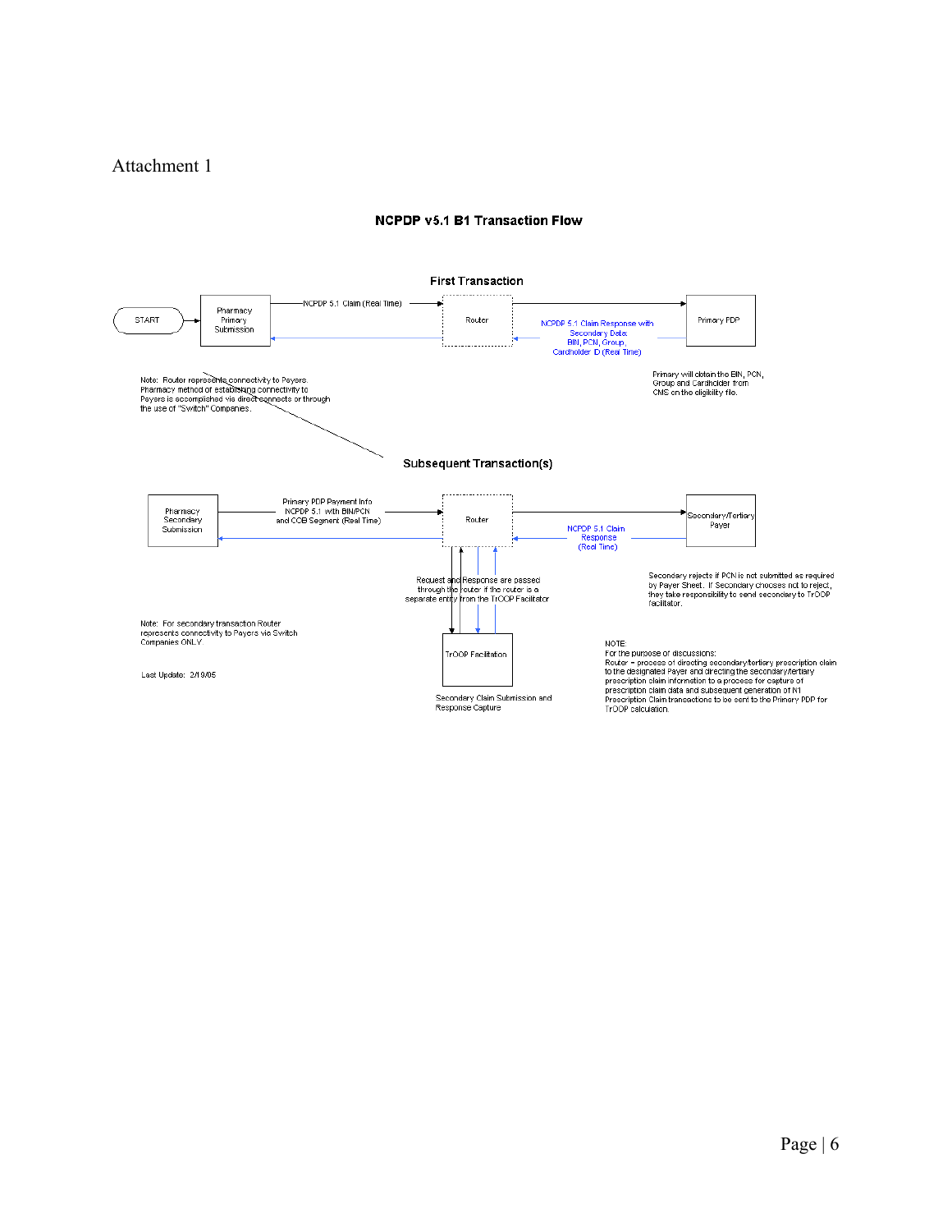Attachment 1

## NCPDP v5.1 B1 Transaction Flow

### First Transaction

START → Pharmacy Primary Submission —NCPDP 5.1 Claim (Real Time)→ Router → Primary PDP

NCPDP 5.1 Claim Response with Secondary Data: BIN, PCN, Group, Cardholder ID (Real Time)

Note: Router represents connectivity to Payers. Pharmacy method of establishing connectivity to Payers is accomplished via direct connects or through the use of "Switch" Companies.

Primary will obtain the BIN, PCN, Group and Cardholder from CMS on the eligibility file.

### Subsequent Transaction(s)

Pharmacy Secondary Submission — Primary PDP Payment Info NCPDP 5.1 with BIN/PCN and COB Segment (Real Time) → Router → Secondary/Tertiary Payer

NCPDP 5.1 Claim Response (Real Time)

Request and Response are passed through the router if the router is a separate entity from the TrOOP Facilitator

TrOOP Facilitation

Secondary Claim Submission and Response Capture

Secondary rejects if PCN is not submitted as required by Payer Sheet. If Secondary chooses not to reject, they take responsibility to send secondary to TrOOP facilitator.

Note: For secondary transaction Router represents connectivity to Payers via Switch Companies ONLY

Last Update: 2/19/05

NOTE:
For the purpose of discussions:
Router = process of directing secondary/tertiary prescription claim to the designated Payer and directing the secondary/tertiary prescription claim information to a process for capture of prescription claim data and subsequent generation of N1 Prescription Claim transactions to be sent to the Primary PDP for TrOOP calculation.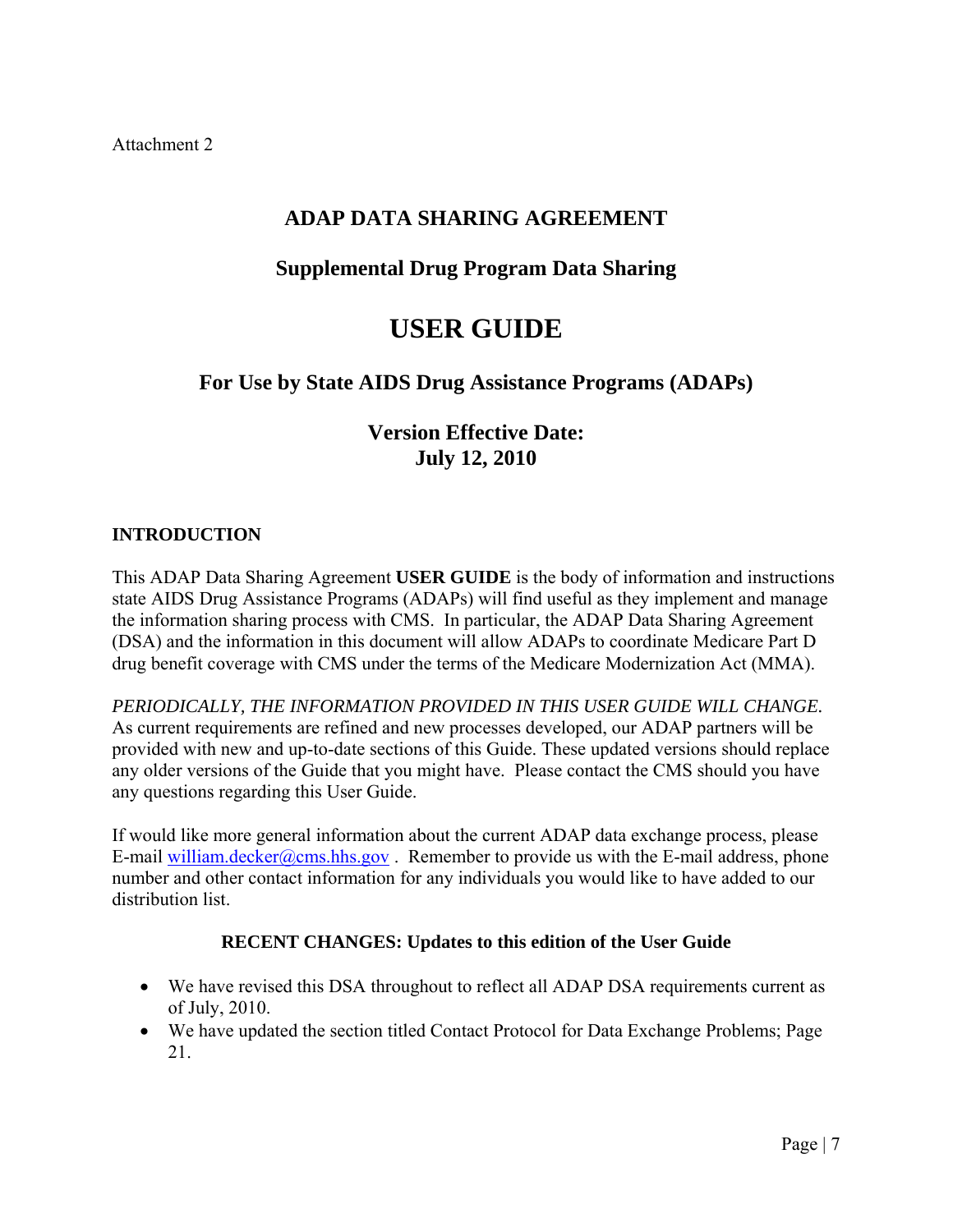Attachment 2

# ADAP DATA SHARING AGREEMENT

## Supplemental Drug Program Data Sharing

# USER GUIDE

## For Use by State AIDS Drug Assistance Programs (ADAPs)

## Version Effective Date:
## July 12, 2010

### INTRODUCTION

This ADAP Data Sharing Agreement **USER GUIDE** is the body of information and instructions state AIDS Drug Assistance Programs (ADAPs) will find useful as they implement and manage the information sharing process with CMS. In particular, the ADAP Data Sharing Agreement (DSA) and the information in this document will allow ADAPs to coordinate Medicare Part D drug benefit coverage with CMS under the terms of the Medicare Modernization Act (MMA).

*PERIODICALLY, THE INFORMATION PROVIDED IN THIS USER GUIDE WILL CHANGE.* As current requirements are refined and new processes developed, our ADAP partners will be provided with new and up-to-date sections of this Guide. These updated versions should replace any older versions of the Guide that you might have. Please contact the CMS should you have any questions regarding this User Guide.

If would like more general information about the current ADAP data exchange process, please E-mail william.decker@cms.hhs.gov . Remember to provide us with the E-mail address, phone number and other contact information for any individuals you would like to have added to our distribution list.

### RECENT CHANGES: Updates to this edition of the User Guide

- We have revised this DSA throughout to reflect all ADAP DSA requirements current as of July, 2010.
- We have updated the section titled Contact Protocol for Data Exchange Problems; Page 21.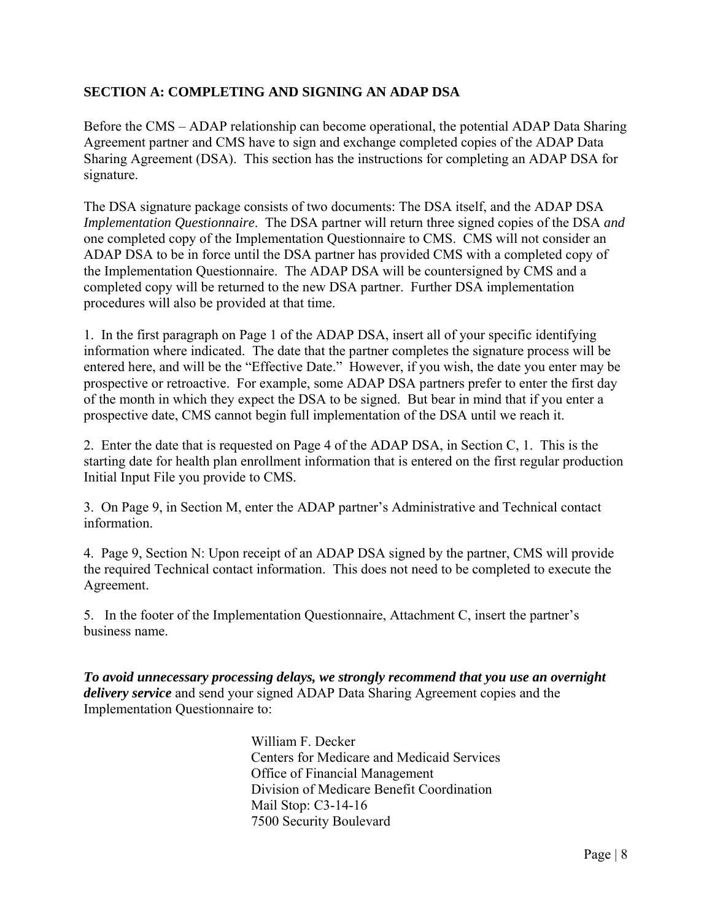## SECTION A: COMPLETING AND SIGNING AN ADAP DSA

Before the CMS – ADAP relationship can become operational, the potential ADAP Data Sharing Agreement partner and CMS have to sign and exchange completed copies of the ADAP Data Sharing Agreement (DSA). This section has the instructions for completing an ADAP DSA for signature.

The DSA signature package consists of two documents: The DSA itself, and the ADAP DSA *Implementation Questionnaire*. The DSA partner will return three signed copies of the DSA *and* one completed copy of the Implementation Questionnaire to CMS. CMS will not consider an ADAP DSA to be in force until the DSA partner has provided CMS with a completed copy of the Implementation Questionnaire. The ADAP DSA will be countersigned by CMS and a completed copy will be returned to the new DSA partner. Further DSA implementation procedures will also be provided at that time.

1. In the first paragraph on Page 1 of the ADAP DSA, insert all of your specific identifying information where indicated. The date that the partner completes the signature process will be entered here, and will be the "Effective Date." However, if you wish, the date you enter may be prospective or retroactive. For example, some ADAP DSA partners prefer to enter the first day of the month in which they expect the DSA to be signed. But bear in mind that if you enter a prospective date, CMS cannot begin full implementation of the DSA until we reach it.

2. Enter the date that is requested on Page 4 of the ADAP DSA, in Section C, 1. This is the starting date for health plan enrollment information that is entered on the first regular production Initial Input File you provide to CMS.

3. On Page 9, in Section M, enter the ADAP partner's Administrative and Technical contact information.

4. Page 9, Section N: Upon receipt of an ADAP DSA signed by the partner, CMS will provide the required Technical contact information. This does not need to be completed to execute the Agreement.

5. In the footer of the Implementation Questionnaire, Attachment C, insert the partner's business name.

***To avoid unnecessary processing delays, we strongly recommend that you use an overnight delivery service*** and send your signed ADAP Data Sharing Agreement copies and the Implementation Questionnaire to:

William F. Decker
Centers for Medicare and Medicaid Services
Office of Financial Management
Division of Medicare Benefit Coordination
Mail Stop: C3-14-16
7500 Security Boulevard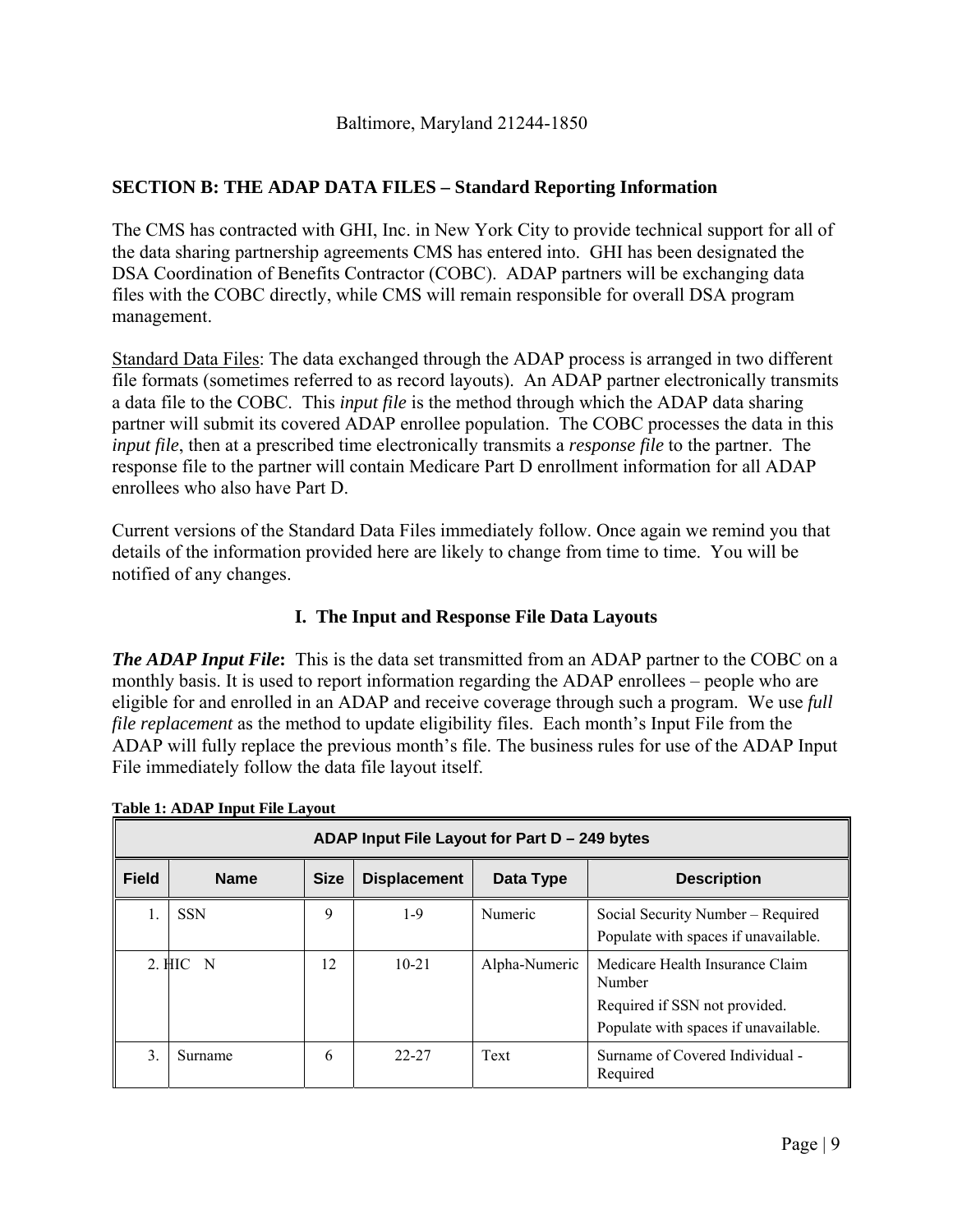Baltimore, Maryland 21244-1850

## SECTION B: THE ADAP DATA FILES – Standard Reporting Information

The CMS has contracted with GHI, Inc. in New York City to provide technical support for all of the data sharing partnership agreements CMS has entered into. GHI has been designated the DSA Coordination of Benefits Contractor (COBC). ADAP partners will be exchanging data files with the COBC directly, while CMS will remain responsible for overall DSA program management.

Standard Data Files: The data exchanged through the ADAP process is arranged in two different file formats (sometimes referred to as record layouts). An ADAP partner electronically transmits a data file to the COBC. This *input file* is the method through which the ADAP data sharing partner will submit its covered ADAP enrollee population. The COBC processes the data in this *input file*, then at a prescribed time electronically transmits a *response file* to the partner. The response file to the partner will contain Medicare Part D enrollment information for all ADAP enrollees who also have Part D.

Current versions of the Standard Data Files immediately follow. Once again we remind you that details of the information provided here are likely to change from time to time. You will be notified of any changes.

### I. The Input and Response File Data Layouts

***The ADAP Input File*:** This is the data set transmitted from an ADAP partner to the COBC on a monthly basis. It is used to report information regarding the ADAP enrollees – people who are eligible for and enrolled in an ADAP and receive coverage through such a program. We use *full file replacement* as the method to update eligibility files. Each month's Input File from the ADAP will fully replace the previous month's file. The business rules for use of the ADAP Input File immediately follow the data file layout itself.

**Table 1: ADAP Input File Layout**

| ADAP Input File Layout for Part D – 249 bytes | | | | | |
|---|---|---|---|---|---|
| **Field** | **Name** | **Size** | **Displacement** | **Data Type** | **Description** |
| 1. | SSN | 9 | 1-9 | Numeric | Social Security Number – Required<br>Populate with spaces if unavailable. |
| 2. | HIC N | 12 | 10-21 | Alpha-Numeric | Medicare Health Insurance Claim Number<br>Required if SSN not provided.<br>Populate with spaces if unavailable. |
| 3. | Surname | 6 | 22-27 | Text | Surname of Covered Individual - Required |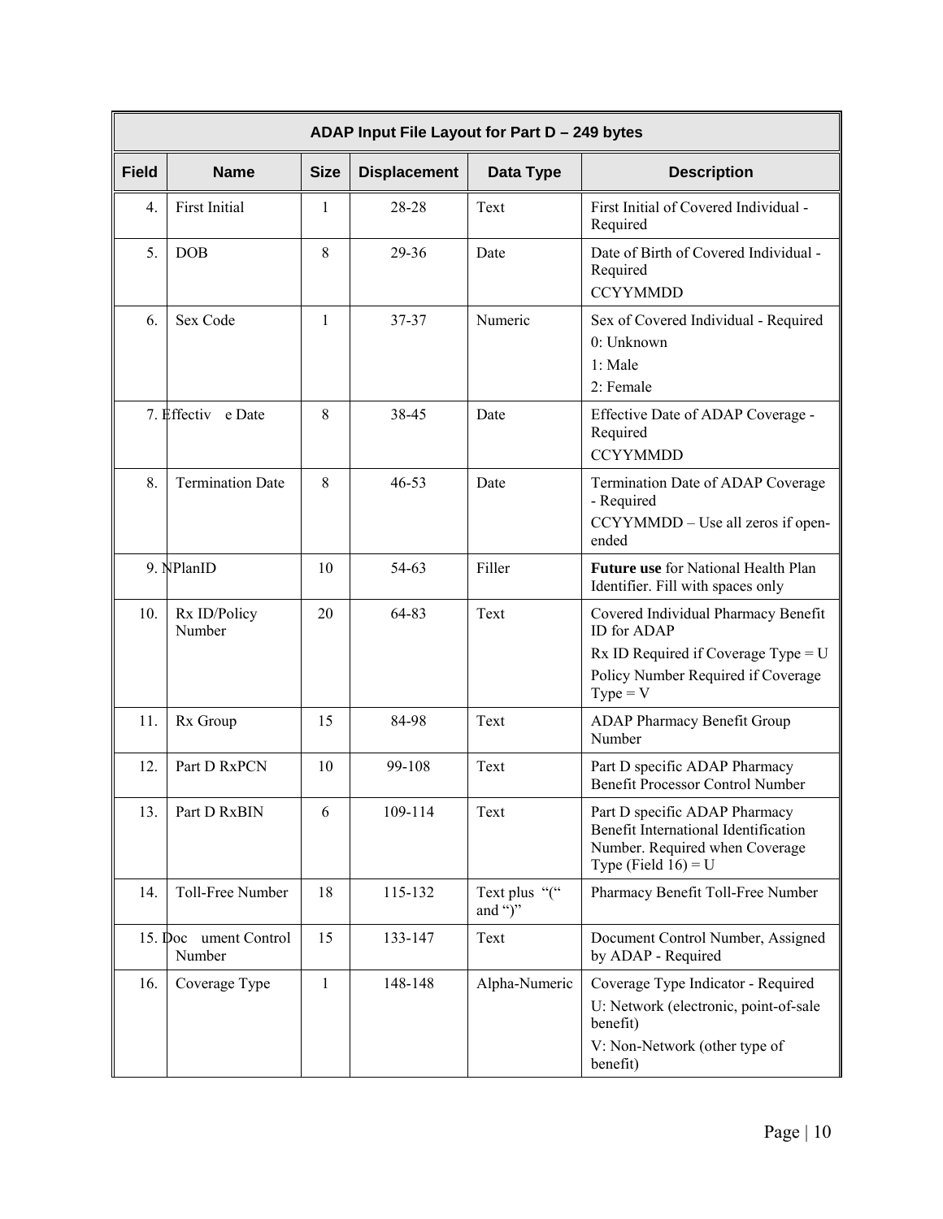| ADAP Input File Layout for Part D – 249 bytes | | | | | |
|---|---|---|---|---|---|
| **Field** | **Name** | **Size** | **Displacement** | **Data Type** | **Description** |
| 4. | First Initial | 1 | 28-28 | Text | First Initial of Covered Individual - Required |
| 5. | DOB | 8 | 29-36 | Date | Date of Birth of Covered Individual - Required<br>CCYYMMDD |
| 6. | Sex Code | 1 | 37-37 | Numeric | Sex of Covered Individual - Required<br>0: Unknown<br>1: Male<br>2: Female |
| 7. | Effective Date | 8 | 38-45 | Date | Effective Date of ADAP Coverage - Required<br>CCYYMMDD |
| 8. | Termination Date | 8 | 46-53 | Date | Termination Date of ADAP Coverage - Required<br>CCYYMMDD – Use all zeros if open-ended |
| 9. | NPlanID | 10 | 54-63 | Filler | **Future use** for National Health Plan Identifier. Fill with spaces only |
| 10. | Rx ID/Policy Number | 20 | 64-83 | Text | Covered Individual Pharmacy Benefit ID for ADAP<br>Rx ID Required if Coverage Type = U<br>Policy Number Required if Coverage Type = V |
| 11. | Rx Group | 15 | 84-98 | Text | ADAP Pharmacy Benefit Group Number |
| 12. | Part D RxPCN | 10 | 99-108 | Text | Part D specific ADAP Pharmacy Benefit Processor Control Number |
| 13. | Part D RxBIN | 6 | 109-114 | Text | Part D specific ADAP Pharmacy Benefit International Identification Number. Required when Coverage Type (Field 16) = U |
| 14. | Toll-Free Number | 18 | 115-132 | Text plus "(" and ")" | Pharmacy Benefit Toll-Free Number |
| 15. | Document Control Number | 15 | 133-147 | Text | Document Control Number, Assigned by ADAP - Required |
| 16. | Coverage Type | 1 | 148-148 | Alpha-Numeric | Coverage Type Indicator - Required<br>U: Network (electronic, point-of-sale benefit)<br>V: Non-Network (other type of benefit) |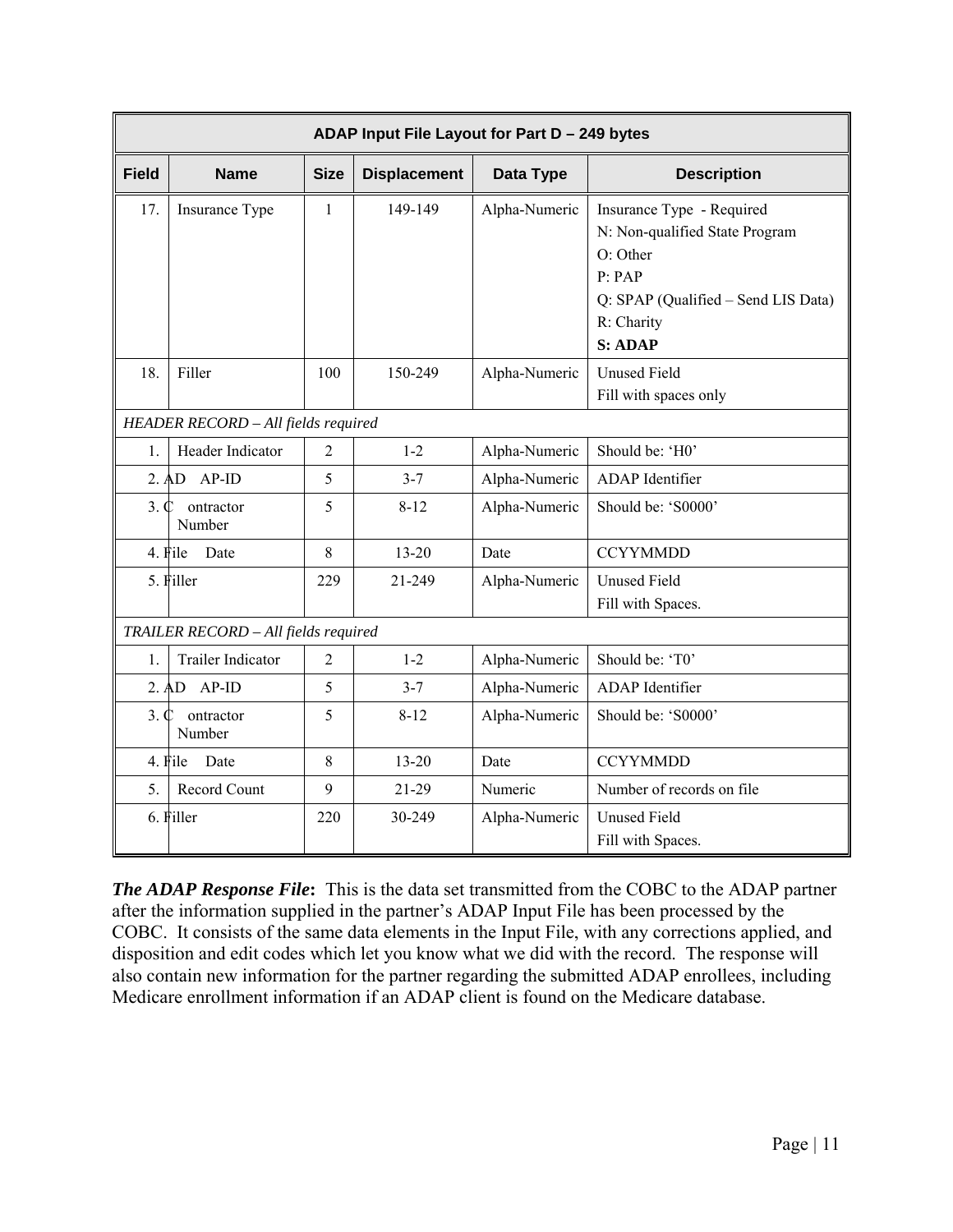| ADAP Input File Layout for Part D – 249 bytes | | | | | |
|---|---|---|---|---|---|
| **Field** | **Name** | **Size** | **Displacement** | **Data Type** | **Description** |
| 17. | Insurance Type | 1 | 149-149 | Alpha-Numeric | Insurance Type - Required<br>N: Non-qualified State Program<br>O: Other<br>P: PAP<br>Q: SPAP (Qualified – Send LIS Data)<br>R: Charity<br>**S: ADAP** |
| 18. | Filler | 100 | 150-249 | Alpha-Numeric | Unused Field<br>Fill with spaces only |
| *HEADER RECORD – All fields required* | | | | | |
| 1. | Header Indicator | 2 | 1-2 | Alpha-Numeric | Should be: 'H0' |
| 2. | ADAP-ID | 5 | 3-7 | Alpha-Numeric | ADAP Identifier |
| 3. | Contractor Number | 5 | 8-12 | Alpha-Numeric | Should be: 'S0000' |
| 4. | File Date | 8 | 13-20 | Date | CCYYMMDD |
| 5. | Filler | 229 | 21-249 | Alpha-Numeric | Unused Field<br>Fill with Spaces. |
| *TRAILER RECORD – All fields required* | | | | | |
| 1. | Trailer Indicator | 2 | 1-2 | Alpha-Numeric | Should be: 'T0' |
| 2. | ADAP-ID | 5 | 3-7 | Alpha-Numeric | ADAP Identifier |
| 3. | Contractor Number | 5 | 8-12 | Alpha-Numeric | Should be: 'S0000' |
| 4. | File Date | 8 | 13-20 | Date | CCYYMMDD |
| 5. | Record Count | 9 | 21-29 | Numeric | Number of records on file |
| 6. | Filler | 220 | 30-249 | Alpha-Numeric | Unused Field<br>Fill with Spaces. |

***The ADAP Response File*:** This is the data set transmitted from the COBC to the ADAP partner after the information supplied in the partner's ADAP Input File has been processed by the COBC. It consists of the same data elements in the Input File, with any corrections applied, and disposition and edit codes which let you know what we did with the record. The response will also contain new information for the partner regarding the submitted ADAP enrollees, including Medicare enrollment information if an ADAP client is found on the Medicare database.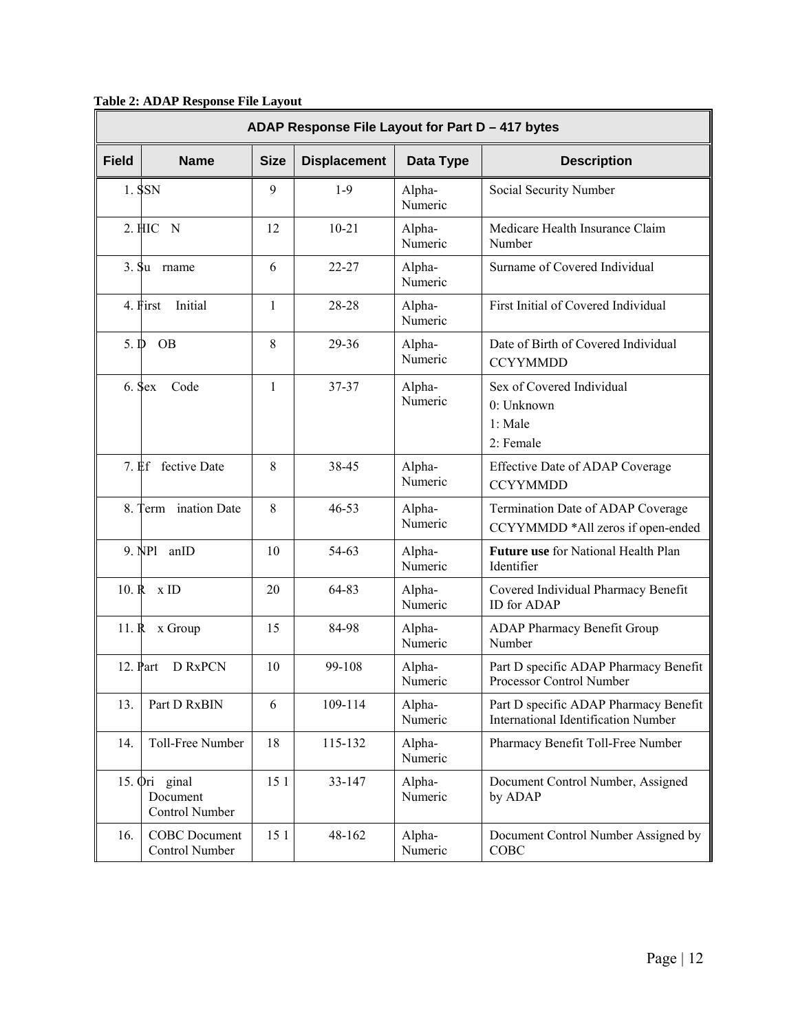**Table 2: ADAP Response File Layout**

| ADAP Response File Layout for Part D – 417 bytes | | | | | |
|---|---|---|---|---|---|
| **Field** | **Name** | **Size** | **Displacement** | **Data Type** | **Description** |
| 1. | SSN | 9 | 1-9 | Alpha-Numeric | Social Security Number |
| 2. | HICN | 12 | 10-21 | Alpha-Numeric | Medicare Health Insurance Claim Number |
| 3. | Surname | 6 | 22-27 | Alpha-Numeric | Surname of Covered Individual |
| 4. | First Initial | 1 | 28-28 | Alpha-Numeric | First Initial of Covered Individual |
| 5. | DOB | 8 | 29-36 | Alpha-Numeric | Date of Birth of Covered Individual CCYYMMDD |
| 6. | Sex Code | 1 | 37-37 | Alpha-Numeric | Sex of Covered Individual<br>0: Unknown<br>1: Male<br>2: Female |
| 7. | Effective Date | 8 | 38-45 | Alpha-Numeric | Effective Date of ADAP Coverage CCYYMMDD |
| 8. | Termination Date | 8 | 46-53 | Alpha-Numeric | Termination Date of ADAP Coverage CCYYMMDD *All zeros if open-ended |
| 9. | NPlanID | 10 | 54-63 | Alpha-Numeric | **Future use** for National Health Plan Identifier |
| 10. | Rx ID | 20 | 64-83 | Alpha-Numeric | Covered Individual Pharmacy Benefit ID for ADAP |
| 11. | Rx Group | 15 | 84-98 | Alpha-Numeric | ADAP Pharmacy Benefit Group Number |
| 12. | Part D RxPCN | 10 | 99-108 | Alpha-Numeric | Part D specific ADAP Pharmacy Benefit Processor Control Number |
| 13. | Part D RxBIN | 6 | 109-114 | Alpha-Numeric | Part D specific ADAP Pharmacy Benefit International Identification Number |
| 14. | Toll-Free Number | 18 | 115-132 | Alpha-Numeric | Pharmacy Benefit Toll-Free Number |
| 15. | Original Document Control Number | 15 | 133-147 | Alpha-Numeric | Document Control Number, Assigned by ADAP |
| 16. | COBC Document Control Number | 15 | 148-162 | Alpha-Numeric | Document Control Number Assigned by COBC |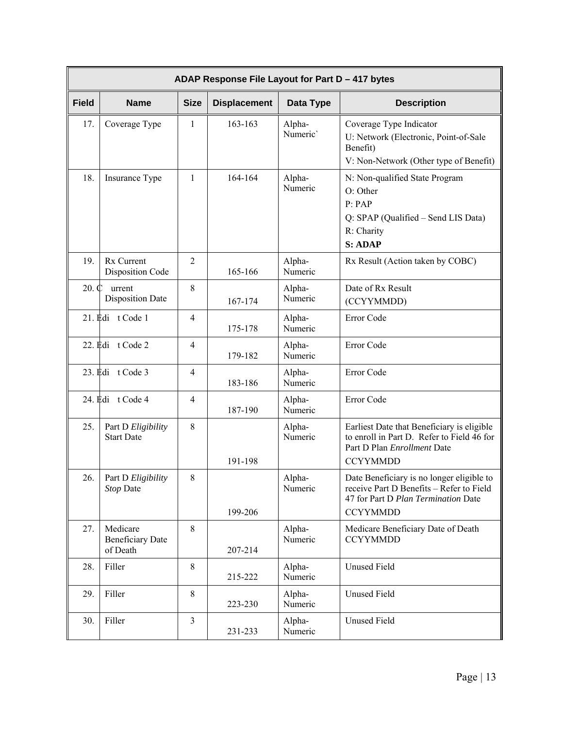| ADAP Response File Layout for Part D – 417 bytes | | | | | |
|---|---|---|---|---|---|
| **Field** | **Name** | **Size** | **Displacement** | **Data Type** | **Description** |
| 17. | Coverage Type | 1 | 163-163 | Alpha-Numeric` | Coverage Type Indicator<br>U: Network (Electronic, Point-of-Sale Benefit)<br>V: Non-Network (Other type of Benefit) |
| 18. | Insurance Type | 1 | 164-164 | Alpha-Numeric | N: Non-qualified State Program<br>O: Other<br>P: PAP<br>Q: SPAP (Qualified – Send LIS Data)<br>R: Charity<br>**S: ADAP** |
| 19. | Rx Current Disposition Code | 2 | 165-166 | Alpha-Numeric | Rx Result (Action taken by COBC) |
| 20. | Current Disposition Date | 8 | 167-174 | Alpha-Numeric | Date of Rx Result<br>(CCYYMMDD) |
| 21. | Edit Code 1 | 4 | 175-178 | Alpha-Numeric | Error Code |
| 22. | Edit Code 2 | 4 | 179-182 | Alpha-Numeric | Error Code |
| 23. | Edit Code 3 | 4 | 183-186 | Alpha-Numeric | Error Code |
| 24. | Edit Code 4 | 4 | 187-190 | Alpha-Numeric | Error Code |
| 25. | Part D *Eligibility* Start Date | 8 | 191-198 | Alpha-Numeric | Earliest Date that Beneficiary is eligible to enroll in Part D. Refer to Field 46 for Part D Plan *Enrollment* Date<br>CCYYMMDD |
| 26. | Part D *Eligibility Stop* Date | 8 | 199-206 | Alpha-Numeric | Date Beneficiary is no longer eligible to receive Part D Benefits – Refer to Field 47 for Part D *Plan Termination* Date<br>CCYYMMDD |
| 27. | Medicare Beneficiary Date of Death | 8 | 207-214 | Alpha-Numeric | Medicare Beneficiary Date of Death<br>CCYYMMDD |
| 28. | Filler | 8 | 215-222 | Alpha-Numeric | Unused Field |
| 29. | Filler | 8 | 223-230 | Alpha-Numeric | Unused Field |
| 30. | Filler | 3 | 231-233 | Alpha-Numeric | Unused Field |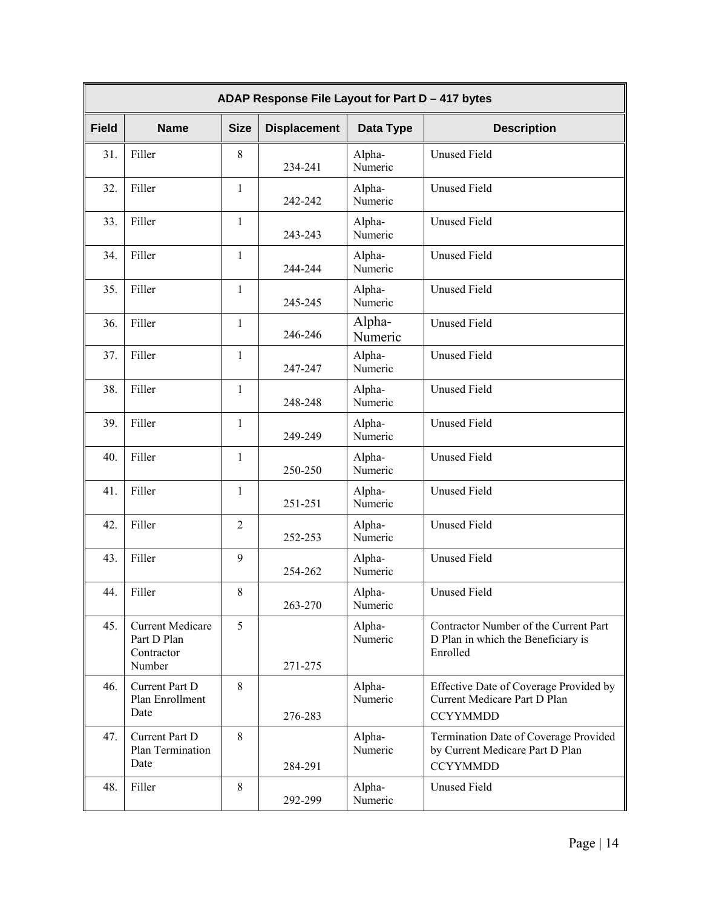| ADAP Response File Layout for Part D – 417 bytes | | | | | |
|---|---|---|---|---|---|
| **Field** | **Name** | **Size** | **Displacement** | **Data Type** | **Description** |
| 31. | Filler | 8 | 234-241 | Alpha-Numeric | Unused Field |
| 32. | Filler | 1 | 242-242 | Alpha-Numeric | Unused Field |
| 33. | Filler | 1 | 243-243 | Alpha-Numeric | Unused Field |
| 34. | Filler | 1 | 244-244 | Alpha-Numeric | Unused Field |
| 35. | Filler | 1 | 245-245 | Alpha-Numeric | Unused Field |
| 36. | Filler | 1 | 246-246 | Alpha-Numeric | Unused Field |
| 37. | Filler | 1 | 247-247 | Alpha-Numeric | Unused Field |
| 38. | Filler | 1 | 248-248 | Alpha-Numeric | Unused Field |
| 39. | Filler | 1 | 249-249 | Alpha-Numeric | Unused Field |
| 40. | Filler | 1 | 250-250 | Alpha-Numeric | Unused Field |
| 41. | Filler | 1 | 251-251 | Alpha-Numeric | Unused Field |
| 42. | Filler | 2 | 252-253 | Alpha-Numeric | Unused Field |
| 43. | Filler | 9 | 254-262 | Alpha-Numeric | Unused Field |
| 44. | Filler | 8 | 263-270 | Alpha-Numeric | Unused Field |
| 45. | Current Medicare Part D Plan Contractor Number | 5 | 271-275 | Alpha-Numeric | Contractor Number of the Current Part D Plan in which the Beneficiary is Enrolled |
| 46. | Current Part D Plan Enrollment Date | 8 | 276-283 | Alpha-Numeric | Effective Date of Coverage Provided by Current Medicare Part D Plan CCYYMMDD |
| 47. | Current Part D Plan Termination Date | 8 | 284-291 | Alpha-Numeric | Termination Date of Coverage Provided by Current Medicare Part D Plan CCYYMMDD |
| 48. | Filler | 8 | 292-299 | Alpha-Numeric | Unused Field |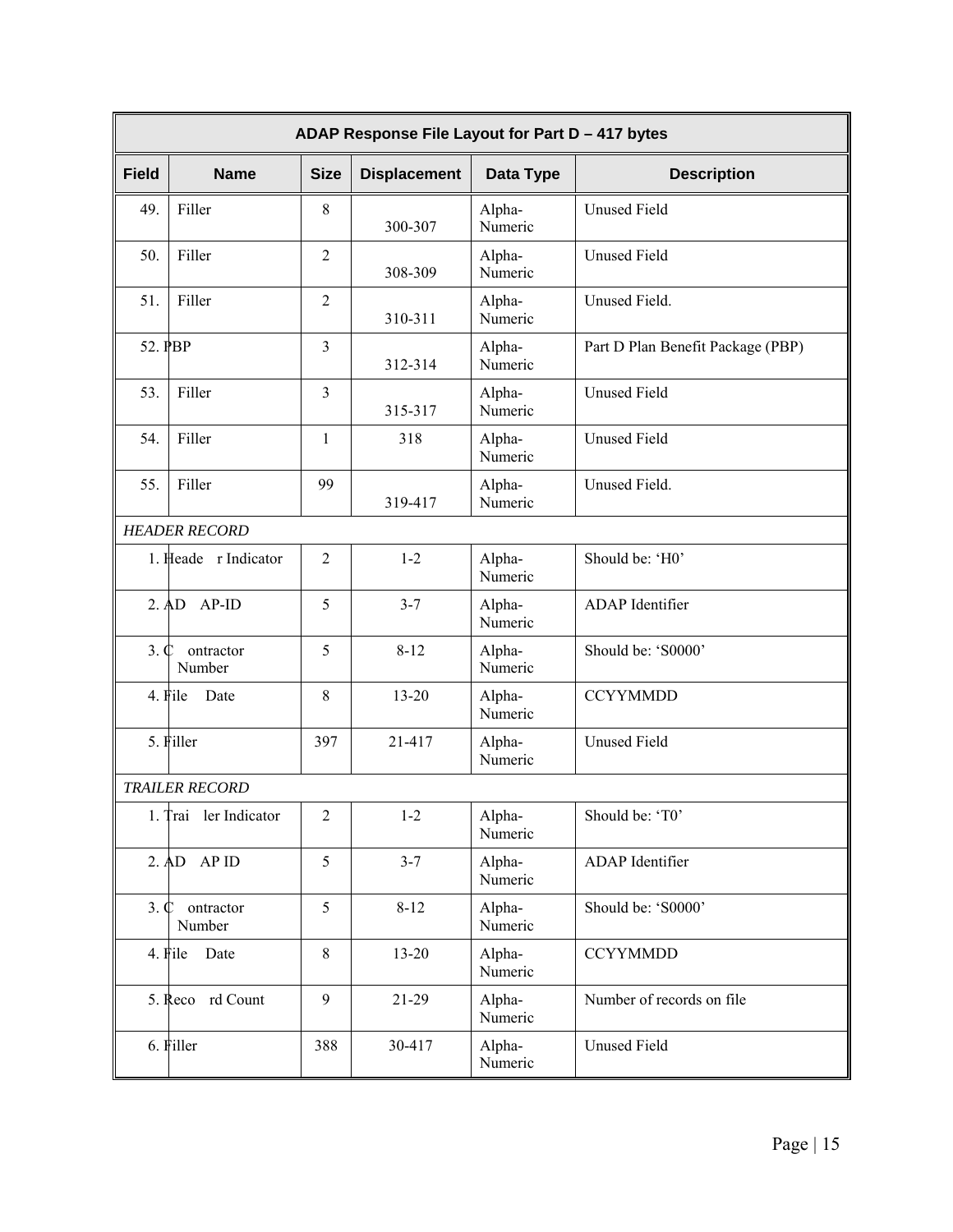| ADAP Response File Layout for Part D – 417 bytes | | | | | |
|---|---|---|---|---|---|
| **Field** | **Name** | **Size** | **Displacement** | **Data Type** | **Description** |
| 49. | Filler | 8 | 300-307 | Alpha-Numeric | Unused Field |
| 50. | Filler | 2 | 308-309 | Alpha-Numeric | Unused Field |
| 51. | Filler | 2 | 310-311 | Alpha-Numeric | Unused Field. |
| 52. | PBP | 3 | 312-314 | Alpha-Numeric | Part D Plan Benefit Package (PBP) |
| 53. | Filler | 3 | 315-317 | Alpha-Numeric | Unused Field |
| 54. | Filler | 1 | 318 | Alpha-Numeric | Unused Field |
| 55. | Filler | 99 | 319-417 | Alpha-Numeric | Unused Field. |
| *HEADER RECORD* | | | | | |
| 1. | Header Indicator | 2 | 1-2 | Alpha-Numeric | Should be: 'H0' |
| 2. | ADAP-ID | 5 | 3-7 | Alpha-Numeric | ADAP Identifier |
| 3. | Contractor Number | 5 | 8-12 | Alpha-Numeric | Should be: 'S0000' |
| 4. | File Date | 8 | 13-20 | Alpha-Numeric | CCYYMMDD |
| 5. | Filler | 397 | 21-417 | Alpha-Numeric | Unused Field |
| *TRAILER RECORD* | | | | | |
| 1. | Trailer Indicator | 2 | 1-2 | Alpha-Numeric | Should be: 'T0' |
| 2. | ADAP ID | 5 | 3-7 | Alpha-Numeric | ADAP Identifier |
| 3. | Contractor Number | 5 | 8-12 | Alpha-Numeric | Should be: 'S0000' |
| 4. | File Date | 8 | 13-20 | Alpha-Numeric | CCYYMMDD |
| 5. | Record Count | 9 | 21-29 | Alpha-Numeric | Number of records on file |
| 6. | Filler | 388 | 30-417 | Alpha-Numeric | Unused Field |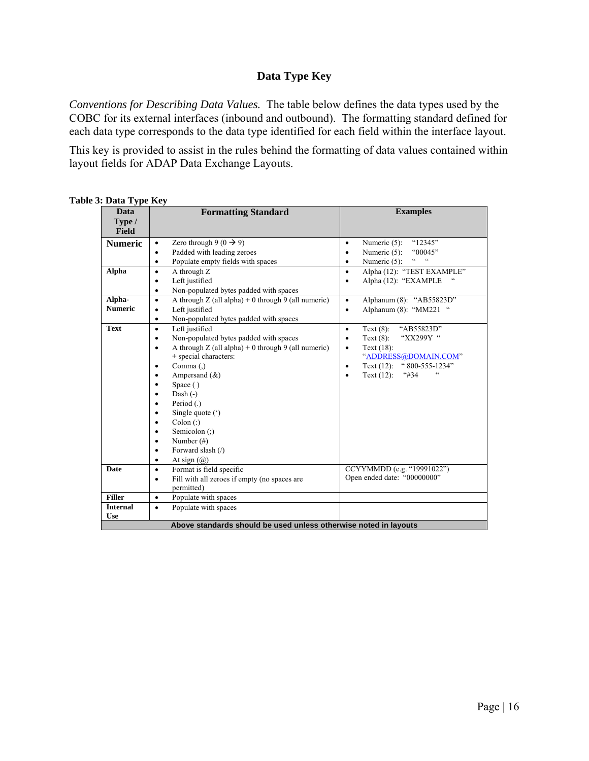## Data Type Key

*Conventions for Describing Data Values.* The table below defines the data types used by the COBC for its external interfaces (inbound and outbound). The formatting standard defined for each data type corresponds to the data type identified for each field within the interface layout.

This key is provided to assist in the rules behind the formatting of data values contained within layout fields for ADAP Data Exchange Layouts.

**Table 3: Data Type Key**

| Data Type / Field | Formatting Standard | Examples |
|---|---|---|
| **Numeric** | • Zero through 9 (0 → 9)<br>• Padded with leading zeroes<br>• Populate empty fields with spaces | • Numeric (5): "12345"<br>• Numeric (5): "00045"<br>• Numeric (5): "     " |
| **Alpha** | • A through Z<br>• Left justified<br>• Non-populated bytes padded with spaces | • Alpha (12): "TEST EXAMPLE"<br>• Alpha (12): "EXAMPLE     " |
| **Alpha-Numeric** | • A through Z (all alpha) + 0 through 9 (all numeric)<br>• Left justified<br>• Non-populated bytes padded with spaces | • Alphanum (8): "AB55823D"<br>• Alphanum (8): "MM221   " |
| **Text** | • Left justified<br>• Non-populated bytes padded with spaces<br>• A through Z (all alpha) + 0 through 9 (all numeric) + special characters:<br>• Comma (,)<br>• Ampersand (&)<br>• Space ( )<br>• Dash (-)<br>• Period (.)<br>• Single quote (')<br>• Colon (:)<br>• Semicolon (;)<br>• Number (#)<br>• Forward slash (/)<br>• At sign (@) | • Text (8): "AB55823D"<br>• Text (8): "XX299Y  "<br>• Text (18): "ADDRESS@DOMAIN.COM"<br>• Text (12): " 800-555-1234"<br>• Text (12): "#34         " |
| **Date** | • Format is field specific<br>• Fill with all zeroes if empty (no spaces are permitted) | CCYYMMDD (e.g. "19991022")<br>Open ended date: "00000000" |
| **Filler** | • Populate with spaces | |
| **Internal Use** | • Populate with spaces | |
| **Above standards should be used unless otherwise noted in layouts** | | |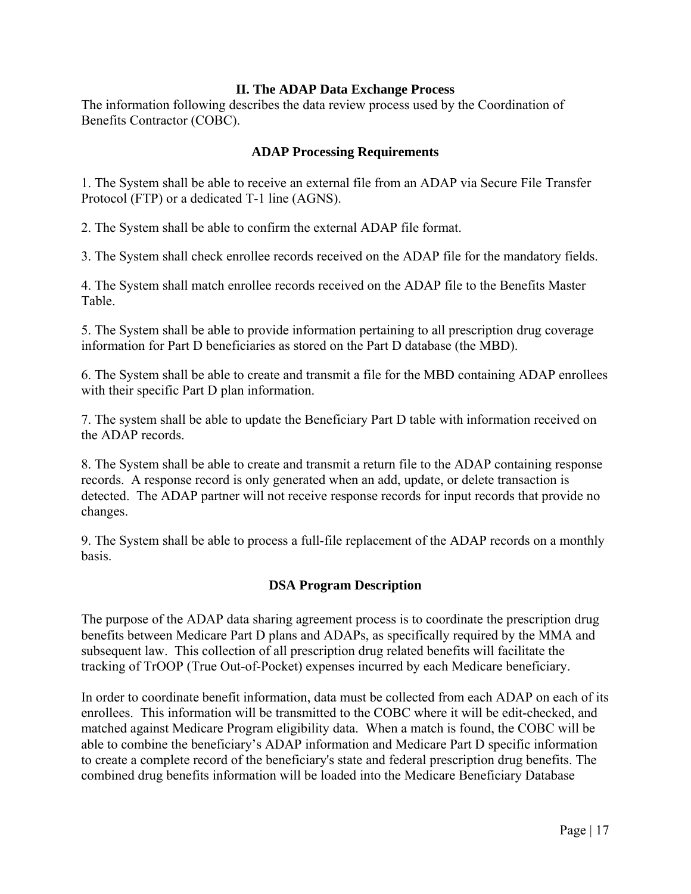## II. The ADAP Data Exchange Process

The information following describes the data review process used by the Coordination of Benefits Contractor (COBC).

### ADAP Processing Requirements

1. The System shall be able to receive an external file from an ADAP via Secure File Transfer Protocol (FTP) or a dedicated T-1 line (AGNS).

2. The System shall be able to confirm the external ADAP file format.

3. The System shall check enrollee records received on the ADAP file for the mandatory fields.

4. The System shall match enrollee records received on the ADAP file to the Benefits Master Table.

5. The System shall be able to provide information pertaining to all prescription drug coverage information for Part D beneficiaries as stored on the Part D database (the MBD).

6. The System shall be able to create and transmit a file for the MBD containing ADAP enrollees with their specific Part D plan information.

7. The system shall be able to update the Beneficiary Part D table with information received on the ADAP records.

8. The System shall be able to create and transmit a return file to the ADAP containing response records. A response record is only generated when an add, update, or delete transaction is detected. The ADAP partner will not receive response records for input records that provide no changes.

9. The System shall be able to process a full-file replacement of the ADAP records on a monthly basis.

### DSA Program Description

The purpose of the ADAP data sharing agreement process is to coordinate the prescription drug benefits between Medicare Part D plans and ADAPs, as specifically required by the MMA and subsequent law. This collection of all prescription drug related benefits will facilitate the tracking of TrOOP (True Out-of-Pocket) expenses incurred by each Medicare beneficiary.

In order to coordinate benefit information, data must be collected from each ADAP on each of its enrollees. This information will be transmitted to the COBC where it will be edit-checked, and matched against Medicare Program eligibility data. When a match is found, the COBC will be able to combine the beneficiary's ADAP information and Medicare Part D specific information to create a complete record of the beneficiary's state and federal prescription drug benefits. The combined drug benefits information will be loaded into the Medicare Beneficiary Database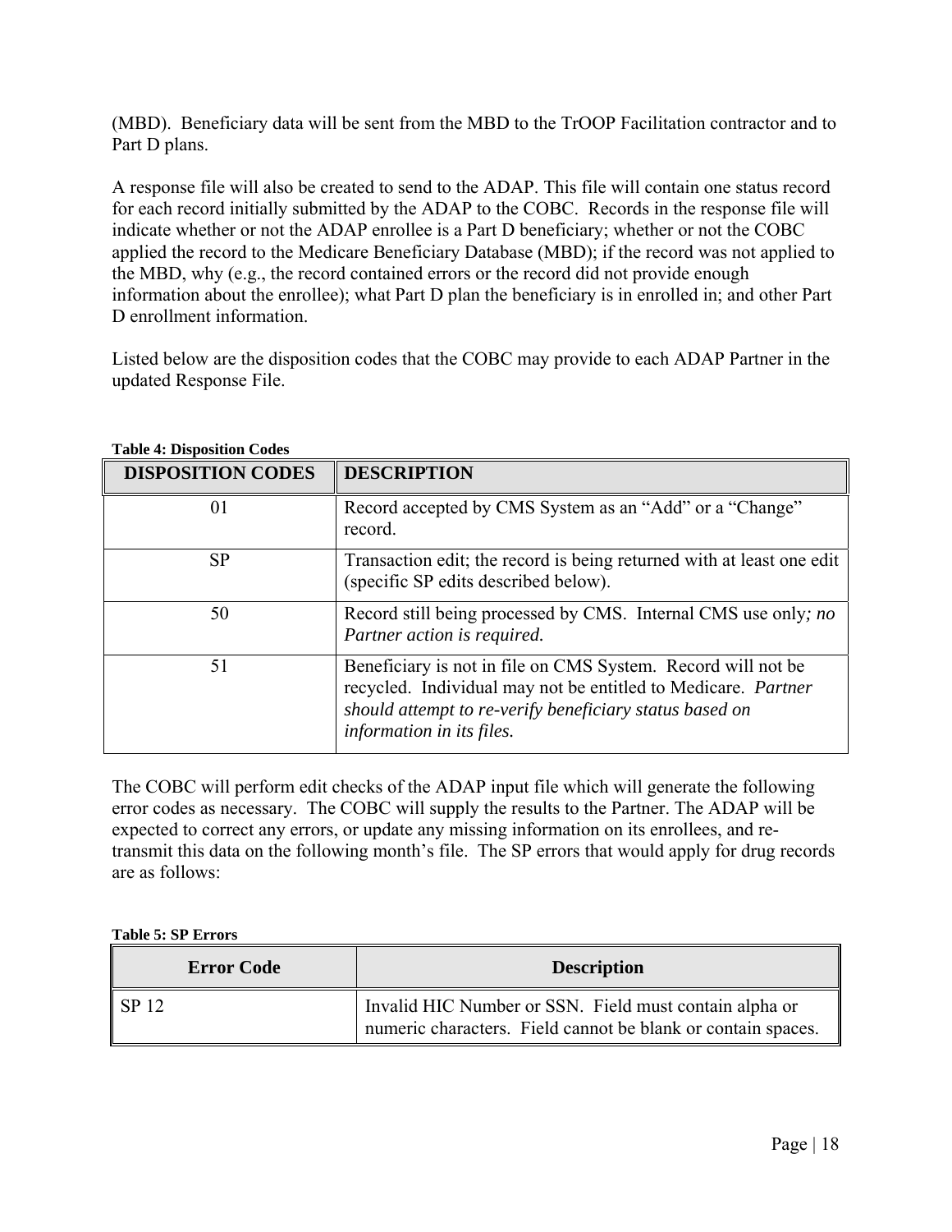(MBD). Beneficiary data will be sent from the MBD to the TrOOP Facilitation contractor and to Part D plans.

A response file will also be created to send to the ADAP. This file will contain one status record for each record initially submitted by the ADAP to the COBC. Records in the response file will indicate whether or not the ADAP enrollee is a Part D beneficiary; whether or not the COBC applied the record to the Medicare Beneficiary Database (MBD); if the record was not applied to the MBD, why (e.g., the record contained errors or the record did not provide enough information about the enrollee); what Part D plan the beneficiary is in enrolled in; and other Part D enrollment information.

Listed below are the disposition codes that the COBC may provide to each ADAP Partner in the updated Response File.

**Table 4: Disposition Codes**

| DISPOSITION CODES | DESCRIPTION |
| --- | --- |
| 01 | Record accepted by CMS System as an "Add" or a "Change" record. |
| SP | Transaction edit; the record is being returned with at least one edit (specific SP edits described below). |
| 50 | Record still being processed by CMS. Internal CMS use only*; no Partner action is required.* |
| 51 | Beneficiary is not in file on CMS System. Record will not be recycled. Individual may not be entitled to Medicare. *Partner should attempt to re-verify beneficiary status based on information in its files.* |

The COBC will perform edit checks of the ADAP input file which will generate the following error codes as necessary. The COBC will supply the results to the Partner. The ADAP will be expected to correct any errors, or update any missing information on its enrollees, and re-transmit this data on the following month's file. The SP errors that would apply for drug records are as follows:

**Table 5: SP Errors**

| Error Code | Description |
| --- | --- |
| SP 12 | Invalid HIC Number or SSN. Field must contain alpha or numeric characters. Field cannot be blank or contain spaces. |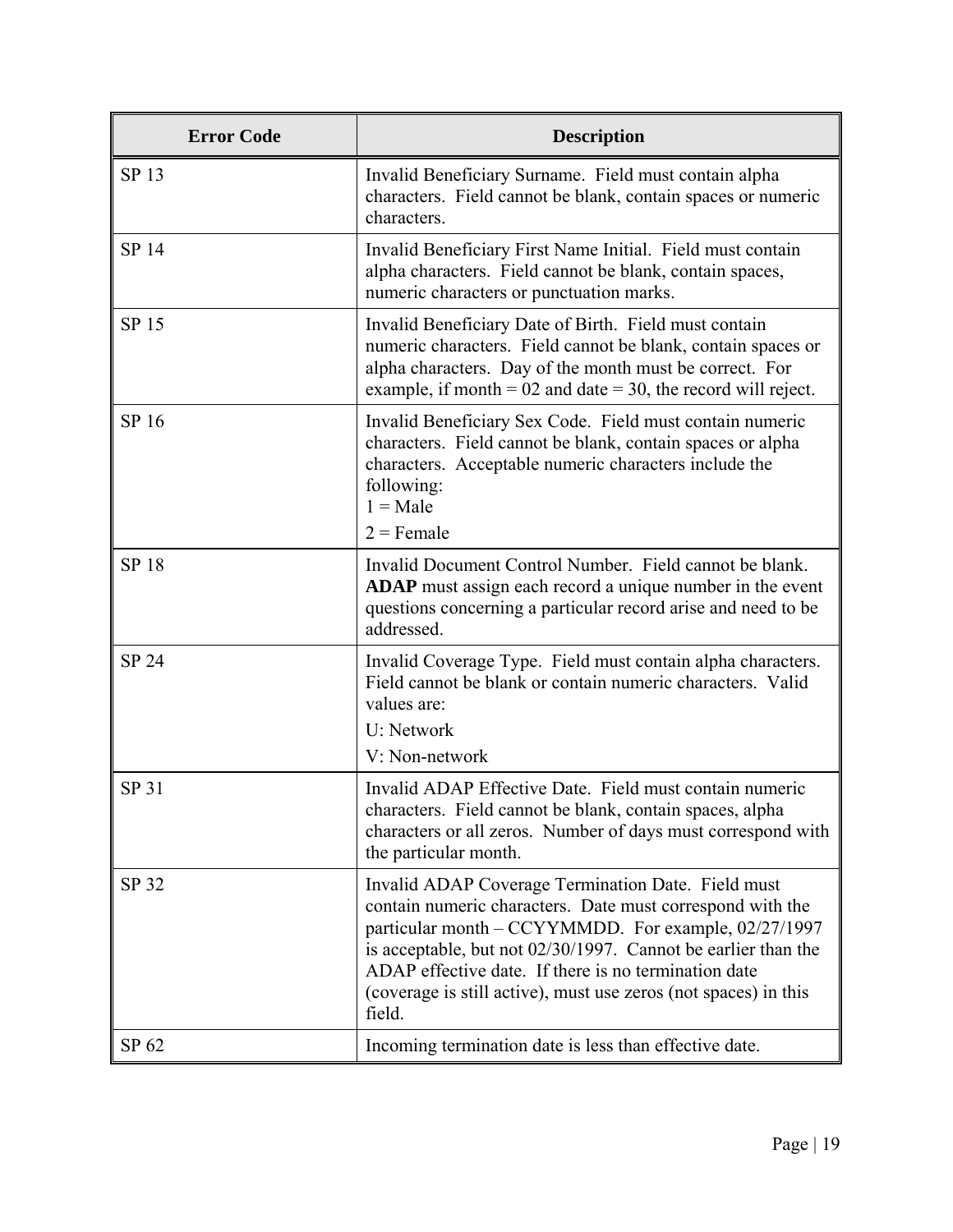| Error Code | Description |
| --- | --- |
| SP 13 | Invalid Beneficiary Surname. Field must contain alpha characters. Field cannot be blank, contain spaces or numeric characters. |
| SP 14 | Invalid Beneficiary First Name Initial. Field must contain alpha characters. Field cannot be blank, contain spaces, numeric characters or punctuation marks. |
| SP 15 | Invalid Beneficiary Date of Birth. Field must contain numeric characters. Field cannot be blank, contain spaces or alpha characters. Day of the month must be correct. For example, if month = 02 and date = 30, the record will reject. |
| SP 16 | Invalid Beneficiary Sex Code. Field must contain numeric characters. Field cannot be blank, contain spaces or alpha characters. Acceptable numeric characters include the following:<br>1 = Male<br>2 = Female |
| SP 18 | Invalid Document Control Number. Field cannot be blank. **ADAP** must assign each record a unique number in the event questions concerning a particular record arise and need to be addressed. |
| SP 24 | Invalid Coverage Type. Field must contain alpha characters. Field cannot be blank or contain numeric characters. Valid values are:<br>U: Network<br>V: Non-network |
| SP 31 | Invalid ADAP Effective Date. Field must contain numeric characters. Field cannot be blank, contain spaces, alpha characters or all zeros. Number of days must correspond with the particular month. |
| SP 32 | Invalid ADAP Coverage Termination Date. Field must contain numeric characters. Date must correspond with the particular month – CCYYMMDD. For example, 02/27/1997 is acceptable, but not 02/30/1997. Cannot be earlier than the ADAP effective date. If there is no termination date (coverage is still active), must use zeros (not spaces) in this field. |
| SP 62 | Incoming termination date is less than effective date. |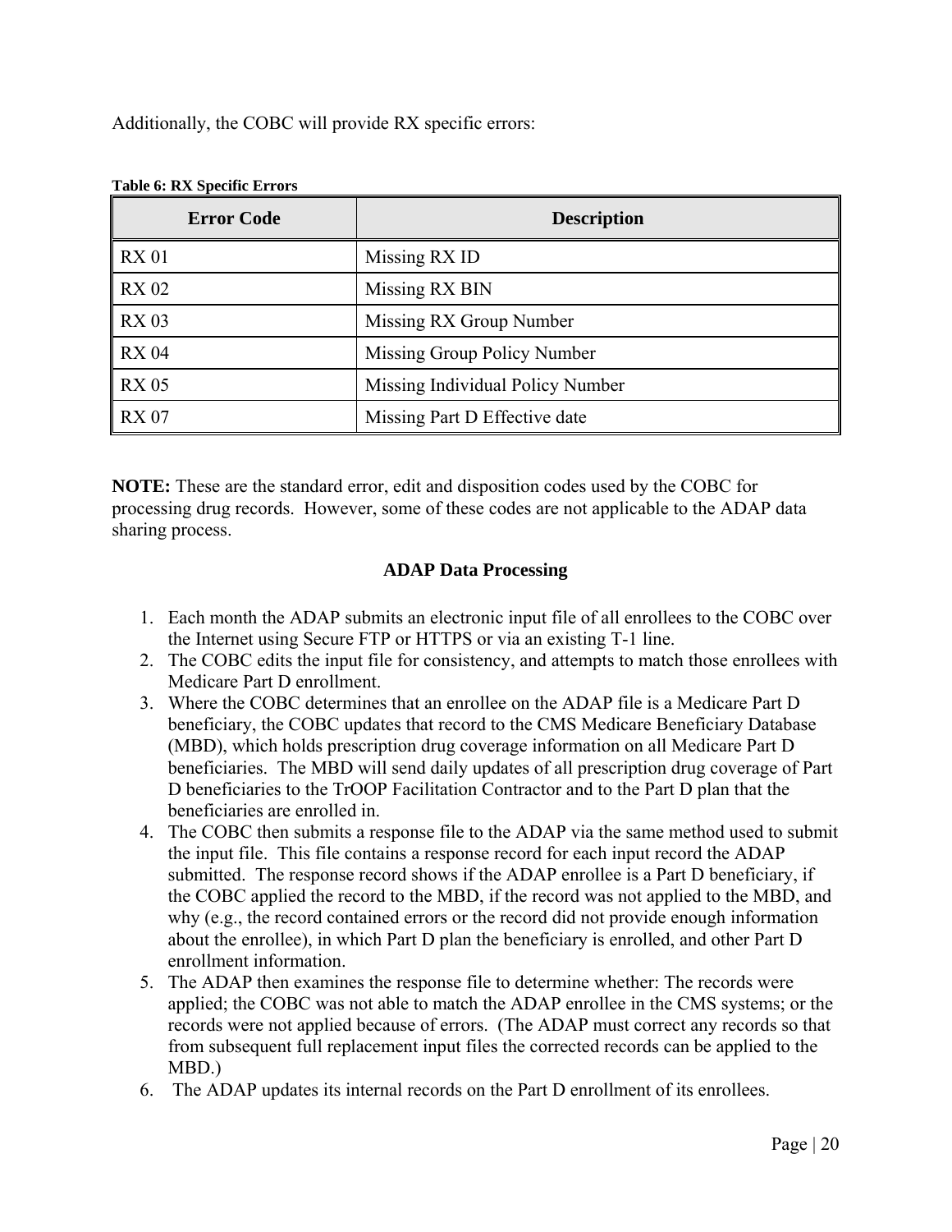Additionally, the COBC will provide RX specific errors:

**Table 6: RX Specific Errors**

| Error Code | Description |
|---|---|
| RX 01 | Missing RX ID |
| RX 02 | Missing RX BIN |
| RX 03 | Missing RX Group Number |
| RX 04 | Missing Group Policy Number |
| RX 05 | Missing Individual Policy Number |
| RX 07 | Missing Part D Effective date |

**NOTE:** These are the standard error, edit and disposition codes used by the COBC for processing drug records. However, some of these codes are not applicable to the ADAP data sharing process.

### ADAP Data Processing

1. Each month the ADAP submits an electronic input file of all enrollees to the COBC over the Internet using Secure FTP or HTTPS or via an existing T-1 line.
2. The COBC edits the input file for consistency, and attempts to match those enrollees with Medicare Part D enrollment.
3. Where the COBC determines that an enrollee on the ADAP file is a Medicare Part D beneficiary, the COBC updates that record to the CMS Medicare Beneficiary Database (MBD), which holds prescription drug coverage information on all Medicare Part D beneficiaries. The MBD will send daily updates of all prescription drug coverage of Part D beneficiaries to the TrOOP Facilitation Contractor and to the Part D plan that the beneficiaries are enrolled in.
4. The COBC then submits a response file to the ADAP via the same method used to submit the input file. This file contains a response record for each input record the ADAP submitted. The response record shows if the ADAP enrollee is a Part D beneficiary, if the COBC applied the record to the MBD, if the record was not applied to the MBD, and why (e.g., the record contained errors or the record did not provide enough information about the enrollee), in which Part D plan the beneficiary is enrolled, and other Part D enrollment information.
5. The ADAP then examines the response file to determine whether: The records were applied; the COBC was not able to match the ADAP enrollee in the CMS systems; or the records were not applied because of errors. (The ADAP must correct any records so that from subsequent full replacement input files the corrected records can be applied to the MBD.)
6. The ADAP updates its internal records on the Part D enrollment of its enrollees.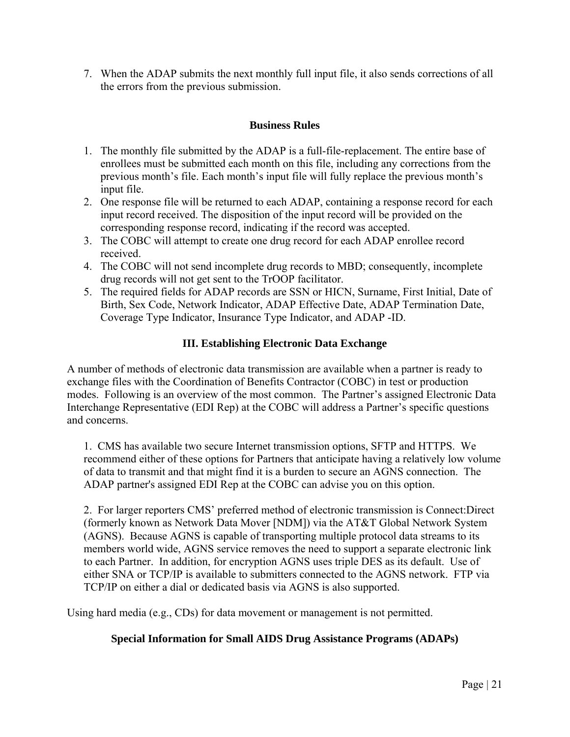7. When the ADAP submits the next monthly full input file, it also sends corrections of all the errors from the previous submission.

### Business Rules

1. The monthly file submitted by the ADAP is a full-file-replacement. The entire base of enrollees must be submitted each month on this file, including any corrections from the previous month's file. Each month's input file will fully replace the previous month's input file.
2. One response file will be returned to each ADAP, containing a response record for each input record received. The disposition of the input record will be provided on the corresponding response record, indicating if the record was accepted.
3. The COBC will attempt to create one drug record for each ADAP enrollee record received.
4. The COBC will not send incomplete drug records to MBD; consequently, incomplete drug records will not get sent to the TrOOP facilitator.
5. The required fields for ADAP records are SSN or HICN, Surname, First Initial, Date of Birth, Sex Code, Network Indicator, ADAP Effective Date, ADAP Termination Date, Coverage Type Indicator, Insurance Type Indicator, and ADAP -ID.

## III. Establishing Electronic Data Exchange

A number of methods of electronic data transmission are available when a partner is ready to exchange files with the Coordination of Benefits Contractor (COBC) in test or production modes. Following is an overview of the most common. The Partner's assigned Electronic Data Interchange Representative (EDI Rep) at the COBC will address a Partner's specific questions and concerns.

1. CMS has available two secure Internet transmission options, SFTP and HTTPS. We recommend either of these options for Partners that anticipate having a relatively low volume of data to transmit and that might find it is a burden to secure an AGNS connection. The ADAP partner's assigned EDI Rep at the COBC can advise you on this option.

2. For larger reporters CMS' preferred method of electronic transmission is Connect:Direct (formerly known as Network Data Mover [NDM]) via the AT&T Global Network System (AGNS). Because AGNS is capable of transporting multiple protocol data streams to its members world wide, AGNS service removes the need to support a separate electronic link to each Partner. In addition, for encryption AGNS uses triple DES as its default. Use of either SNA or TCP/IP is available to submitters connected to the AGNS network. FTP via TCP/IP on either a dial or dedicated basis via AGNS is also supported.

Using hard media (e.g., CDs) for data movement or management is not permitted.

### Special Information for Small AIDS Drug Assistance Programs (ADAPs)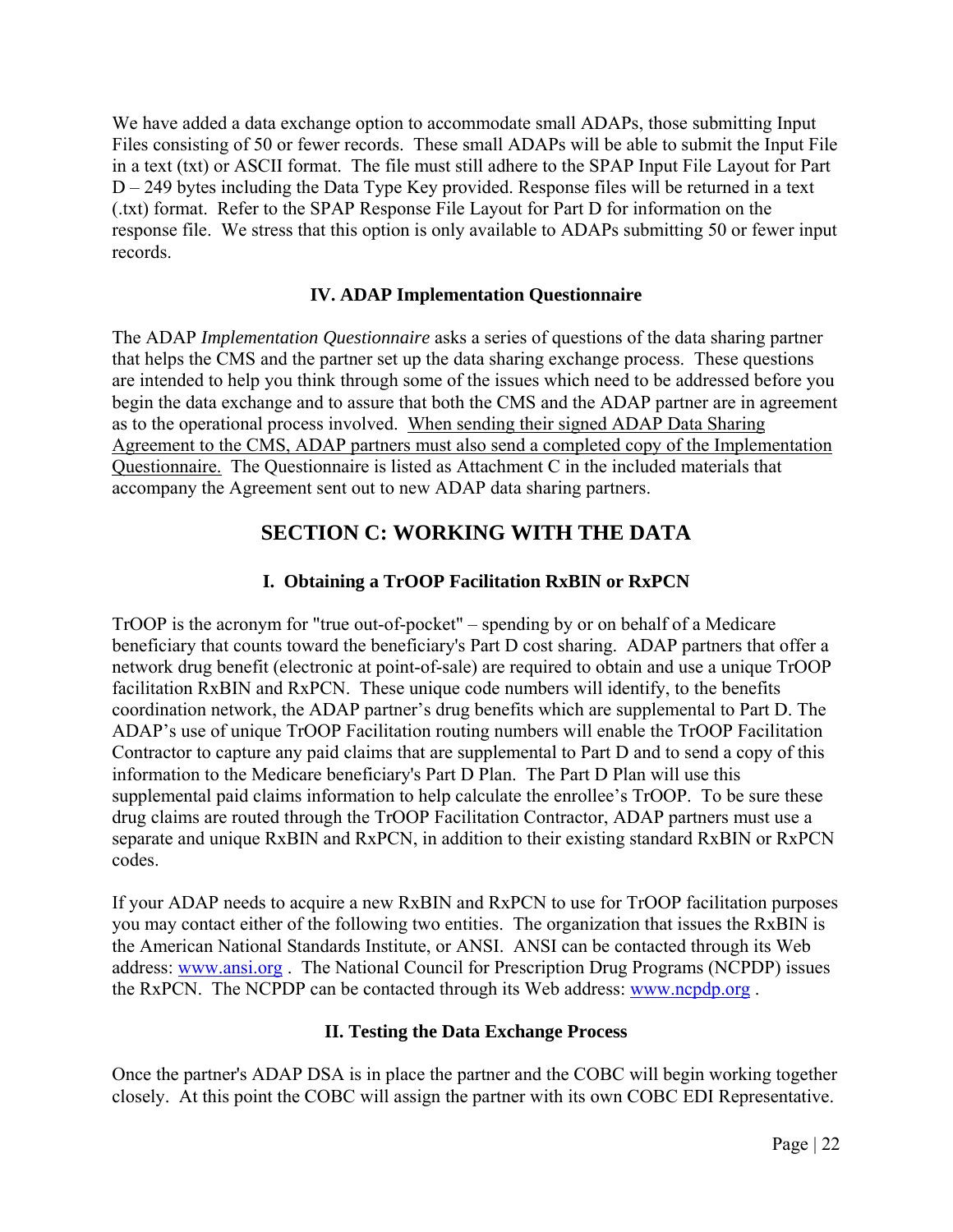We have added a data exchange option to accommodate small ADAPs, those submitting Input Files consisting of 50 or fewer records. These small ADAPs will be able to submit the Input File in a text (txt) or ASCII format. The file must still adhere to the SPAP Input File Layout for Part D – 249 bytes including the Data Type Key provided. Response files will be returned in a text (.txt) format. Refer to the SPAP Response File Layout for Part D for information on the response file. We stress that this option is only available to ADAPs submitting 50 or fewer input records.

### IV. ADAP Implementation Questionnaire

The ADAP *Implementation Questionnaire* asks a series of questions of the data sharing partner that helps the CMS and the partner set up the data sharing exchange process. These questions are intended to help you think through some of the issues which need to be addressed before you begin the data exchange and to assure that both the CMS and the ADAP partner are in agreement as to the operational process involved. <u>When sending their signed ADAP Data Sharing Agreement to the CMS, ADAP partners must also send a completed copy of the Implementation Questionnaire.</u> The Questionnaire is listed as Attachment C in the included materials that accompany the Agreement sent out to new ADAP data sharing partners.

## SECTION C: WORKING WITH THE DATA

### I. Obtaining a TrOOP Facilitation RxBIN or RxPCN

TrOOP is the acronym for "true out-of-pocket" – spending by or on behalf of a Medicare beneficiary that counts toward the beneficiary's Part D cost sharing. ADAP partners that offer a network drug benefit (electronic at point-of-sale) are required to obtain and use a unique TrOOP facilitation RxBIN and RxPCN. These unique code numbers will identify, to the benefits coordination network, the ADAP partner's drug benefits which are supplemental to Part D. The ADAP's use of unique TrOOP Facilitation routing numbers will enable the TrOOP Facilitation Contractor to capture any paid claims that are supplemental to Part D and to send a copy of this information to the Medicare beneficiary's Part D Plan. The Part D Plan will use this supplemental paid claims information to help calculate the enrollee's TrOOP. To be sure these drug claims are routed through the TrOOP Facilitation Contractor, ADAP partners must use a separate and unique RxBIN and RxPCN, in addition to their existing standard RxBIN or RxPCN codes.

If your ADAP needs to acquire a new RxBIN and RxPCN to use for TrOOP facilitation purposes you may contact either of the following two entities. The organization that issues the RxBIN is the American National Standards Institute, or ANSI. ANSI can be contacted through its Web address: [www.ansi.org](http://www.ansi.org) . The National Council for Prescription Drug Programs (NCPDP) issues the RxPCN. The NCPDP can be contacted through its Web address: [www.ncpdp.org](http://www.ncpdp.org) .

### II. Testing the Data Exchange Process

Once the partner's ADAP DSA is in place the partner and the COBC will begin working together closely. At this point the COBC will assign the partner with its own COBC EDI Representative.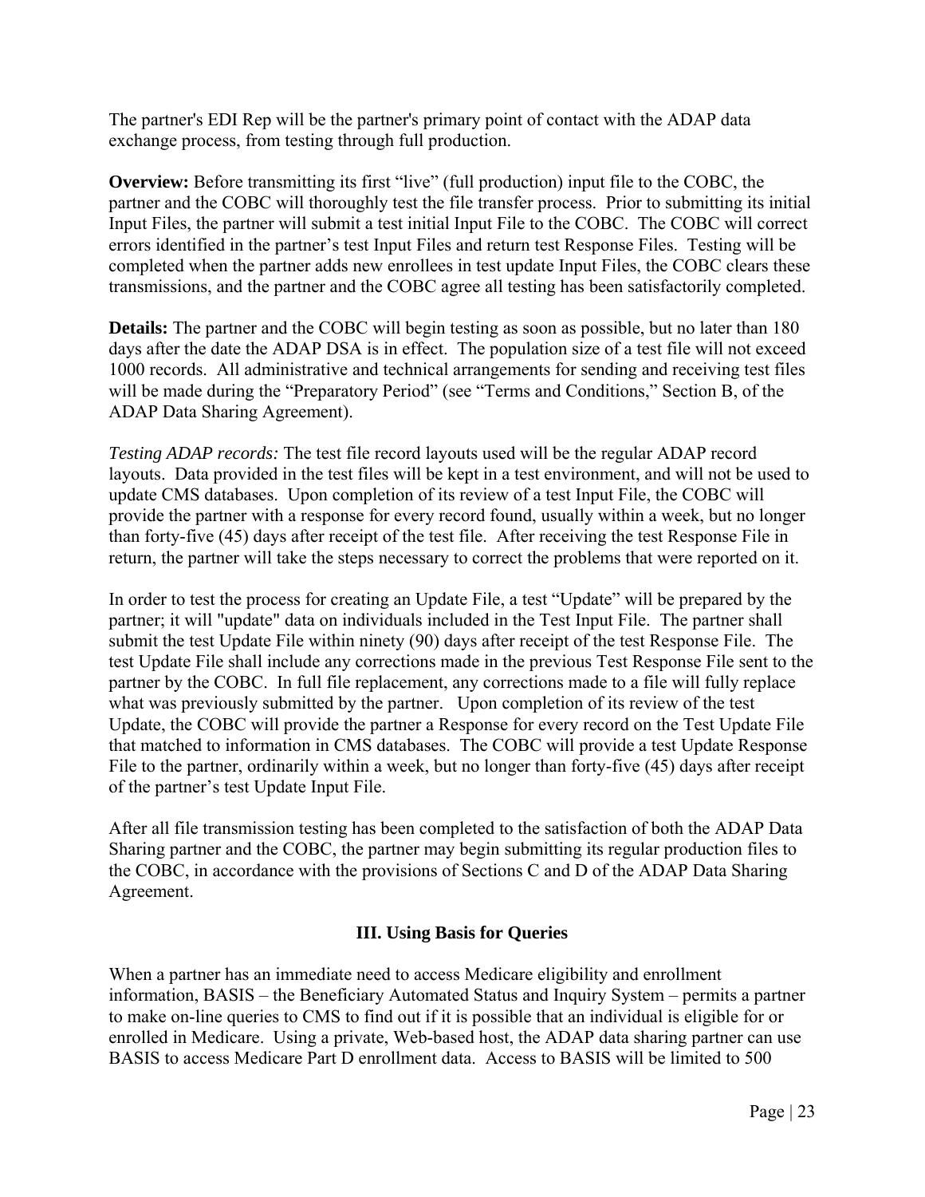The partner's EDI Rep will be the partner's primary point of contact with the ADAP data exchange process, from testing through full production.

**Overview:** Before transmitting its first "live" (full production) input file to the COBC, the partner and the COBC will thoroughly test the file transfer process. Prior to submitting its initial Input Files, the partner will submit a test initial Input File to the COBC. The COBC will correct errors identified in the partner's test Input Files and return test Response Files. Testing will be completed when the partner adds new enrollees in test update Input Files, the COBC clears these transmissions, and the partner and the COBC agree all testing has been satisfactorily completed.

**Details:** The partner and the COBC will begin testing as soon as possible, but no later than 180 days after the date the ADAP DSA is in effect. The population size of a test file will not exceed 1000 records. All administrative and technical arrangements for sending and receiving test files will be made during the "Preparatory Period" (see "Terms and Conditions," Section B, of the ADAP Data Sharing Agreement).

*Testing ADAP records:* The test file record layouts used will be the regular ADAP record layouts. Data provided in the test files will be kept in a test environment, and will not be used to update CMS databases. Upon completion of its review of a test Input File, the COBC will provide the partner with a response for every record found, usually within a week, but no longer than forty-five (45) days after receipt of the test file. After receiving the test Response File in return, the partner will take the steps necessary to correct the problems that were reported on it.

In order to test the process for creating an Update File, a test "Update" will be prepared by the partner; it will "update" data on individuals included in the Test Input File. The partner shall submit the test Update File within ninety (90) days after receipt of the test Response File. The test Update File shall include any corrections made in the previous Test Response File sent to the partner by the COBC. In full file replacement, any corrections made to a file will fully replace what was previously submitted by the partner. Upon completion of its review of the test Update, the COBC will provide the partner a Response for every record on the Test Update File that matched to information in CMS databases. The COBC will provide a test Update Response File to the partner, ordinarily within a week, but no longer than forty-five (45) days after receipt of the partner's test Update Input File.

After all file transmission testing has been completed to the satisfaction of both the ADAP Data Sharing partner and the COBC, the partner may begin submitting its regular production files to the COBC, in accordance with the provisions of Sections C and D of the ADAP Data Sharing Agreement.

## III. Using Basis for Queries

When a partner has an immediate need to access Medicare eligibility and enrollment information, BASIS – the Beneficiary Automated Status and Inquiry System – permits a partner to make on-line queries to CMS to find out if it is possible that an individual is eligible for or enrolled in Medicare. Using a private, Web-based host, the ADAP data sharing partner can use BASIS to access Medicare Part D enrollment data. Access to BASIS will be limited to 500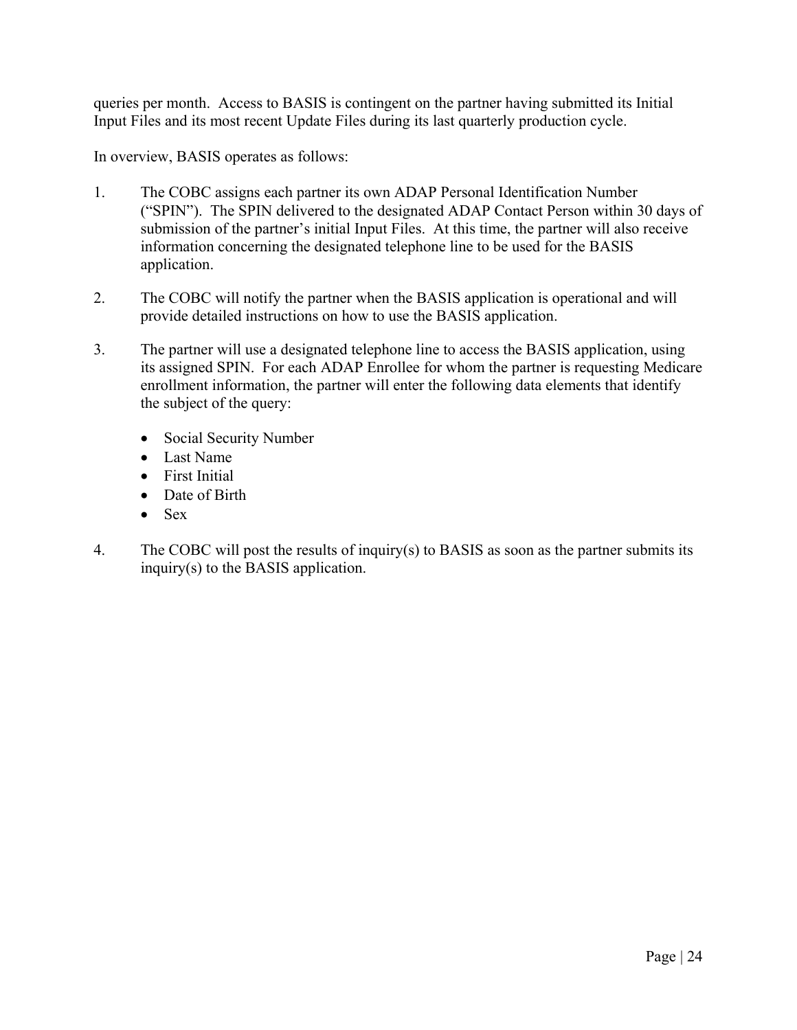queries per month. Access to BASIS is contingent on the partner having submitted its Initial Input Files and its most recent Update Files during its last quarterly production cycle.

In overview, BASIS operates as follows:

1. The COBC assigns each partner its own ADAP Personal Identification Number ("SPIN"). The SPIN delivered to the designated ADAP Contact Person within 30 days of submission of the partner's initial Input Files. At this time, the partner will also receive information concerning the designated telephone line to be used for the BASIS application.

2. The COBC will notify the partner when the BASIS application is operational and will provide detailed instructions on how to use the BASIS application.

3. The partner will use a designated telephone line to access the BASIS application, using its assigned SPIN. For each ADAP Enrollee for whom the partner is requesting Medicare enrollment information, the partner will enter the following data elements that identify the subject of the query:

   - Social Security Number
   - Last Name
   - First Initial
   - Date of Birth
   - Sex

4. The COBC will post the results of inquiry(s) to BASIS as soon as the partner submits its inquiry(s) to the BASIS application.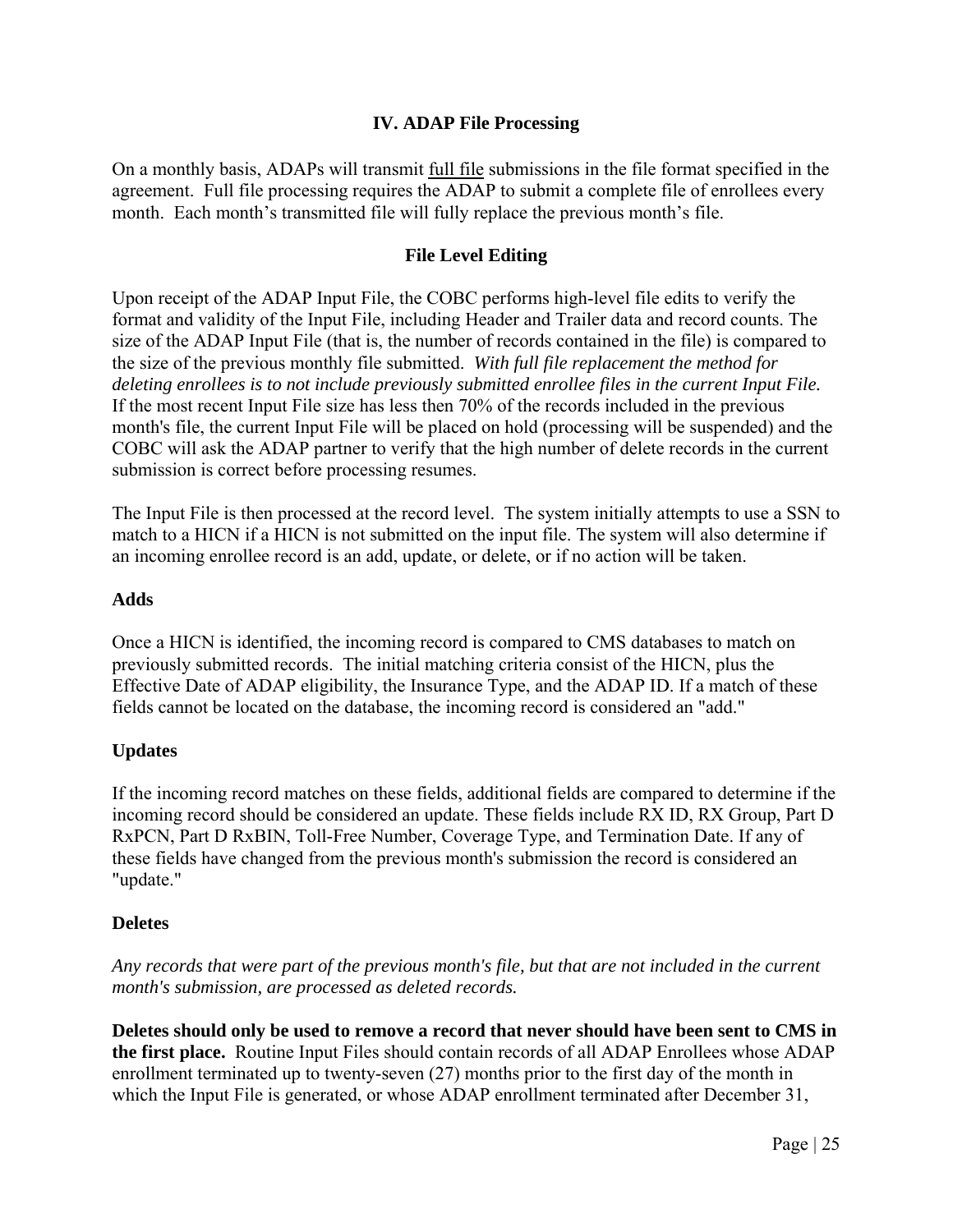## IV. ADAP File Processing

On a monthly basis, ADAPs will transmit full file submissions in the file format specified in the agreement. Full file processing requires the ADAP to submit a complete file of enrollees every month. Each month's transmitted file will fully replace the previous month's file.

### File Level Editing

Upon receipt of the ADAP Input File, the COBC performs high-level file edits to verify the format and validity of the Input File, including Header and Trailer data and record counts. The size of the ADAP Input File (that is, the number of records contained in the file) is compared to the size of the previous monthly file submitted. *With full file replacement the method for deleting enrollees is to not include previously submitted enrollee files in the current Input File.* If the most recent Input File size has less then 70% of the records included in the previous month's file, the current Input File will be placed on hold (processing will be suspended) and the COBC will ask the ADAP partner to verify that the high number of delete records in the current submission is correct before processing resumes.

The Input File is then processed at the record level. The system initially attempts to use a SSN to match to a HICN if a HICN is not submitted on the input file. The system will also determine if an incoming enrollee record is an add, update, or delete, or if no action will be taken.

#### Adds

Once a HICN is identified, the incoming record is compared to CMS databases to match on previously submitted records. The initial matching criteria consist of the HICN, plus the Effective Date of ADAP eligibility, the Insurance Type, and the ADAP ID. If a match of these fields cannot be located on the database, the incoming record is considered an "add."

#### Updates

If the incoming record matches on these fields, additional fields are compared to determine if the incoming record should be considered an update. These fields include RX ID, RX Group, Part D RxPCN, Part D RxBIN, Toll-Free Number, Coverage Type, and Termination Date. If any of these fields have changed from the previous month's submission the record is considered an "update."

#### Deletes

*Any records that were part of the previous month's file, but that are not included in the current month's submission, are processed as deleted records.*

**Deletes should only be used to remove a record that never should have been sent to CMS in the first place.** Routine Input Files should contain records of all ADAP Enrollees whose ADAP enrollment terminated up to twenty-seven (27) months prior to the first day of the month in which the Input File is generated, or whose ADAP enrollment terminated after December 31,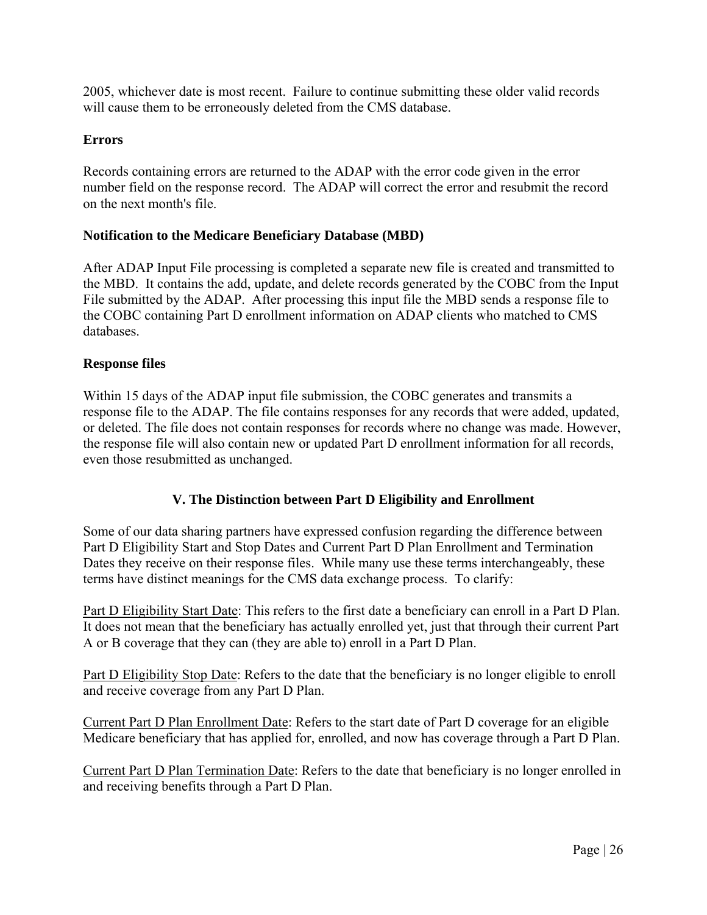2005, whichever date is most recent. Failure to continue submitting these older valid records will cause them to be erroneously deleted from the CMS database.

**Errors**

Records containing errors are returned to the ADAP with the error code given in the error number field on the response record. The ADAP will correct the error and resubmit the record on the next month's file.

**Notification to the Medicare Beneficiary Database (MBD)**

After ADAP Input File processing is completed a separate new file is created and transmitted to the MBD. It contains the add, update, and delete records generated by the COBC from the Input File submitted by the ADAP. After processing this input file the MBD sends a response file to the COBC containing Part D enrollment information on ADAP clients who matched to CMS databases.

**Response files**

Within 15 days of the ADAP input file submission, the COBC generates and transmits a response file to the ADAP. The file contains responses for any records that were added, updated, or deleted. The file does not contain responses for records where no change was made. However, the response file will also contain new or updated Part D enrollment information for all records, even those resubmitted as unchanged.

## V. The Distinction between Part D Eligibility and Enrollment

Some of our data sharing partners have expressed confusion regarding the difference between Part D Eligibility Start and Stop Dates and Current Part D Plan Enrollment and Termination Dates they receive on their response files. While many use these terms interchangeably, these terms have distinct meanings for the CMS data exchange process. To clarify:

Part D Eligibility Start Date: This refers to the first date a beneficiary can enroll in a Part D Plan. It does not mean that the beneficiary has actually enrolled yet, just that through their current Part A or B coverage that they can (they are able to) enroll in a Part D Plan.

Part D Eligibility Stop Date: Refers to the date that the beneficiary is no longer eligible to enroll and receive coverage from any Part D Plan.

Current Part D Plan Enrollment Date: Refers to the start date of Part D coverage for an eligible Medicare beneficiary that has applied for, enrolled, and now has coverage through a Part D Plan.

Current Part D Plan Termination Date: Refers to the date that beneficiary is no longer enrolled in and receiving benefits through a Part D Plan.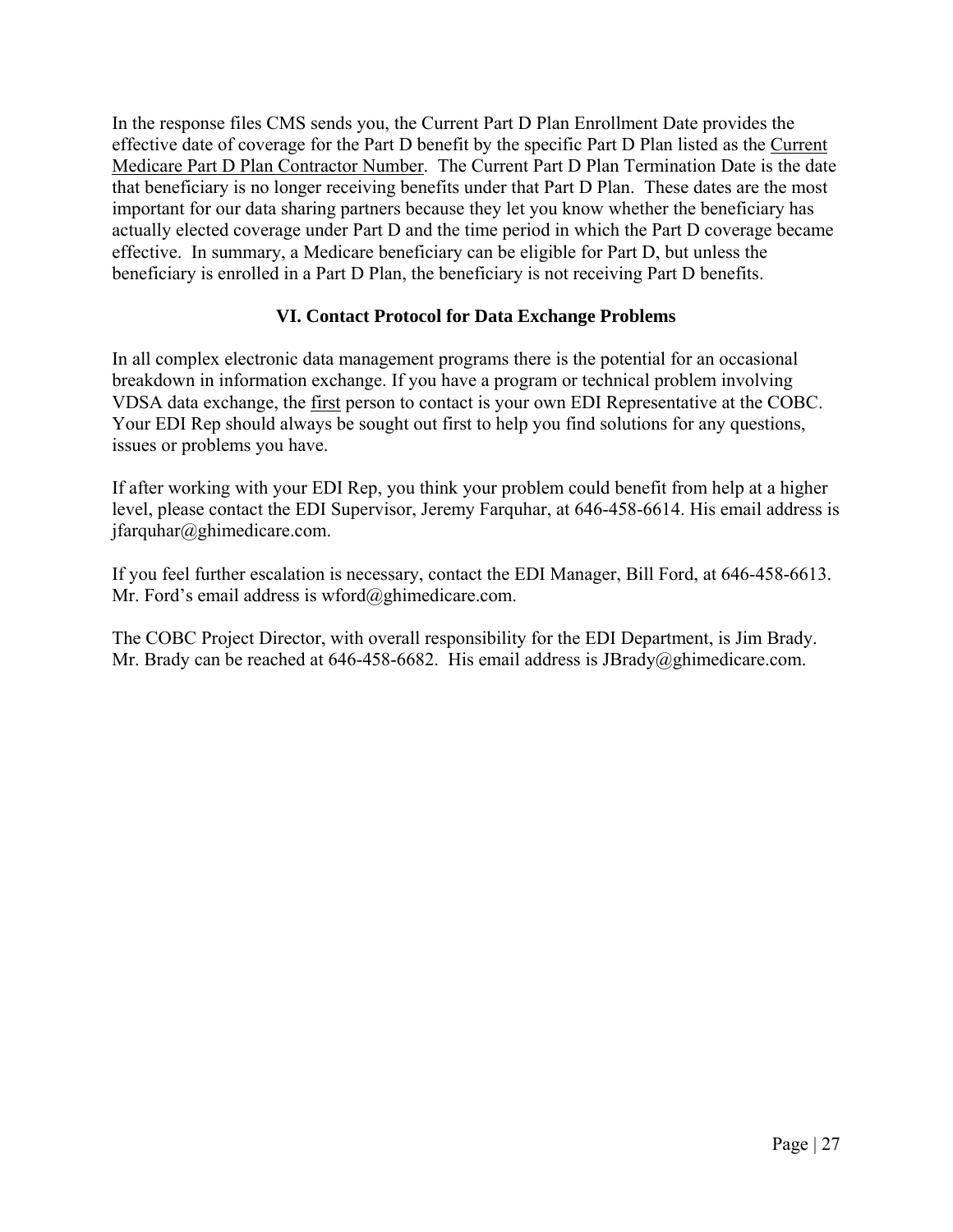In the response files CMS sends you, the Current Part D Plan Enrollment Date provides the effective date of coverage for the Part D benefit by the specific Part D Plan listed as the Current Medicare Part D Plan Contractor Number. The Current Part D Plan Termination Date is the date that beneficiary is no longer receiving benefits under that Part D Plan. These dates are the most important for our data sharing partners because they let you know whether the beneficiary has actually elected coverage under Part D and the time period in which the Part D coverage became effective. In summary, a Medicare beneficiary can be eligible for Part D, but unless the beneficiary is enrolled in a Part D Plan, the beneficiary is not receiving Part D benefits.

## VI. Contact Protocol for Data Exchange Problems

In all complex electronic data management programs there is the potential for an occasional breakdown in information exchange. If you have a program or technical problem involving VDSA data exchange, the first person to contact is your own EDI Representative at the COBC. Your EDI Rep should always be sought out first to help you find solutions for any questions, issues or problems you have.

If after working with your EDI Rep, you think your problem could benefit from help at a higher level, please contact the EDI Supervisor, Jeremy Farquhar, at 646-458-6614. His email address is jfarquhar@ghimedicare.com.

If you feel further escalation is necessary, contact the EDI Manager, Bill Ford, at 646-458-6613. Mr. Ford's email address is wford@ghimedicare.com.

The COBC Project Director, with overall responsibility for the EDI Department, is Jim Brady. Mr. Brady can be reached at 646-458-6682. His email address is JBrady@ghimedicare.com.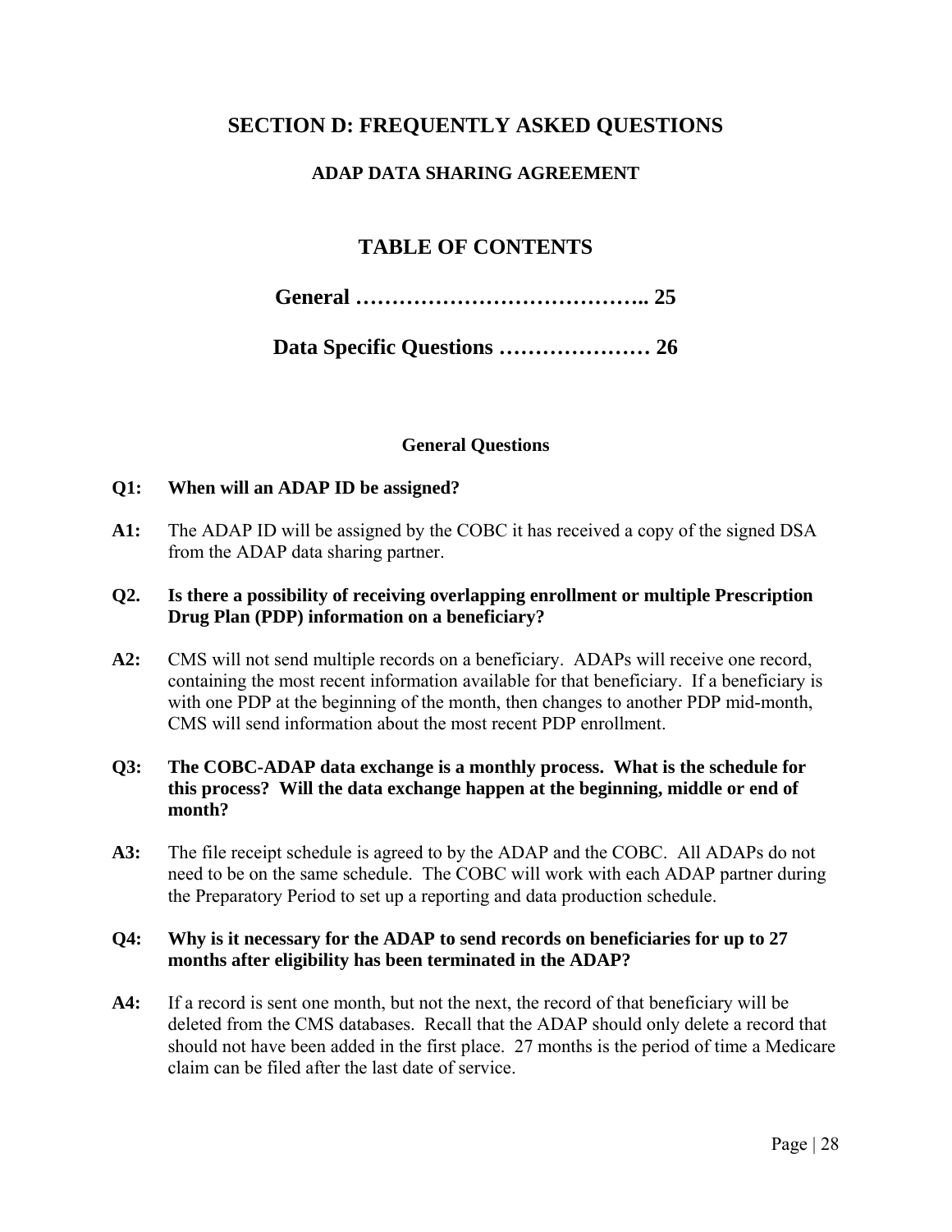# SECTION D: FREQUENTLY ASKED QUESTIONS

## ADAP DATA SHARING AGREEMENT

## TABLE OF CONTENTS

**General ………………………………….. 25**

**Data Specific Questions ………………… 26**

### General Questions

**Q1: When will an ADAP ID be assigned?**

**A1:** The ADAP ID will be assigned by the COBC it has received a copy of the signed DSA from the ADAP data sharing partner.

**Q2. Is there a possibility of receiving overlapping enrollment or multiple Prescription Drug Plan (PDP) information on a beneficiary?**

**A2:** CMS will not send multiple records on a beneficiary. ADAPs will receive one record, containing the most recent information available for that beneficiary. If a beneficiary is with one PDP at the beginning of the month, then changes to another PDP mid-month, CMS will send information about the most recent PDP enrollment.

**Q3: The COBC-ADAP data exchange is a monthly process. What is the schedule for this process? Will the data exchange happen at the beginning, middle or end of month?**

**A3:** The file receipt schedule is agreed to by the ADAP and the COBC. All ADAPs do not need to be on the same schedule. The COBC will work with each ADAP partner during the Preparatory Period to set up a reporting and data production schedule.

**Q4: Why is it necessary for the ADAP to send records on beneficiaries for up to 27 months after eligibility has been terminated in the ADAP?**

**A4:** If a record is sent one month, but not the next, the record of that beneficiary will be deleted from the CMS databases. Recall that the ADAP should only delete a record that should not have been added in the first place. 27 months is the period of time a Medicare claim can be filed after the last date of service.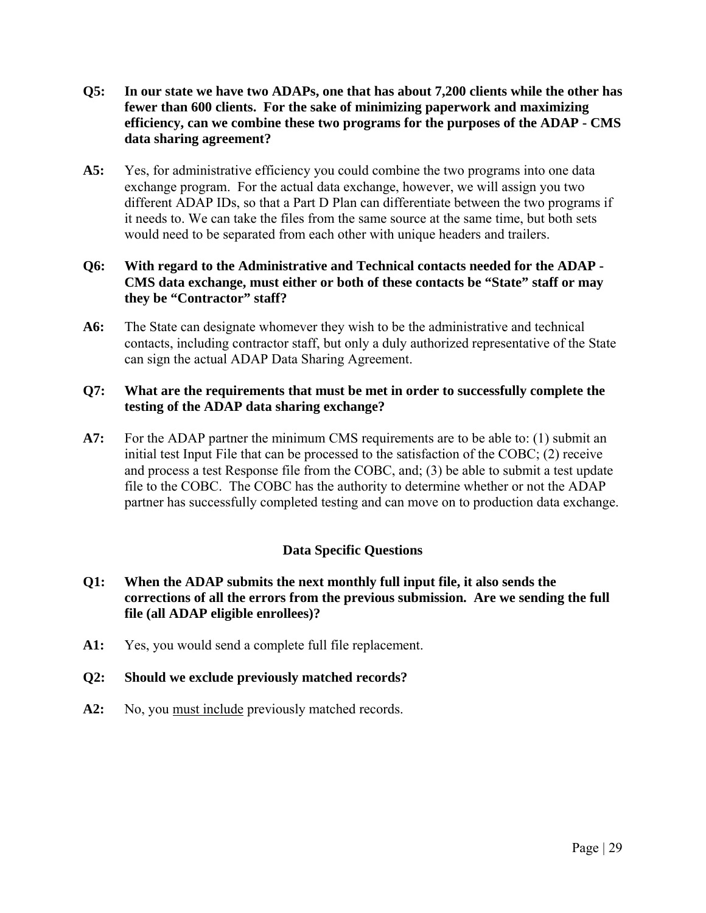**Q5: In our state we have two ADAPs, one that has about 7,200 clients while the other has fewer than 600 clients. For the sake of minimizing paperwork and maximizing efficiency, can we combine these two programs for the purposes of the ADAP - CMS data sharing agreement?**

**A5:** Yes, for administrative efficiency you could combine the two programs into one data exchange program. For the actual data exchange, however, we will assign you two different ADAP IDs, so that a Part D Plan can differentiate between the two programs if it needs to. We can take the files from the same source at the same time, but both sets would need to be separated from each other with unique headers and trailers.

**Q6: With regard to the Administrative and Technical contacts needed for the ADAP - CMS data exchange, must either or both of these contacts be "State" staff or may they be "Contractor" staff?**

**A6:** The State can designate whomever they wish to be the administrative and technical contacts, including contractor staff, but only a duly authorized representative of the State can sign the actual ADAP Data Sharing Agreement.

**Q7: What are the requirements that must be met in order to successfully complete the testing of the ADAP data sharing exchange?**

**A7:** For the ADAP partner the minimum CMS requirements are to be able to: (1) submit an initial test Input File that can be processed to the satisfaction of the COBC; (2) receive and process a test Response file from the COBC, and; (3) be able to submit a test update file to the COBC. The COBC has the authority to determine whether or not the ADAP partner has successfully completed testing and can move on to production data exchange.

## Data Specific Questions

**Q1: When the ADAP submits the next monthly full input file, it also sends the corrections of all the errors from the previous submission. Are we sending the full file (all ADAP eligible enrollees)?**

**A1:** Yes, you would send a complete full file replacement.

**Q2: Should we exclude previously matched records?**

**A2:** No, you <u>must include</u> previously matched records.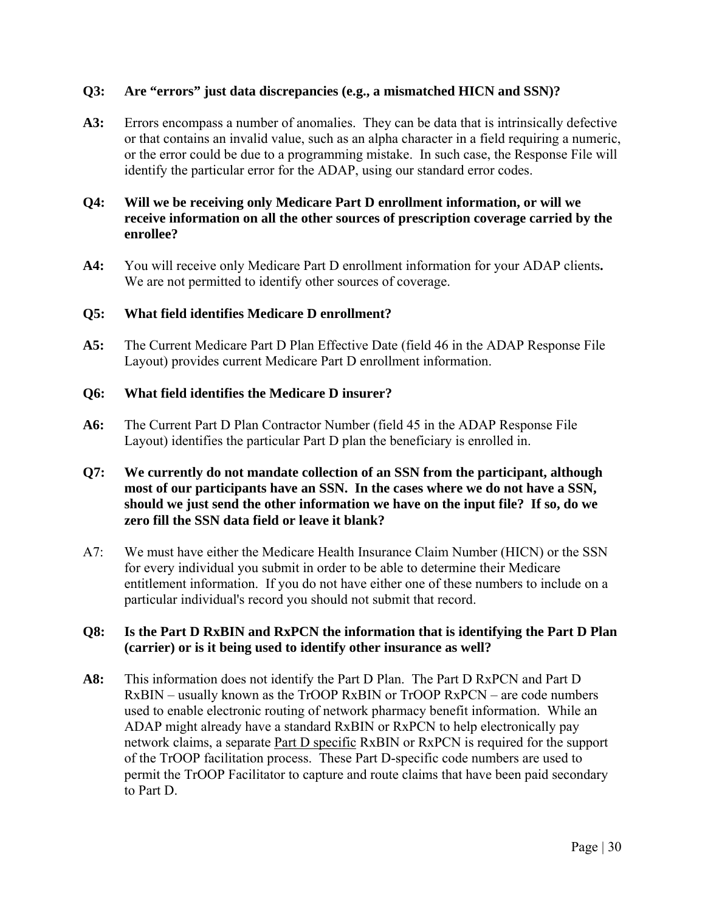**Q3: Are "errors" just data discrepancies (e.g., a mismatched HICN and SSN)?**

**A3:** Errors encompass a number of anomalies. They can be data that is intrinsically defective or that contains an invalid value, such as an alpha character in a field requiring a numeric, or the error could be due to a programming mistake. In such case, the Response File will identify the particular error for the ADAP, using our standard error codes.

**Q4: Will we be receiving only Medicare Part D enrollment information, or will we receive information on all the other sources of prescription coverage carried by the enrollee?**

**A4:** You will receive only Medicare Part D enrollment information for your ADAP clients**.** We are not permitted to identify other sources of coverage.

**Q5: What field identifies Medicare D enrollment?**

**A5:** The Current Medicare Part D Plan Effective Date (field 46 in the ADAP Response File Layout) provides current Medicare Part D enrollment information.

**Q6: What field identifies the Medicare D insurer?**

**A6:** The Current Part D Plan Contractor Number (field 45 in the ADAP Response File Layout) identifies the particular Part D plan the beneficiary is enrolled in.

**Q7: We currently do not mandate collection of an SSN from the participant, although most of our participants have an SSN. In the cases where we do not have a SSN, should we just send the other information we have on the input file? If so, do we zero fill the SSN data field or leave it blank?**

A7: We must have either the Medicare Health Insurance Claim Number (HICN) or the SSN for every individual you submit in order to be able to determine their Medicare entitlement information. If you do not have either one of these numbers to include on a particular individual's record you should not submit that record.

**Q8: Is the Part D RxBIN and RxPCN the information that is identifying the Part D Plan (carrier) or is it being used to identify other insurance as well?**

**A8:** This information does not identify the Part D Plan. The Part D RxPCN and Part D RxBIN – usually known as the TrOOP RxBIN or TrOOP RxPCN – are code numbers used to enable electronic routing of network pharmacy benefit information. While an ADAP might already have a standard RxBIN or RxPCN to help electronically pay network claims, a separate Part D specific RxBIN or RxPCN is required for the support of the TrOOP facilitation process. These Part D-specific code numbers are used to permit the TrOOP Facilitator to capture and route claims that have been paid secondary to Part D.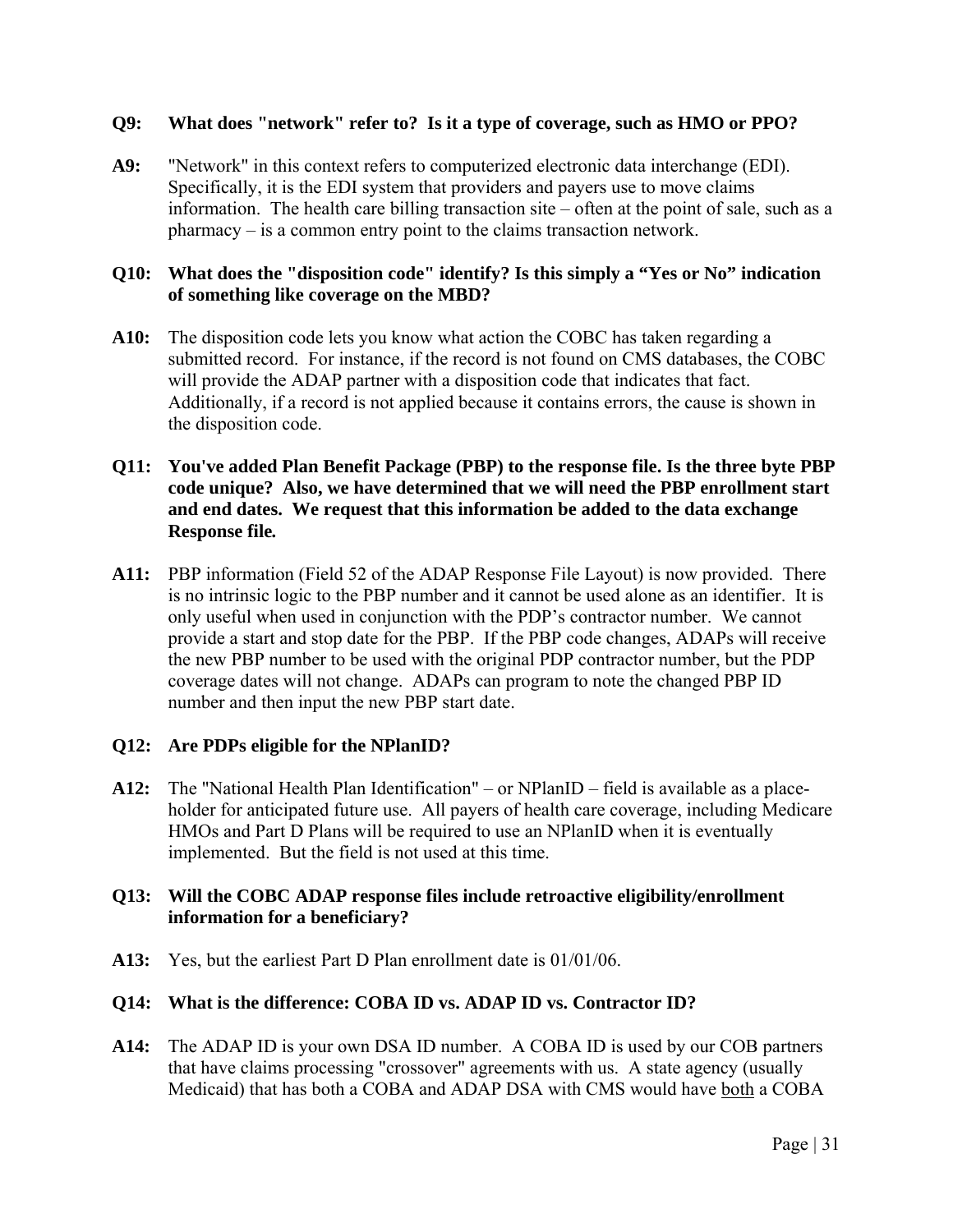**Q9: What does "network" refer to? Is it a type of coverage, such as HMO or PPO?**

**A9:** "Network" in this context refers to computerized electronic data interchange (EDI). Specifically, it is the EDI system that providers and payers use to move claims information. The health care billing transaction site – often at the point of sale, such as a pharmacy – is a common entry point to the claims transaction network.

**Q10: What does the "disposition code" identify? Is this simply a "Yes or No" indication of something like coverage on the MBD?**

**A10:** The disposition code lets you know what action the COBC has taken regarding a submitted record. For instance, if the record is not found on CMS databases, the COBC will provide the ADAP partner with a disposition code that indicates that fact. Additionally, if a record is not applied because it contains errors, the cause is shown in the disposition code.

**Q11: You've added Plan Benefit Package (PBP) to the response file. Is the three byte PBP code unique? Also, we have determined that we will need the PBP enrollment start and end dates. We request that this information be added to the data exchange Response file.**

**A11:** PBP information (Field 52 of the ADAP Response File Layout) is now provided. There is no intrinsic logic to the PBP number and it cannot be used alone as an identifier. It is only useful when used in conjunction with the PDP's contractor number. We cannot provide a start and stop date for the PBP. If the PBP code changes, ADAPs will receive the new PBP number to be used with the original PDP contractor number, but the PDP coverage dates will not change. ADAPs can program to note the changed PBP ID number and then input the new PBP start date.

**Q12: Are PDPs eligible for the NPlanID?**

**A12:** The "National Health Plan Identification" – or NPlanID – field is available as a place-holder for anticipated future use. All payers of health care coverage, including Medicare HMOs and Part D Plans will be required to use an NPlanID when it is eventually implemented. But the field is not used at this time.

**Q13: Will the COBC ADAP response files include retroactive eligibility/enrollment information for a beneficiary?**

**A13:** Yes, but the earliest Part D Plan enrollment date is 01/01/06.

**Q14: What is the difference: COBA ID vs. ADAP ID vs. Contractor ID?**

**A14:** The ADAP ID is your own DSA ID number. A COBA ID is used by our COB partners that have claims processing "crossover" agreements with us. A state agency (usually Medicaid) that has both a COBA and ADAP DSA with CMS would have both a COBA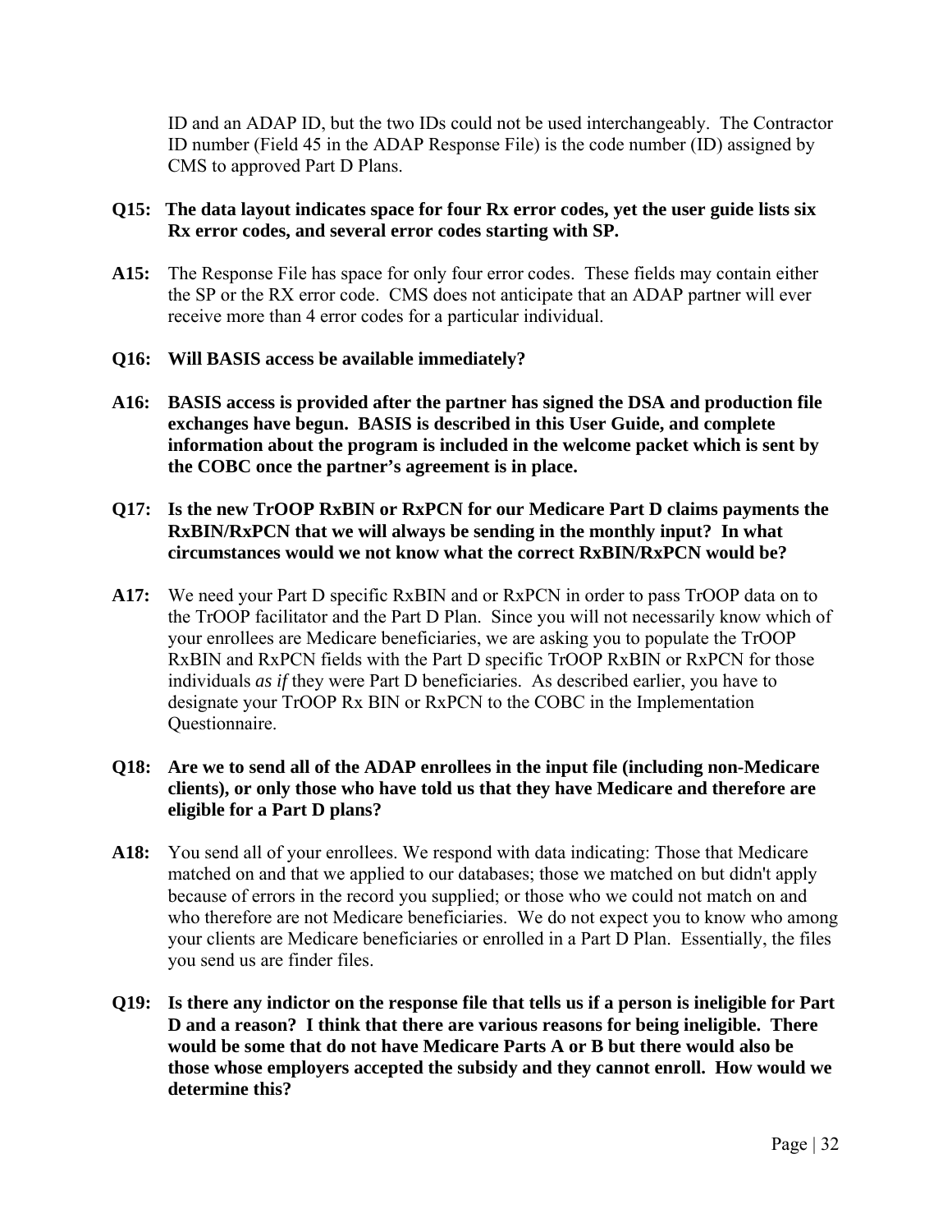ID and an ADAP ID, but the two IDs could not be used interchangeably. The Contractor ID number (Field 45 in the ADAP Response File) is the code number (ID) assigned by CMS to approved Part D Plans.

**Q15: The data layout indicates space for four Rx error codes, yet the user guide lists six Rx error codes, and several error codes starting with SP.**

**A15:** The Response File has space for only four error codes. These fields may contain either the SP or the RX error code. CMS does not anticipate that an ADAP partner will ever receive more than 4 error codes for a particular individual.

**Q16: Will BASIS access be available immediately?**

**A16: BASIS access is provided after the partner has signed the DSA and production file exchanges have begun. BASIS is described in this User Guide, and complete information about the program is included in the welcome packet which is sent by the COBC once the partner's agreement is in place.**

**Q17: Is the new TrOOP RxBIN or RxPCN for our Medicare Part D claims payments the RxBIN/RxPCN that we will always be sending in the monthly input? In what circumstances would we not know what the correct RxBIN/RxPCN would be?**

**A17:** We need your Part D specific RxBIN and or RxPCN in order to pass TrOOP data on to the TrOOP facilitator and the Part D Plan. Since you will not necessarily know which of your enrollees are Medicare beneficiaries, we are asking you to populate the TrOOP RxBIN and RxPCN fields with the Part D specific TrOOP RxBIN or RxPCN for those individuals *as if* they were Part D beneficiaries. As described earlier, you have to designate your TrOOP Rx BIN or RxPCN to the COBC in the Implementation Questionnaire.

**Q18: Are we to send all of the ADAP enrollees in the input file (including non-Medicare clients), or only those who have told us that they have Medicare and therefore are eligible for a Part D plans?**

**A18:** You send all of your enrollees. We respond with data indicating: Those that Medicare matched on and that we applied to our databases; those we matched on but didn't apply because of errors in the record you supplied; or those who we could not match on and who therefore are not Medicare beneficiaries. We do not expect you to know who among your clients are Medicare beneficiaries or enrolled in a Part D Plan. Essentially, the files you send us are finder files.

**Q19: Is there any indictor on the response file that tells us if a person is ineligible for Part D and a reason? I think that there are various reasons for being ineligible. There would be some that do not have Medicare Parts A or B but there would also be those whose employers accepted the subsidy and they cannot enroll. How would we determine this?**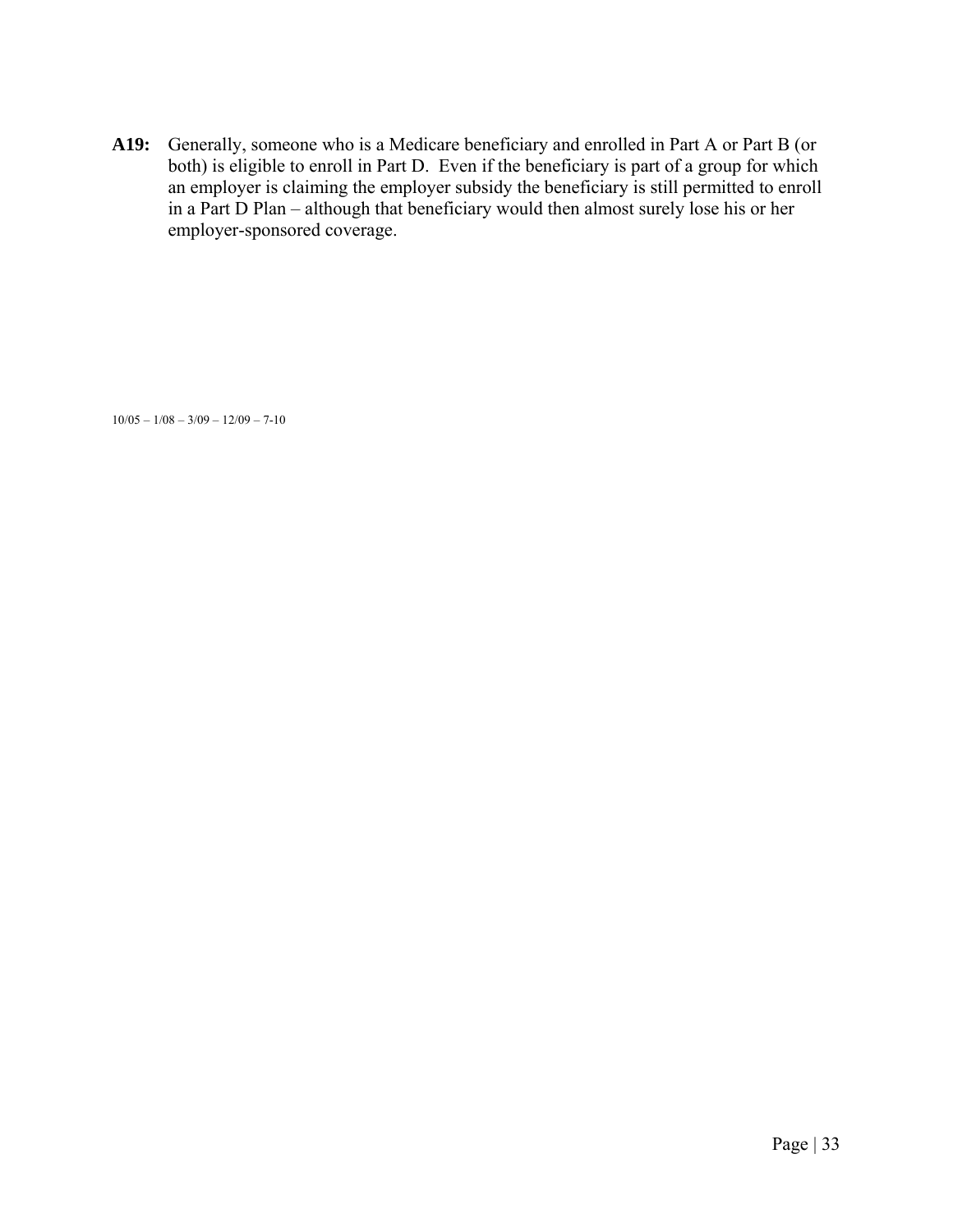**A19:** Generally, someone who is a Medicare beneficiary and enrolled in Part A or Part B (or both) is eligible to enroll in Part D. Even if the beneficiary is part of a group for which an employer is claiming the employer subsidy the beneficiary is still permitted to enroll in a Part D Plan – although that beneficiary would then almost surely lose his or her employer-sponsored coverage.

10/05 – 1/08 – 3/09 – 12/09 – 7-10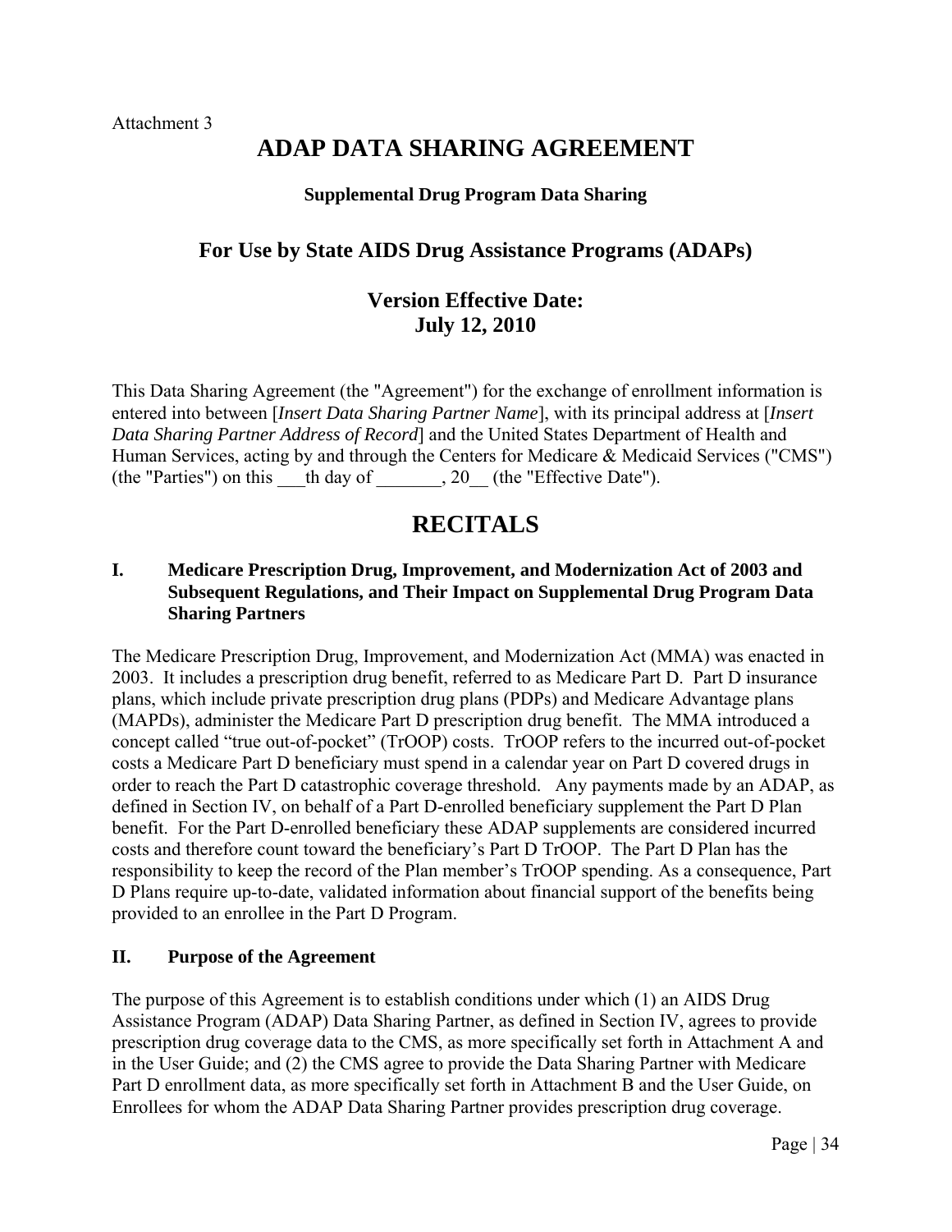Attachment 3

# ADAP DATA SHARING AGREEMENT

**Supplemental Drug Program Data Sharing**

## For Use by State AIDS Drug Assistance Programs (ADAPs)

## Version Effective Date: July 12, 2010

This Data Sharing Agreement (the "Agreement") for the exchange of enrollment information is entered into between [*Insert Data Sharing Partner Name*], with its principal address at [*Insert Data Sharing Partner Address of Record*] and the United States Department of Health and Human Services, acting by and through the Centers for Medicare & Medicaid Services ("CMS") (the "Parties") on this \_\_\_th day of \_\_\_\_\_\_\_, 20\_\_ (the "Effective Date").

# RECITALS

### I. Medicare Prescription Drug, Improvement, and Modernization Act of 2003 and Subsequent Regulations, and Their Impact on Supplemental Drug Program Data Sharing Partners

The Medicare Prescription Drug, Improvement, and Modernization Act (MMA) was enacted in 2003. It includes a prescription drug benefit, referred to as Medicare Part D. Part D insurance plans, which include private prescription drug plans (PDPs) and Medicare Advantage plans (MAPDs), administer the Medicare Part D prescription drug benefit. The MMA introduced a concept called "true out-of-pocket" (TrOOP) costs. TrOOP refers to the incurred out-of-pocket costs a Medicare Part D beneficiary must spend in a calendar year on Part D covered drugs in order to reach the Part D catastrophic coverage threshold. Any payments made by an ADAP, as defined in Section IV, on behalf of a Part D-enrolled beneficiary supplement the Part D Plan benefit. For the Part D-enrolled beneficiary these ADAP supplements are considered incurred costs and therefore count toward the beneficiary's Part D TrOOP. The Part D Plan has the responsibility to keep the record of the Plan member's TrOOP spending. As a consequence, Part D Plans require up-to-date, validated information about financial support of the benefits being provided to an enrollee in the Part D Program.

### II. Purpose of the Agreement

The purpose of this Agreement is to establish conditions under which (1) an AIDS Drug Assistance Program (ADAP) Data Sharing Partner, as defined in Section IV, agrees to provide prescription drug coverage data to the CMS, as more specifically set forth in Attachment A and in the User Guide; and (2) the CMS agree to provide the Data Sharing Partner with Medicare Part D enrollment data, as more specifically set forth in Attachment B and the User Guide, on Enrollees for whom the ADAP Data Sharing Partner provides prescription drug coverage.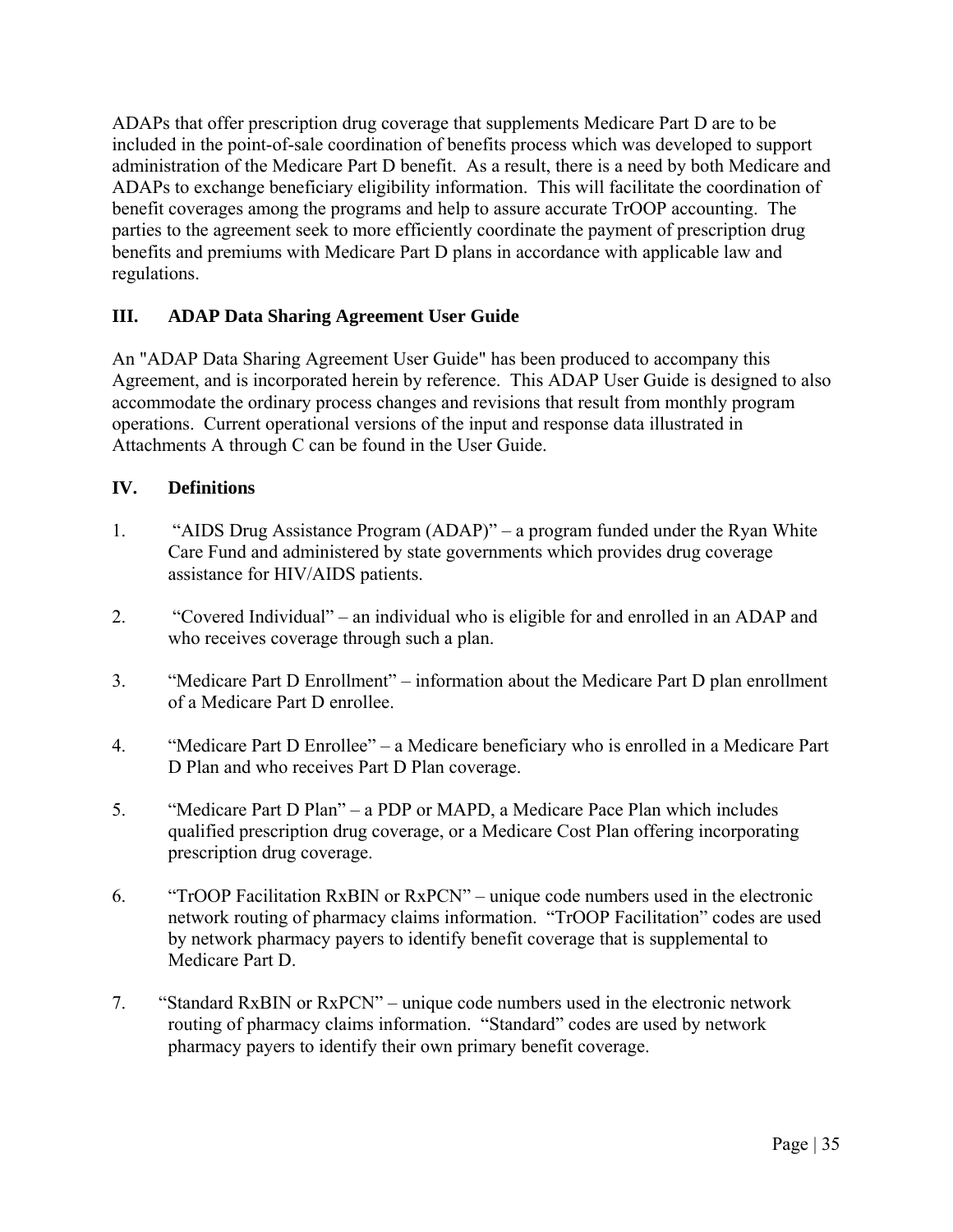ADAPs that offer prescription drug coverage that supplements Medicare Part D are to be included in the point-of-sale coordination of benefits process which was developed to support administration of the Medicare Part D benefit. As a result, there is a need by both Medicare and ADAPs to exchange beneficiary eligibility information. This will facilitate the coordination of benefit coverages among the programs and help to assure accurate TrOOP accounting. The parties to the agreement seek to more efficiently coordinate the payment of prescription drug benefits and premiums with Medicare Part D plans in accordance with applicable law and regulations.

## III. ADAP Data Sharing Agreement User Guide

An "ADAP Data Sharing Agreement User Guide" has been produced to accompany this Agreement, and is incorporated herein by reference. This ADAP User Guide is designed to also accommodate the ordinary process changes and revisions that result from monthly program operations. Current operational versions of the input and response data illustrated in Attachments A through C can be found in the User Guide.

## IV. Definitions

1. "AIDS Drug Assistance Program (ADAP)" – a program funded under the Ryan White Care Fund and administered by state governments which provides drug coverage assistance for HIV/AIDS patients.

2. "Covered Individual" – an individual who is eligible for and enrolled in an ADAP and who receives coverage through such a plan.

3. "Medicare Part D Enrollment" – information about the Medicare Part D plan enrollment of a Medicare Part D enrollee.

4. "Medicare Part D Enrollee" – a Medicare beneficiary who is enrolled in a Medicare Part D Plan and who receives Part D Plan coverage.

5. "Medicare Part D Plan" – a PDP or MAPD, a Medicare Pace Plan which includes qualified prescription drug coverage, or a Medicare Cost Plan offering incorporating prescription drug coverage.

6. "TrOOP Facilitation RxBIN or RxPCN" – unique code numbers used in the electronic network routing of pharmacy claims information. "TrOOP Facilitation" codes are used by network pharmacy payers to identify benefit coverage that is supplemental to Medicare Part D.

7. "Standard RxBIN or RxPCN" – unique code numbers used in the electronic network routing of pharmacy claims information. "Standard" codes are used by network pharmacy payers to identify their own primary benefit coverage.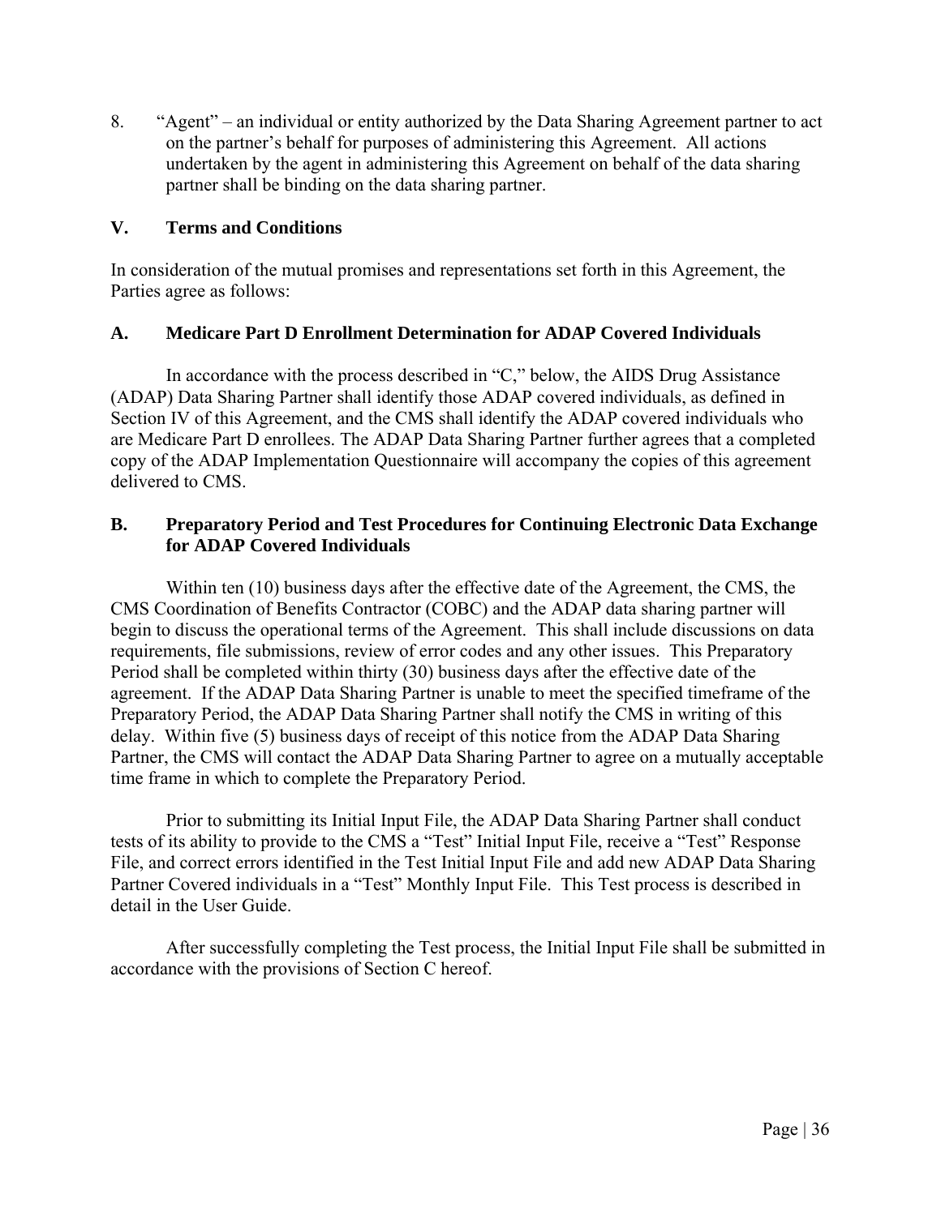8. “Agent” – an individual or entity authorized by the Data Sharing Agreement partner to act on the partner’s behalf for purposes of administering this Agreement. All actions undertaken by the agent in administering this Agreement on behalf of the data sharing partner shall be binding on the data sharing partner.

## V. Terms and Conditions

In consideration of the mutual promises and representations set forth in this Agreement, the Parties agree as follows:

### A. Medicare Part D Enrollment Determination for ADAP Covered Individuals

In accordance with the process described in “C,” below, the AIDS Drug Assistance (ADAP) Data Sharing Partner shall identify those ADAP covered individuals, as defined in Section IV of this Agreement, and the CMS shall identify the ADAP covered individuals who are Medicare Part D enrollees. The ADAP Data Sharing Partner further agrees that a completed copy of the ADAP Implementation Questionnaire will accompany the copies of this agreement delivered to CMS.

### B. Preparatory Period and Test Procedures for Continuing Electronic Data Exchange for ADAP Covered Individuals

Within ten (10) business days after the effective date of the Agreement, the CMS, the CMS Coordination of Benefits Contractor (COBC) and the ADAP data sharing partner will begin to discuss the operational terms of the Agreement. This shall include discussions on data requirements, file submissions, review of error codes and any other issues. This Preparatory Period shall be completed within thirty (30) business days after the effective date of the agreement. If the ADAP Data Sharing Partner is unable to meet the specified timeframe of the Preparatory Period, the ADAP Data Sharing Partner shall notify the CMS in writing of this delay. Within five (5) business days of receipt of this notice from the ADAP Data Sharing Partner, the CMS will contact the ADAP Data Sharing Partner to agree on a mutually acceptable time frame in which to complete the Preparatory Period.

Prior to submitting its Initial Input File, the ADAP Data Sharing Partner shall conduct tests of its ability to provide to the CMS a “Test” Initial Input File, receive a “Test” Response File, and correct errors identified in the Test Initial Input File and add new ADAP Data Sharing Partner Covered individuals in a “Test” Monthly Input File. This Test process is described in detail in the User Guide.

After successfully completing the Test process, the Initial Input File shall be submitted in accordance with the provisions of Section C hereof.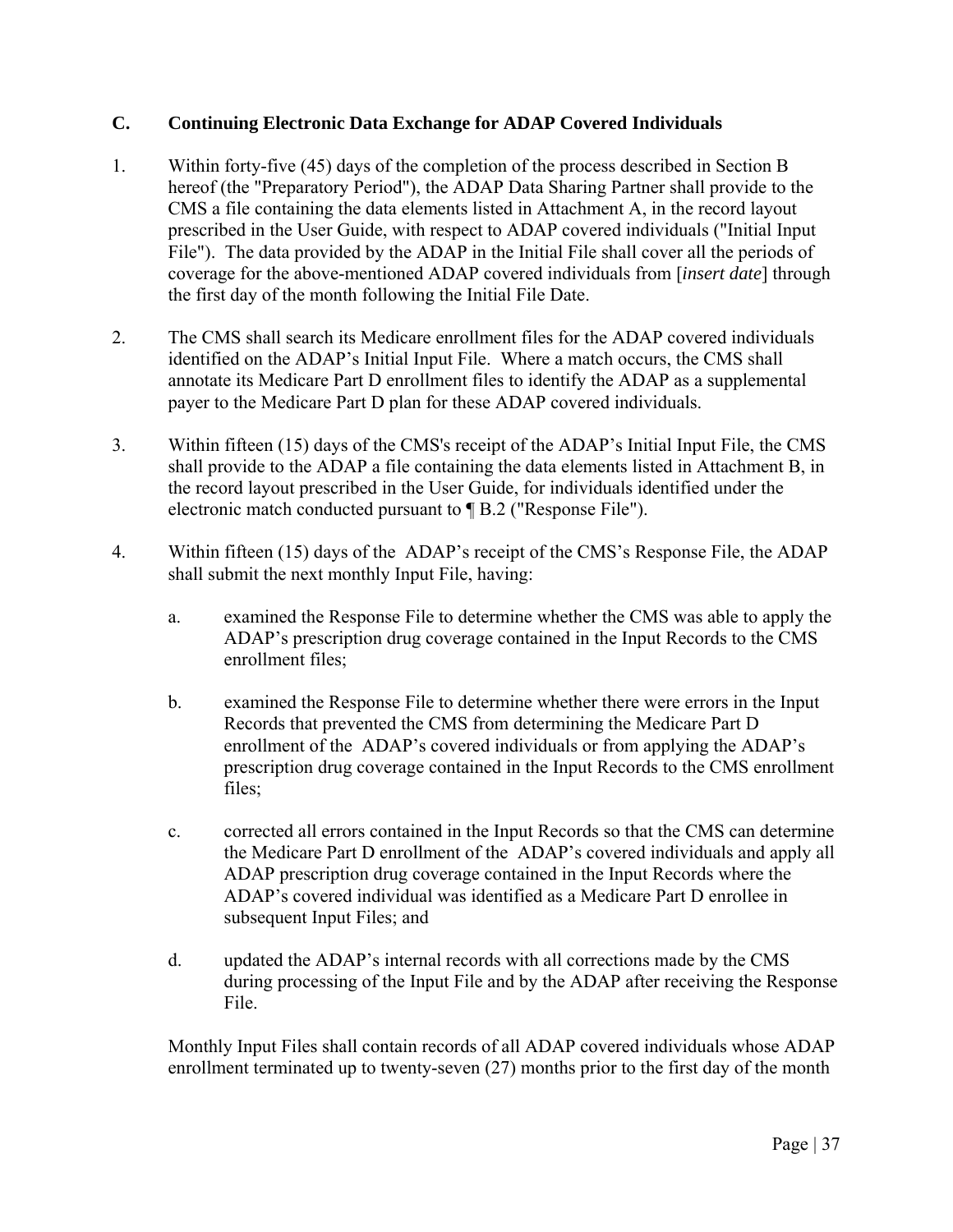## C. Continuing Electronic Data Exchange for ADAP Covered Individuals

1. Within forty-five (45) days of the completion of the process described in Section B hereof (the "Preparatory Period"), the ADAP Data Sharing Partner shall provide to the CMS a file containing the data elements listed in Attachment A, in the record layout prescribed in the User Guide, with respect to ADAP covered individuals ("Initial Input File"). The data provided by the ADAP in the Initial File shall cover all the periods of coverage for the above-mentioned ADAP covered individuals from [*insert date*] through the first day of the month following the Initial File Date.

2. The CMS shall search its Medicare enrollment files for the ADAP covered individuals identified on the ADAP's Initial Input File. Where a match occurs, the CMS shall annotate its Medicare Part D enrollment files to identify the ADAP as a supplemental payer to the Medicare Part D plan for these ADAP covered individuals.

3. Within fifteen (15) days of the CMS's receipt of the ADAP's Initial Input File, the CMS shall provide to the ADAP a file containing the data elements listed in Attachment B, in the record layout prescribed in the User Guide, for individuals identified under the electronic match conducted pursuant to ¶ B.2 ("Response File").

4. Within fifteen (15) days of the ADAP's receipt of the CMS's Response File, the ADAP shall submit the next monthly Input File, having:

   a. examined the Response File to determine whether the CMS was able to apply the ADAP's prescription drug coverage contained in the Input Records to the CMS enrollment files;

   b. examined the Response File to determine whether there were errors in the Input Records that prevented the CMS from determining the Medicare Part D enrollment of the ADAP's covered individuals or from applying the ADAP's prescription drug coverage contained in the Input Records to the CMS enrollment files;

   c. corrected all errors contained in the Input Records so that the CMS can determine the Medicare Part D enrollment of the ADAP's covered individuals and apply all ADAP prescription drug coverage contained in the Input Records where the ADAP's covered individual was identified as a Medicare Part D enrollee in subsequent Input Files; and

   d. updated the ADAP's internal records with all corrections made by the CMS during processing of the Input File and by the ADAP after receiving the Response File.

   Monthly Input Files shall contain records of all ADAP covered individuals whose ADAP enrollment terminated up to twenty-seven (27) months prior to the first day of the month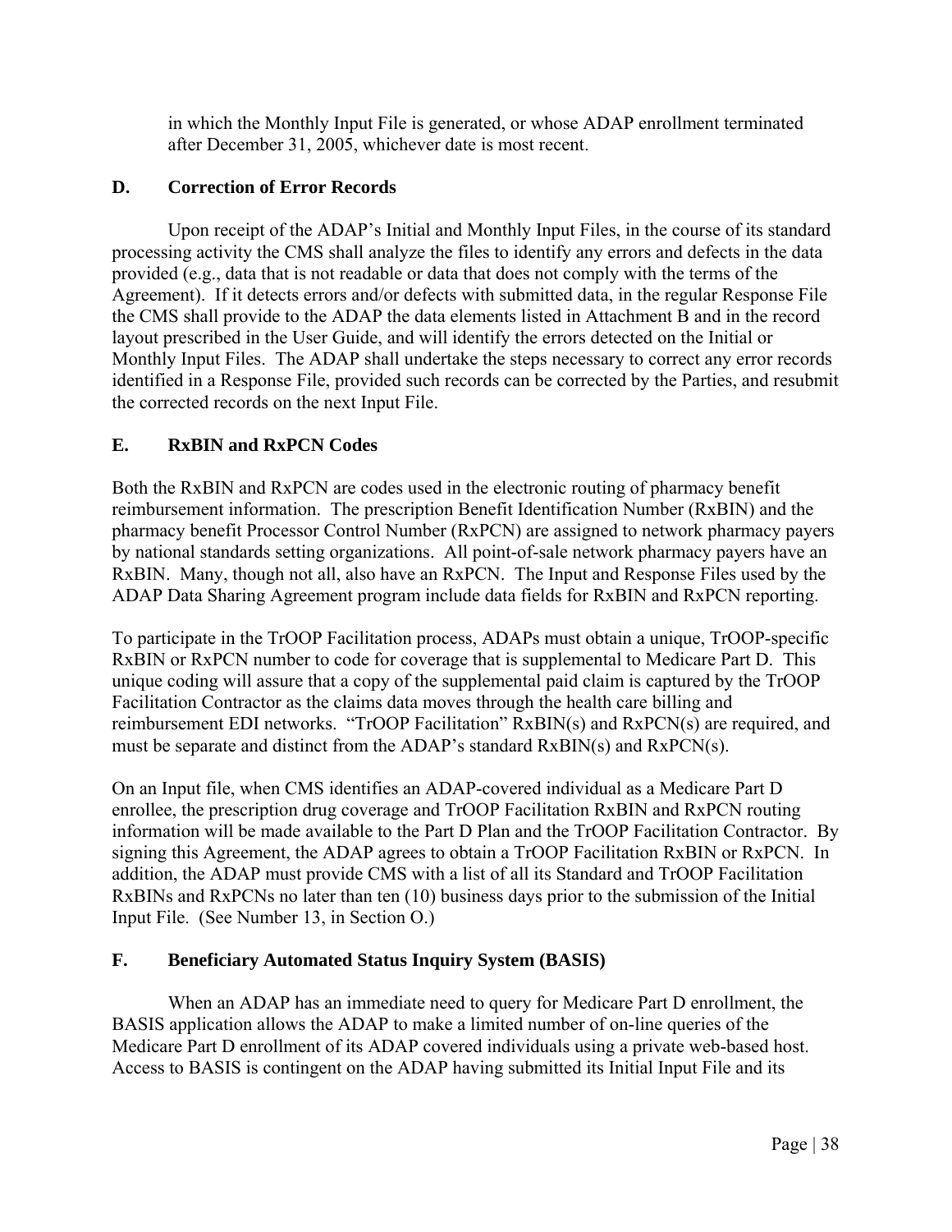in which the Monthly Input File is generated, or whose ADAP enrollment terminated after December 31, 2005, whichever date is most recent.

### D. Correction of Error Records

Upon receipt of the ADAP's Initial and Monthly Input Files, in the course of its standard processing activity the CMS shall analyze the files to identify any errors and defects in the data provided (e.g., data that is not readable or data that does not comply with the terms of the Agreement). If it detects errors and/or defects with submitted data, in the regular Response File the CMS shall provide to the ADAP the data elements listed in Attachment B and in the record layout prescribed in the User Guide, and will identify the errors detected on the Initial or Monthly Input Files. The ADAP shall undertake the steps necessary to correct any error records identified in a Response File, provided such records can be corrected by the Parties, and resubmit the corrected records on the next Input File.

### E. RxBIN and RxPCN Codes

Both the RxBIN and RxPCN are codes used in the electronic routing of pharmacy benefit reimbursement information. The prescription Benefit Identification Number (RxBIN) and the pharmacy benefit Processor Control Number (RxPCN) are assigned to network pharmacy payers by national standards setting organizations. All point-of-sale network pharmacy payers have an RxBIN. Many, though not all, also have an RxPCN. The Input and Response Files used by the ADAP Data Sharing Agreement program include data fields for RxBIN and RxPCN reporting.

To participate in the TrOOP Facilitation process, ADAPs must obtain a unique, TrOOP-specific RxBIN or RxPCN number to code for coverage that is supplemental to Medicare Part D. This unique coding will assure that a copy of the supplemental paid claim is captured by the TrOOP Facilitation Contractor as the claims data moves through the health care billing and reimbursement EDI networks. "TrOOP Facilitation" RxBIN(s) and RxPCN(s) are required, and must be separate and distinct from the ADAP's standard RxBIN(s) and RxPCN(s).

On an Input file, when CMS identifies an ADAP-covered individual as a Medicare Part D enrollee, the prescription drug coverage and TrOOP Facilitation RxBIN and RxPCN routing information will be made available to the Part D Plan and the TrOOP Facilitation Contractor. By signing this Agreement, the ADAP agrees to obtain a TrOOP Facilitation RxBIN or RxPCN. In addition, the ADAP must provide CMS with a list of all its Standard and TrOOP Facilitation RxBINs and RxPCNs no later than ten (10) business days prior to the submission of the Initial Input File. (See Number 13, in Section O.)

### F. Beneficiary Automated Status Inquiry System (BASIS)

When an ADAP has an immediate need to query for Medicare Part D enrollment, the BASIS application allows the ADAP to make a limited number of on-line queries of the Medicare Part D enrollment of its ADAP covered individuals using a private web-based host. Access to BASIS is contingent on the ADAP having submitted its Initial Input File and its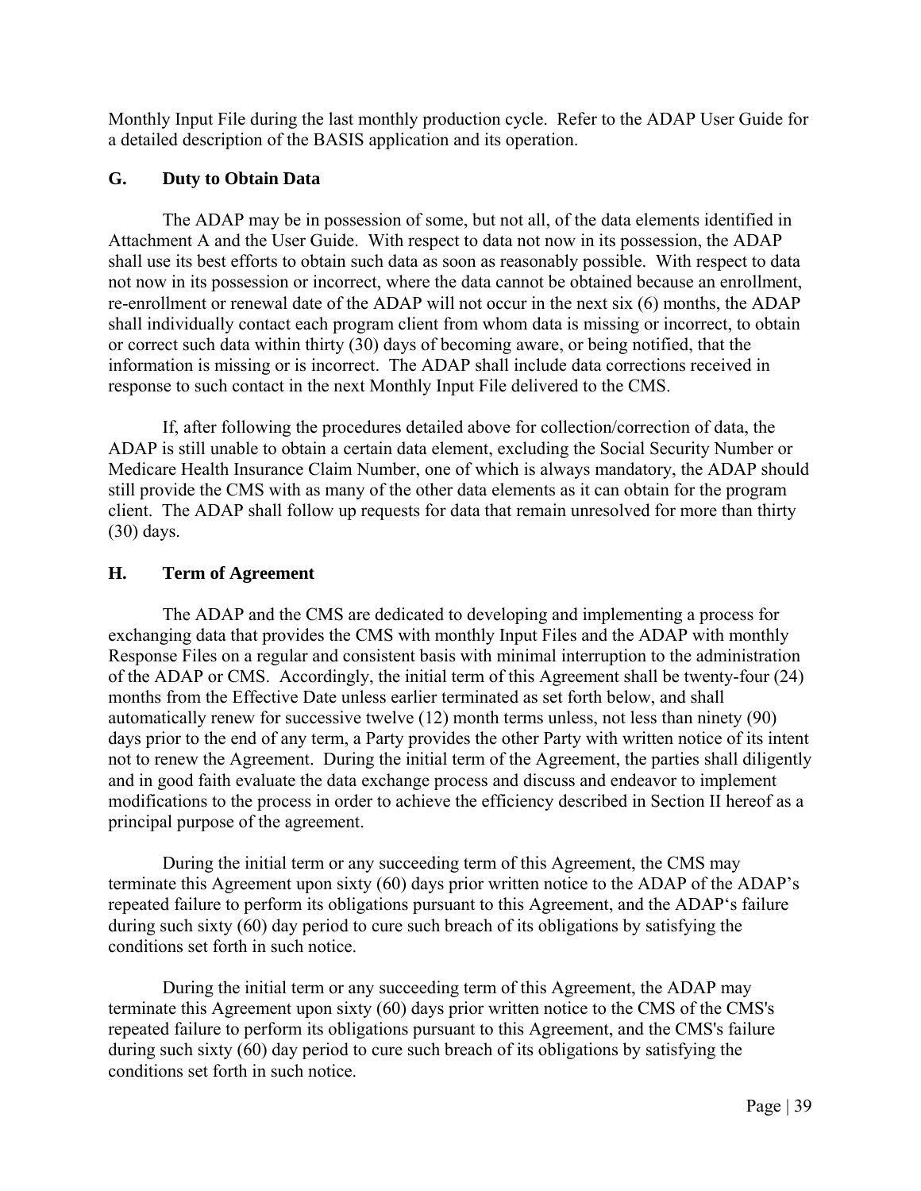Monthly Input File during the last monthly production cycle. Refer to the ADAP User Guide for a detailed description of the BASIS application and its operation.

### G. Duty to Obtain Data

The ADAP may be in possession of some, but not all, of the data elements identified in Attachment A and the User Guide. With respect to data not now in its possession, the ADAP shall use its best efforts to obtain such data as soon as reasonably possible. With respect to data not now in its possession or incorrect, where the data cannot be obtained because an enrollment, re-enrollment or renewal date of the ADAP will not occur in the next six (6) months, the ADAP shall individually contact each program client from whom data is missing or incorrect, to obtain or correct such data within thirty (30) days of becoming aware, or being notified, that the information is missing or is incorrect. The ADAP shall include data corrections received in response to such contact in the next Monthly Input File delivered to the CMS.

If, after following the procedures detailed above for collection/correction of data, the ADAP is still unable to obtain a certain data element, excluding the Social Security Number or Medicare Health Insurance Claim Number, one of which is always mandatory, the ADAP should still provide the CMS with as many of the other data elements as it can obtain for the program client. The ADAP shall follow up requests for data that remain unresolved for more than thirty (30) days.

### H. Term of Agreement

The ADAP and the CMS are dedicated to developing and implementing a process for exchanging data that provides the CMS with monthly Input Files and the ADAP with monthly Response Files on a regular and consistent basis with minimal interruption to the administration of the ADAP or CMS. Accordingly, the initial term of this Agreement shall be twenty-four (24) months from the Effective Date unless earlier terminated as set forth below, and shall automatically renew for successive twelve (12) month terms unless, not less than ninety (90) days prior to the end of any term, a Party provides the other Party with written notice of its intent not to renew the Agreement. During the initial term of the Agreement, the parties shall diligently and in good faith evaluate the data exchange process and discuss and endeavor to implement modifications to the process in order to achieve the efficiency described in Section II hereof as a principal purpose of the agreement.

During the initial term or any succeeding term of this Agreement, the CMS may terminate this Agreement upon sixty (60) days prior written notice to the ADAP of the ADAP's repeated failure to perform its obligations pursuant to this Agreement, and the ADAP's failure during such sixty (60) day period to cure such breach of its obligations by satisfying the conditions set forth in such notice.

During the initial term or any succeeding term of this Agreement, the ADAP may terminate this Agreement upon sixty (60) days prior written notice to the CMS of the CMS's repeated failure to perform its obligations pursuant to this Agreement, and the CMS's failure during such sixty (60) day period to cure such breach of its obligations by satisfying the conditions set forth in such notice.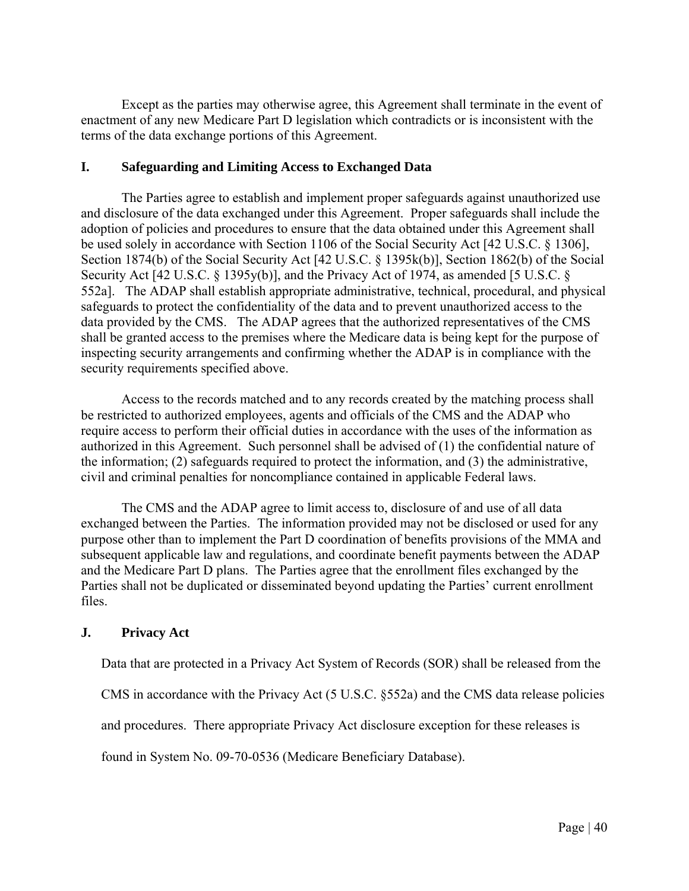Except as the parties may otherwise agree, this Agreement shall terminate in the event of enactment of any new Medicare Part D legislation which contradicts or is inconsistent with the terms of the data exchange portions of this Agreement.

## I. Safeguarding and Limiting Access to Exchanged Data

The Parties agree to establish and implement proper safeguards against unauthorized use and disclosure of the data exchanged under this Agreement. Proper safeguards shall include the adoption of policies and procedures to ensure that the data obtained under this Agreement shall be used solely in accordance with Section 1106 of the Social Security Act [42 U.S.C. § 1306], Section 1874(b) of the Social Security Act [42 U.S.C. § 1395k(b)], Section 1862(b) of the Social Security Act [42 U.S.C. § 1395y(b)], and the Privacy Act of 1974, as amended [5 U.S.C. § 552a]. The ADAP shall establish appropriate administrative, technical, procedural, and physical safeguards to protect the confidentiality of the data and to prevent unauthorized access to the data provided by the CMS. The ADAP agrees that the authorized representatives of the CMS shall be granted access to the premises where the Medicare data is being kept for the purpose of inspecting security arrangements and confirming whether the ADAP is in compliance with the security requirements specified above.

Access to the records matched and to any records created by the matching process shall be restricted to authorized employees, agents and officials of the CMS and the ADAP who require access to perform their official duties in accordance with the uses of the information as authorized in this Agreement. Such personnel shall be advised of (1) the confidential nature of the information; (2) safeguards required to protect the information, and (3) the administrative, civil and criminal penalties for noncompliance contained in applicable Federal laws.

The CMS and the ADAP agree to limit access to, disclosure of and use of all data exchanged between the Parties. The information provided may not be disclosed or used for any purpose other than to implement the Part D coordination of benefits provisions of the MMA and subsequent applicable law and regulations, and coordinate benefit payments between the ADAP and the Medicare Part D plans. The Parties agree that the enrollment files exchanged by the Parties shall not be duplicated or disseminated beyond updating the Parties' current enrollment files.

## J. Privacy Act

Data that are protected in a Privacy Act System of Records (SOR) shall be released from the CMS in accordance with the Privacy Act (5 U.S.C. §552a) and the CMS data release policies and procedures. There appropriate Privacy Act disclosure exception for these releases is found in System No. 09-70-0536 (Medicare Beneficiary Database).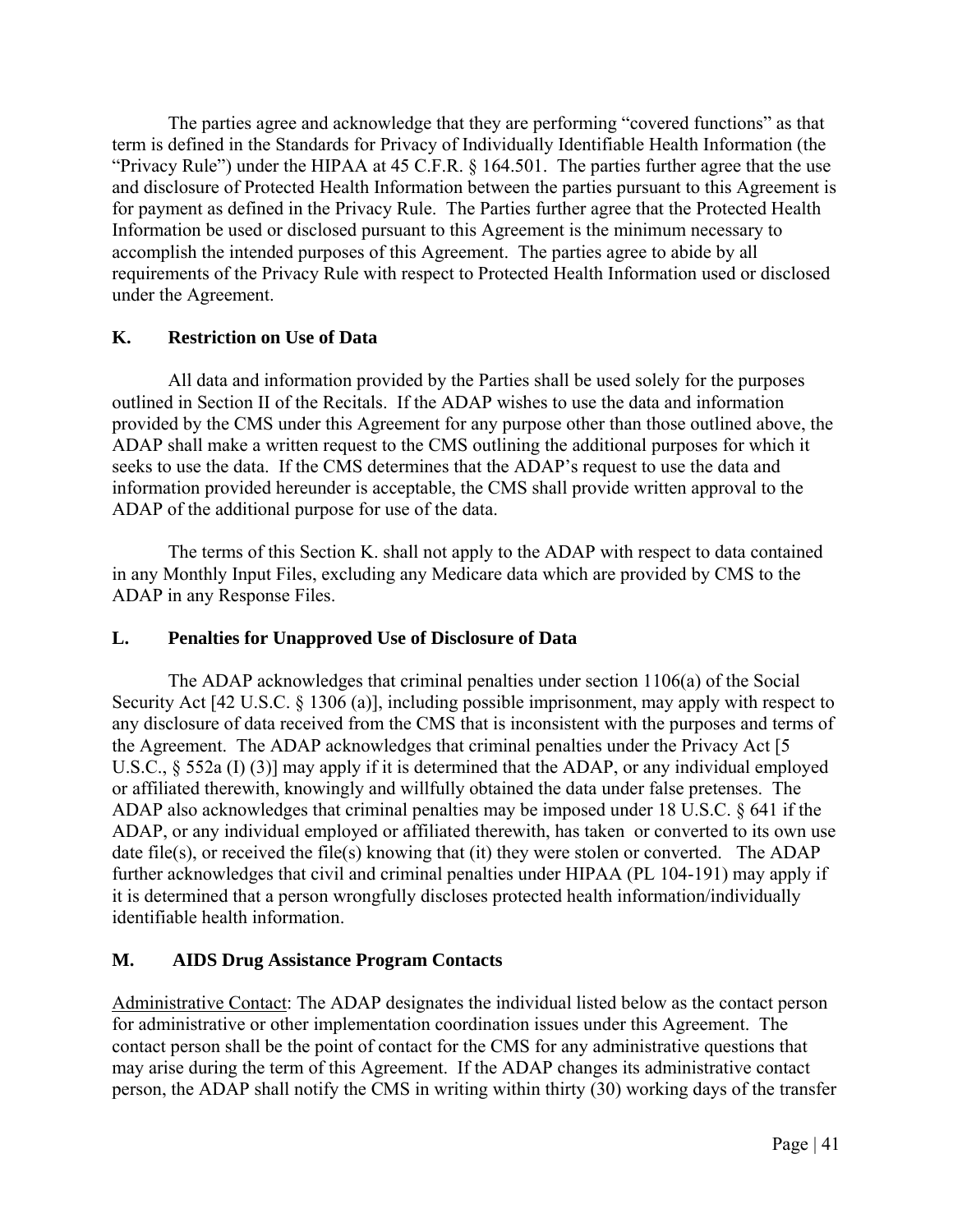The parties agree and acknowledge that they are performing "covered functions" as that term is defined in the Standards for Privacy of Individually Identifiable Health Information (the "Privacy Rule") under the HIPAA at 45 C.F.R. § 164.501. The parties further agree that the use and disclosure of Protected Health Information between the parties pursuant to this Agreement is for payment as defined in the Privacy Rule. The Parties further agree that the Protected Health Information be used or disclosed pursuant to this Agreement is the minimum necessary to accomplish the intended purposes of this Agreement. The parties agree to abide by all requirements of the Privacy Rule with respect to Protected Health Information used or disclosed under the Agreement.

## K. Restriction on Use of Data

All data and information provided by the Parties shall be used solely for the purposes outlined in Section II of the Recitals. If the ADAP wishes to use the data and information provided by the CMS under this Agreement for any purpose other than those outlined above, the ADAP shall make a written request to the CMS outlining the additional purposes for which it seeks to use the data. If the CMS determines that the ADAP's request to use the data and information provided hereunder is acceptable, the CMS shall provide written approval to the ADAP of the additional purpose for use of the data.

The terms of this Section K. shall not apply to the ADAP with respect to data contained in any Monthly Input Files, excluding any Medicare data which are provided by CMS to the ADAP in any Response Files.

## L. Penalties for Unapproved Use of Disclosure of Data

The ADAP acknowledges that criminal penalties under section 1106(a) of the Social Security Act [42 U.S.C. § 1306 (a)], including possible imprisonment, may apply with respect to any disclosure of data received from the CMS that is inconsistent with the purposes and terms of the Agreement. The ADAP acknowledges that criminal penalties under the Privacy Act [5 U.S.C., § 552a (I) (3)] may apply if it is determined that the ADAP, or any individual employed or affiliated therewith, knowingly and willfully obtained the data under false pretenses. The ADAP also acknowledges that criminal penalties may be imposed under 18 U.S.C. § 641 if the ADAP, or any individual employed or affiliated therewith, has taken or converted to its own use date file(s), or received the file(s) knowing that (it) they were stolen or converted. The ADAP further acknowledges that civil and criminal penalties under HIPAA (PL 104-191) may apply if it is determined that a person wrongfully discloses protected health information/individually identifiable health information.

## M. AIDS Drug Assistance Program Contacts

Administrative Contact: The ADAP designates the individual listed below as the contact person for administrative or other implementation coordination issues under this Agreement. The contact person shall be the point of contact for the CMS for any administrative questions that may arise during the term of this Agreement. If the ADAP changes its administrative contact person, the ADAP shall notify the CMS in writing within thirty (30) working days of the transfer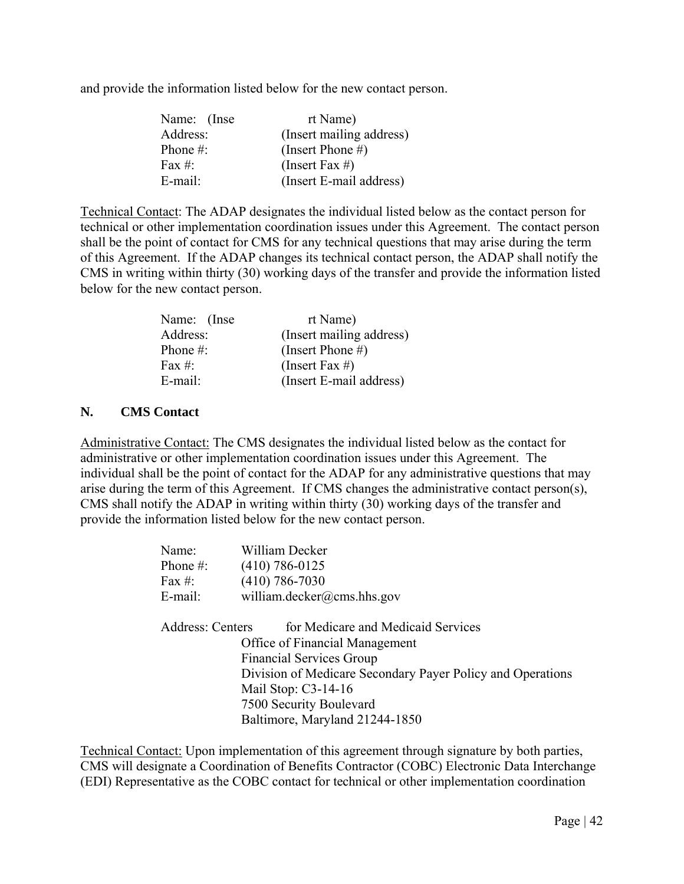and provide the information listed below for the new contact person.

Name: (Insert Name)
Address: (Insert mailing address)
Phone #: (Insert Phone #)
Fax #: (Insert Fax #)
E-mail: (Insert E-mail address)

Technical Contact: The ADAP designates the individual listed below as the contact person for technical or other implementation coordination issues under this Agreement. The contact person shall be the point of contact for CMS for any technical questions that may arise during the term of this Agreement. If the ADAP changes its technical contact person, the ADAP shall notify the CMS in writing within thirty (30) working days of the transfer and provide the information listed below for the new contact person.

Name: (Insert Name)
Address: (Insert mailing address)
Phone #: (Insert Phone #)
Fax #: (Insert Fax #)
E-mail: (Insert E-mail address)

## N. CMS Contact

Administrative Contact: The CMS designates the individual listed below as the contact for administrative or other implementation coordination issues under this Agreement. The individual shall be the point of contact for the ADAP for any administrative questions that may arise during the term of this Agreement. If CMS changes the administrative contact person(s), CMS shall notify the ADAP in writing within thirty (30) working days of the transfer and provide the information listed below for the new contact person.

Name: William Decker
Phone #: (410) 786-0125
Fax #: (410) 786-7030
E-mail: william.decker@cms.hhs.gov

Address: Centers for Medicare and Medicaid Services
Office of Financial Management
Financial Services Group
Division of Medicare Secondary Payer Policy and Operations
Mail Stop: C3-14-16
7500 Security Boulevard
Baltimore, Maryland 21244-1850

Technical Contact: Upon implementation of this agreement through signature by both parties, CMS will designate a Coordination of Benefits Contractor (COBC) Electronic Data Interchange (EDI) Representative as the COBC contact for technical or other implementation coordination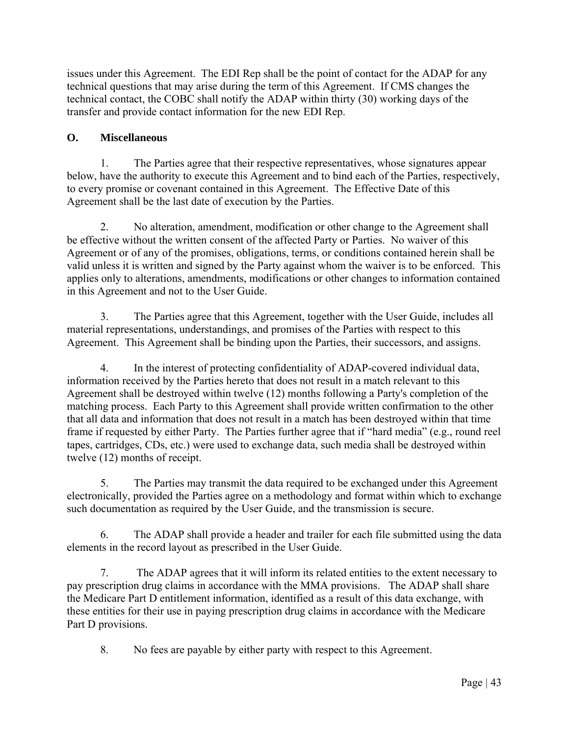issues under this Agreement. The EDI Rep shall be the point of contact for the ADAP for any technical questions that may arise during the term of this Agreement. If CMS changes the technical contact, the COBC shall notify the ADAP within thirty (30) working days of the transfer and provide contact information for the new EDI Rep.

**O. Miscellaneous**

1. The Parties agree that their respective representatives, whose signatures appear below, have the authority to execute this Agreement and to bind each of the Parties, respectively, to every promise or covenant contained in this Agreement. The Effective Date of this Agreement shall be the last date of execution by the Parties.

2. No alteration, amendment, modification or other change to the Agreement shall be effective without the written consent of the affected Party or Parties. No waiver of this Agreement or of any of the promises, obligations, terms, or conditions contained herein shall be valid unless it is written and signed by the Party against whom the waiver is to be enforced. This applies only to alterations, amendments, modifications or other changes to information contained in this Agreement and not to the User Guide.

3. The Parties agree that this Agreement, together with the User Guide, includes all material representations, understandings, and promises of the Parties with respect to this Agreement. This Agreement shall be binding upon the Parties, their successors, and assigns.

4. In the interest of protecting confidentiality of ADAP-covered individual data, information received by the Parties hereto that does not result in a match relevant to this Agreement shall be destroyed within twelve (12) months following a Party's completion of the matching process. Each Party to this Agreement shall provide written confirmation to the other that all data and information that does not result in a match has been destroyed within that time frame if requested by either Party. The Parties further agree that if "hard media" (e.g., round reel tapes, cartridges, CDs, etc.) were used to exchange data, such media shall be destroyed within twelve (12) months of receipt.

5. The Parties may transmit the data required to be exchanged under this Agreement electronically, provided the Parties agree on a methodology and format within which to exchange such documentation as required by the User Guide, and the transmission is secure.

6. The ADAP shall provide a header and trailer for each file submitted using the data elements in the record layout as prescribed in the User Guide.

7. The ADAP agrees that it will inform its related entities to the extent necessary to pay prescription drug claims in accordance with the MMA provisions. The ADAP shall share the Medicare Part D entitlement information, identified as a result of this data exchange, with these entities for their use in paying prescription drug claims in accordance with the Medicare Part D provisions.

8. No fees are payable by either party with respect to this Agreement.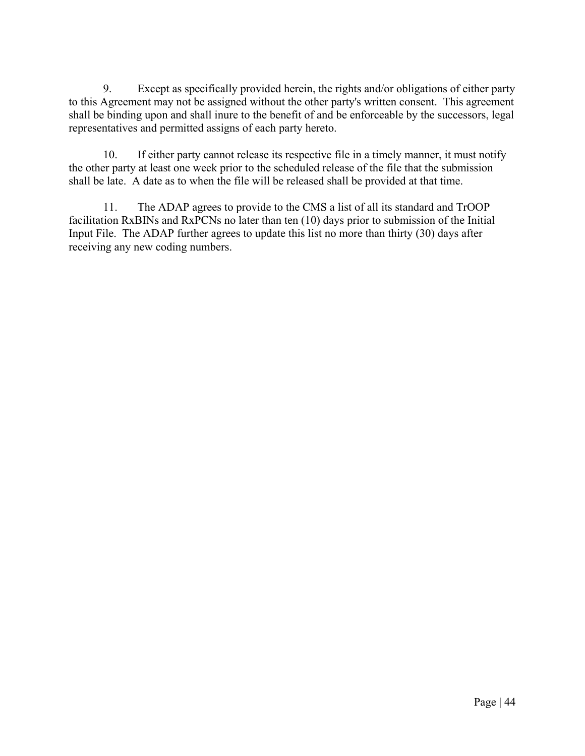9. Except as specifically provided herein, the rights and/or obligations of either party to this Agreement may not be assigned without the other party's written consent. This agreement shall be binding upon and shall inure to the benefit of and be enforceable by the successors, legal representatives and permitted assigns of each party hereto.

10. If either party cannot release its respective file in a timely manner, it must notify the other party at least one week prior to the scheduled release of the file that the submission shall be late. A date as to when the file will be released shall be provided at that time.

11. The ADAP agrees to provide to the CMS a list of all its standard and TrOOP facilitation RxBINs and RxPCNs no later than ten (10) days prior to submission of the Initial Input File. The ADAP further agrees to update this list no more than thirty (30) days after receiving any new coding numbers.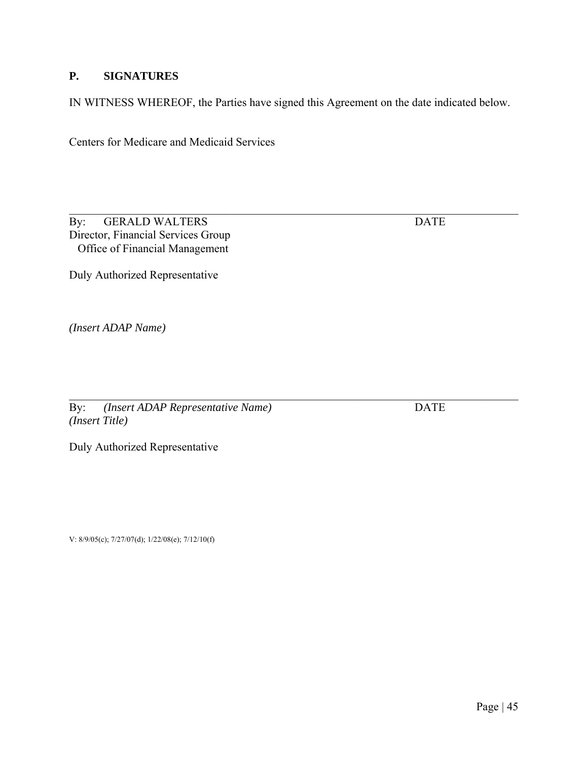## P. SIGNATURES

IN WITNESS WHEREOF, the Parties have signed this Agreement on the date indicated below.

Centers for Medicare and Medicaid Services

______________________________________________________________________________

By: GERALD WALTERS DATE
Director, Financial Services Group
Office of Financial Management

Duly Authorized Representative

*(Insert ADAP Name)*

______________________________________________________________________________

By: *(Insert ADAP Representative Name)* DATE
*(Insert Title)*

Duly Authorized Representative

V: 8/9/05(c); 7/27/07(d); 1/22/08(e); 7/12/10(f)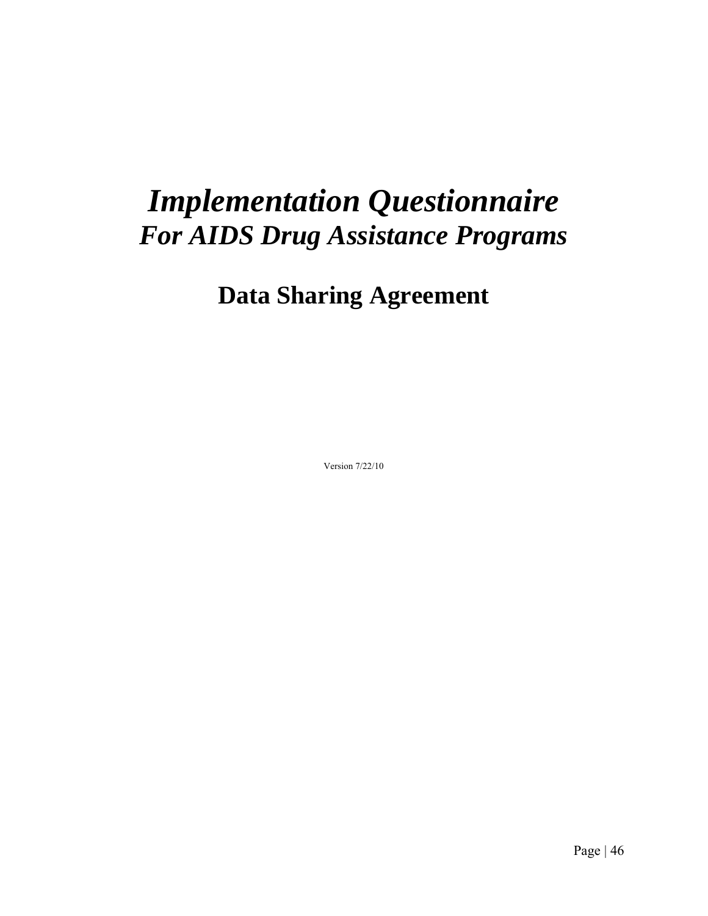# *Implementation Questionnaire*

## *For AIDS Drug Assistance Programs*

## Data Sharing Agreement

Version 7/22/10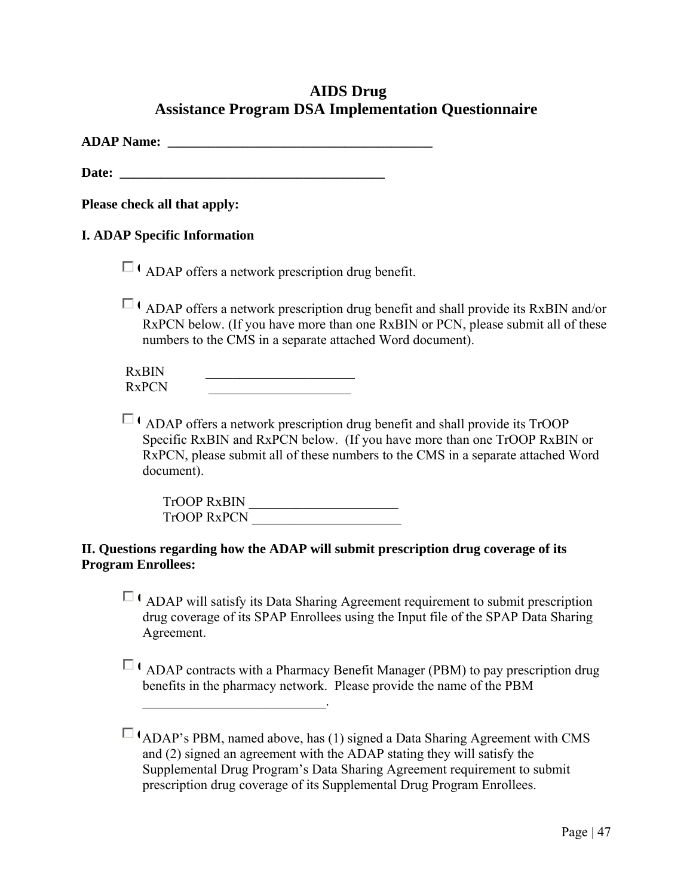# AIDS Drug Assistance Program DSA Implementation Questionnaire

**ADAP Name: ________________________________________**

**Date: ________________________________________**

**Please check all that apply:**

**I. ADAP Specific Information**

- ☐ ADAP offers a network prescription drug benefit.

- ☐ ADAP offers a network prescription drug benefit and shall provide its RxBIN and/or RxPCN below. (If you have more than one RxBIN or PCN, please submit all of these numbers to the CMS in a separate attached Word document).

  RxBIN ______________________
  RxPCN _____________________

- ☐ ADAP offers a network prescription drug benefit and shall provide its TrOOP Specific RxBIN and RxPCN below. (If you have more than one TrOOP RxBIN or RxPCN, please submit all of these numbers to the CMS in a separate attached Word document).

  TrOOP RxBIN ______________________
  TrOOP RxPCN ______________________

**II. Questions regarding how the ADAP will submit prescription drug coverage of its Program Enrollees:**

- ☐ ADAP will satisfy its Data Sharing Agreement requirement to submit prescription drug coverage of its SPAP Enrollees using the Input file of the SPAP Data Sharing Agreement.

- ☐ ADAP contracts with a Pharmacy Benefit Manager (PBM) to pay prescription drug benefits in the pharmacy network. Please provide the name of the PBM ___________________________.

- ☐ ADAP's PBM, named above, has (1) signed a Data Sharing Agreement with CMS and (2) signed an agreement with the ADAP stating they will satisfy the Supplemental Drug Program's Data Sharing Agreement requirement to submit prescription drug coverage of its Supplemental Drug Program Enrollees.